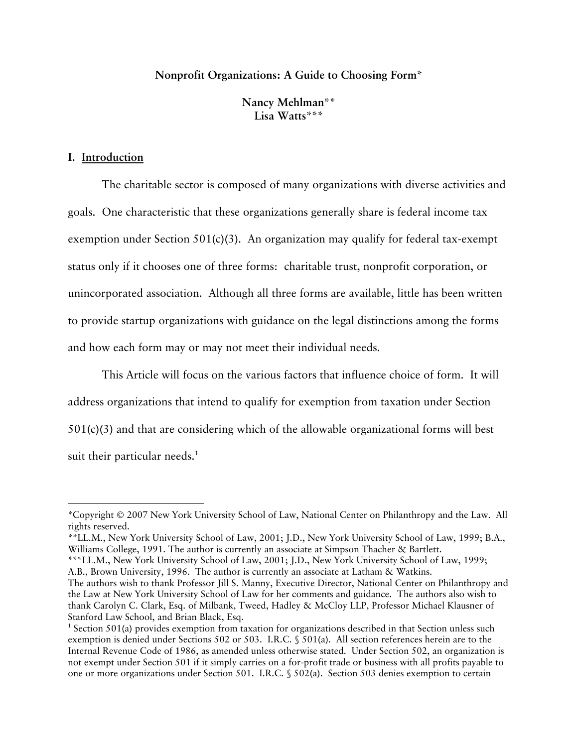**Nonprofit Organizations: A Guide to Choosing Form***

**Nancy Mehlman****
**Lisa Watts*****

## I. Introduction

The charitable sector is composed of many organizations with diverse activities and goals. One characteristic that these organizations generally share is federal income tax exemption under Section 501(c)(3). An organization may qualify for federal tax-exempt status only if it chooses one of three forms: charitable trust, nonprofit corporation, or unincorporated association. Although all three forms are available, little has been written to provide startup organizations with guidance on the legal distinctions among the forms and how each form may or may not meet their individual needs.

This Article will focus on the various factors that influence choice of form. It will address organizations that intend to qualify for exemption from taxation under Section 501(c)(3) and that are considering which of the allowable organizational forms will best suit their particular needs.[1]

---

*Copyright © 2007 New York University School of Law, National Center on Philanthropy and the Law. All rights reserved.

**LL.M., New York University School of Law, 2001; J.D., New York University School of Law, 1999; B.A., Williams College, 1991. The author is currently an associate at Simpson Thacher & Bartlett.

***LL.M., New York University School of Law, 2001; J.D., New York University School of Law, 1999; A.B., Brown University, 1996. The author is currently an associate at Latham & Watkins.

The authors wish to thank Professor Jill S. Manny, Executive Director, National Center on Philanthropy and the Law at New York University School of Law for her comments and guidance. The authors also wish to thank Carolyn C. Clark, Esq. of Milbank, Tweed, Hadley & McCloy LLP, Professor Michael Klausner of Stanford Law School, and Brian Black, Esq.

[1] Section 501(a) provides exemption from taxation for organizations described in that Section unless such exemption is denied under Sections 502 or 503. I.R.C. § 501(a). All section references herein are to the Internal Revenue Code of 1986, as amended unless otherwise stated. Under Section 502, an organization is not exempt under Section 501 if it simply carries on a for-profit trade or business with all profits payable to one or more organizations under Section 501. I.R.C. § 502(a). Section 503 denies exemption to certain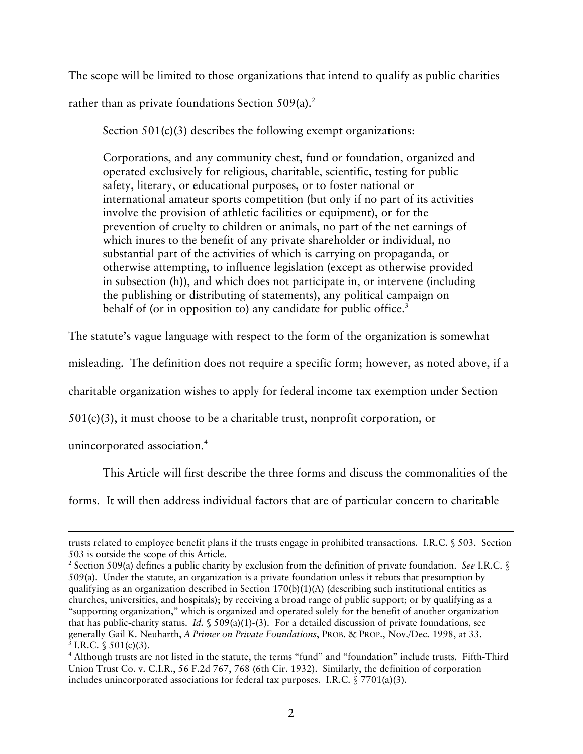The scope will be limited to those organizations that intend to qualify as public charities rather than as private foundations Section 509(a).[2]

Section 501(c)(3) describes the following exempt organizations:

> Corporations, and any community chest, fund or foundation, organized and operated exclusively for religious, charitable, scientific, testing for public safety, literary, or educational purposes, or to foster national or international amateur sports competition (but only if no part of its activities involve the provision of athletic facilities or equipment), or for the prevention of cruelty to children or animals, no part of the net earnings of which inures to the benefit of any private shareholder or individual, no substantial part of the activities of which is carrying on propaganda, or otherwise attempting, to influence legislation (except as otherwise provided in subsection (h)), and which does not participate in, or intervene (including the publishing or distributing of statements), any political campaign on behalf of (or in opposition to) any candidate for public office.[3]

The statute's vague language with respect to the form of the organization is somewhat misleading. The definition does not require a specific form; however, as noted above, if a charitable organization wishes to apply for federal income tax exemption under Section 501(c)(3), it must choose to be a charitable trust, nonprofit corporation, or unincorporated association.[4]

This Article will first describe the three forms and discuss the commonalities of the forms. It will then address individual factors that are of particular concern to charitable

---

trusts related to employee benefit plans if the trusts engage in prohibited transactions. I.R.C. § 503. Section 503 is outside the scope of this Article.

[2] Section 509(a) defines a public charity by exclusion from the definition of private foundation. *See* I.R.C. § 509(a). Under the statute, an organization is a private foundation unless it rebuts that presumption by qualifying as an organization described in Section 170(b)(1)(A) (describing such institutional entities as churches, universities, and hospitals); by receiving a broad range of public support; or by qualifying as a "supporting organization," which is organized and operated solely for the benefit of another organization that has public-charity status. *Id.* § 509(a)(1)-(3). For a detailed discussion of private foundations, see generally Gail K. Neuharth, *A Primer on Private Foundations*, PROB. & PROP., Nov./Dec. 1998, at 33.

[3] I.R.C. § 501(c)(3).

[4] Although trusts are not listed in the statute, the terms "fund" and "foundation" include trusts. Fifth-Third Union Trust Co. v. C.I.R., 56 F.2d 767, 768 (6th Cir. 1932). Similarly, the definition of corporation includes unincorporated associations for federal tax purposes. I.R.C. § 7701(a)(3).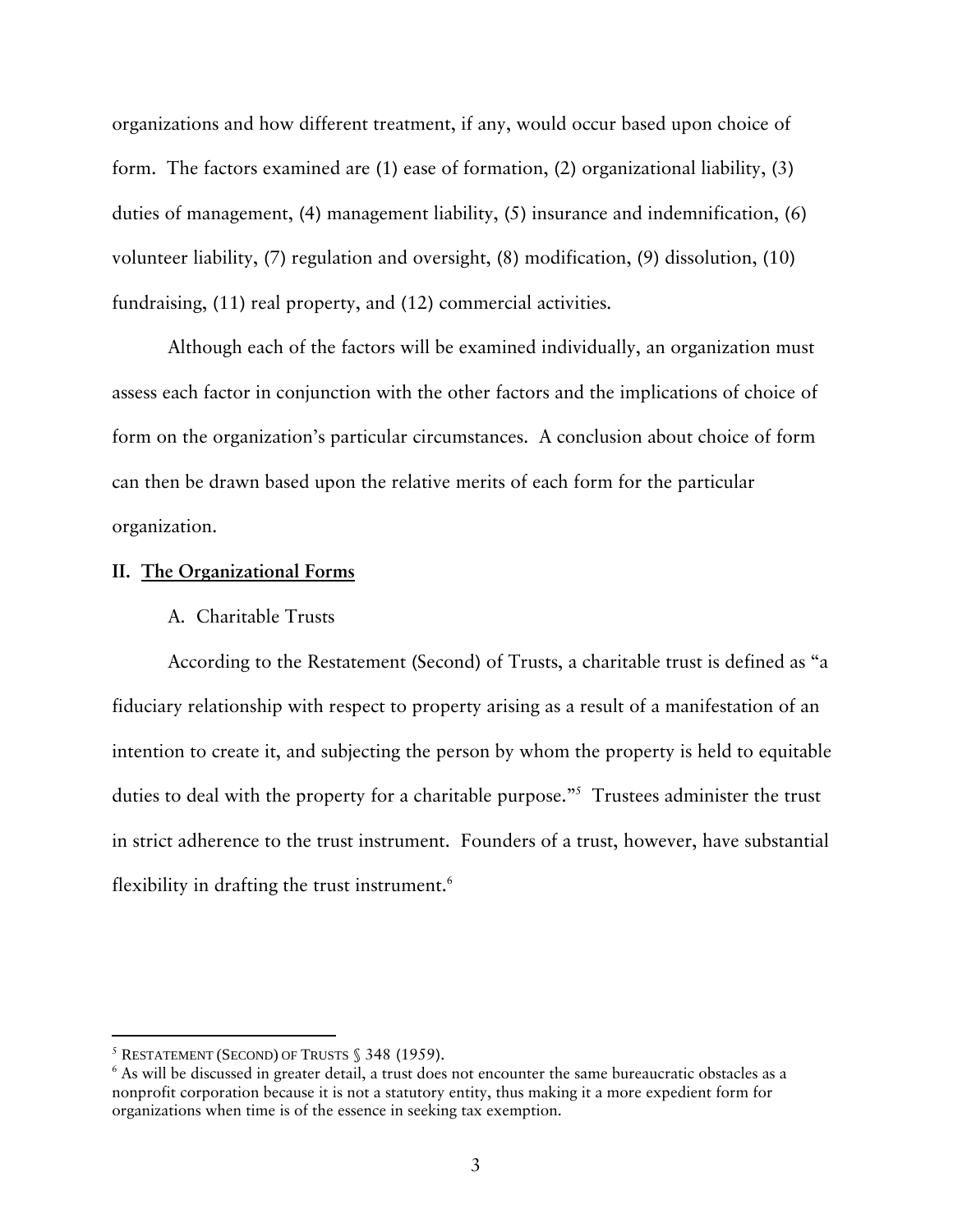organizations and how different treatment, if any, would occur based upon choice of form. The factors examined are (1) ease of formation, (2) organizational liability, (3) duties of management, (4) management liability, (5) insurance and indemnification, (6) volunteer liability, (7) regulation and oversight, (8) modification, (9) dissolution, (10) fundraising, (11) real property, and (12) commercial activities.

Although each of the factors will be examined individually, an organization must assess each factor in conjunction with the other factors and the implications of choice of form on the organization's particular circumstances. A conclusion about choice of form can then be drawn based upon the relative merits of each form for the particular organization.

## II. The Organizational Forms

### A. Charitable Trusts

According to the Restatement (Second) of Trusts, a charitable trust is defined as "a fiduciary relationship with respect to property arising as a result of a manifestation of an intention to create it, and subjecting the person by whom the property is held to equitable duties to deal with the property for a charitable purpose."[5] Trustees administer the trust in strict adherence to the trust instrument. Founders of a trust, however, have substantial flexibility in drafting the trust instrument.[6]

---

[5] RESTATEMENT (SECOND) OF TRUSTS § 348 (1959).

[6] As will be discussed in greater detail, a trust does not encounter the same bureaucratic obstacles as a nonprofit corporation because it is not a statutory entity, thus making it a more expedient form for organizations when time is of the essence in seeking tax exemption.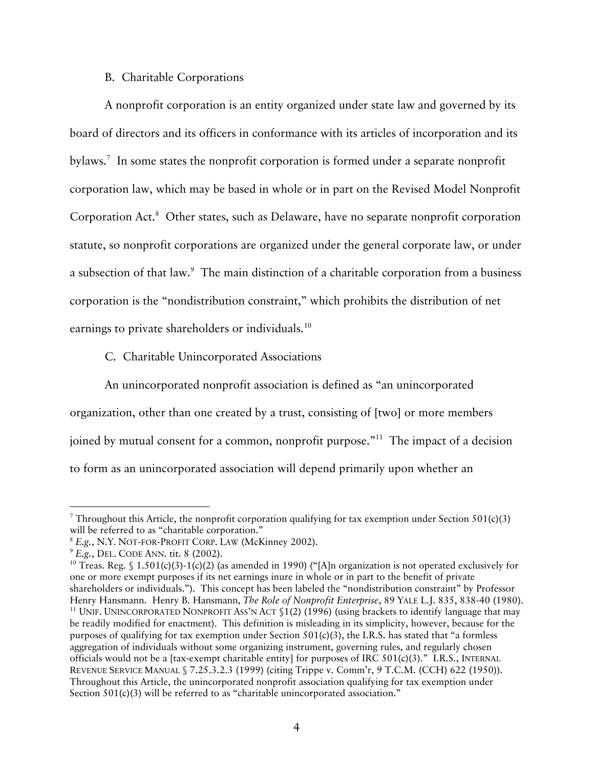### B. Charitable Corporations

A nonprofit corporation is an entity organized under state law and governed by its board of directors and its officers in conformance with its articles of incorporation and its bylaws.[7] In some states the nonprofit corporation is formed under a separate nonprofit corporation law, which may be based in whole or in part on the Revised Model Nonprofit Corporation Act.[8] Other states, such as Delaware, have no separate nonprofit corporation statute, so nonprofit corporations are organized under the general corporate law, or under a subsection of that law.[9] The main distinction of a charitable corporation from a business corporation is the "nondistribution constraint," which prohibits the distribution of net earnings to private shareholders or individuals.[10]

### C. Charitable Unincorporated Associations

An unincorporated nonprofit association is defined as "an unincorporated organization, other than one created by a trust, consisting of [two] or more members joined by mutual consent for a common, nonprofit purpose."[11] The impact of a decision to form as an unincorporated association will depend primarily upon whether an

---

[7] Throughout this Article, the nonprofit corporation qualifying for tax exemption under Section 501(c)(3) will be referred to as "charitable corporation."

[8] *E.g.*, N.Y. NOT-FOR-PROFIT CORP. LAW (McKinney 2002).

[9] *E.g.*, DEL. CODE ANN. tit. 8 (2002).

[10] Treas. Reg. § 1.501(c)(3)-1(c)(2) (as amended in 1990) ("[A]n organization is not operated exclusively for one or more exempt purposes if its net earnings inure in whole or in part to the benefit of private shareholders or individuals."). This concept has been labeled the "nondistribution constraint" by Professor Henry Hansmann. Henry B. Hansmann, *The Role of Nonprofit Enterprise*, 89 YALE L.J. 835, 838-40 (1980).

[11] UNIF. UNINCORPORATED NONPROFIT ASS'N ACT §1(2) (1996) (using brackets to identify language that may be readily modified for enactment). This definition is misleading in its simplicity, however, because for the purposes of qualifying for tax exemption under Section 501(c)(3), the I.R.S. has stated that "a formless aggregation of individuals without some organizing instrument, governing rules, and regularly chosen officials would not be a [tax-exempt charitable entity] for purposes of IRC 501(c)(3)." I.R.S., INTERNAL REVENUE SERVICE MANUAL § 7.25.3.2.3 (1999) (citing Trippe v. Comm'r, 9 T.C.M. (CCH) 622 (1950)). Throughout this Article, the unincorporated nonprofit association qualifying for tax exemption under Section 501(c)(3) will be referred to as "charitable unincorporated association."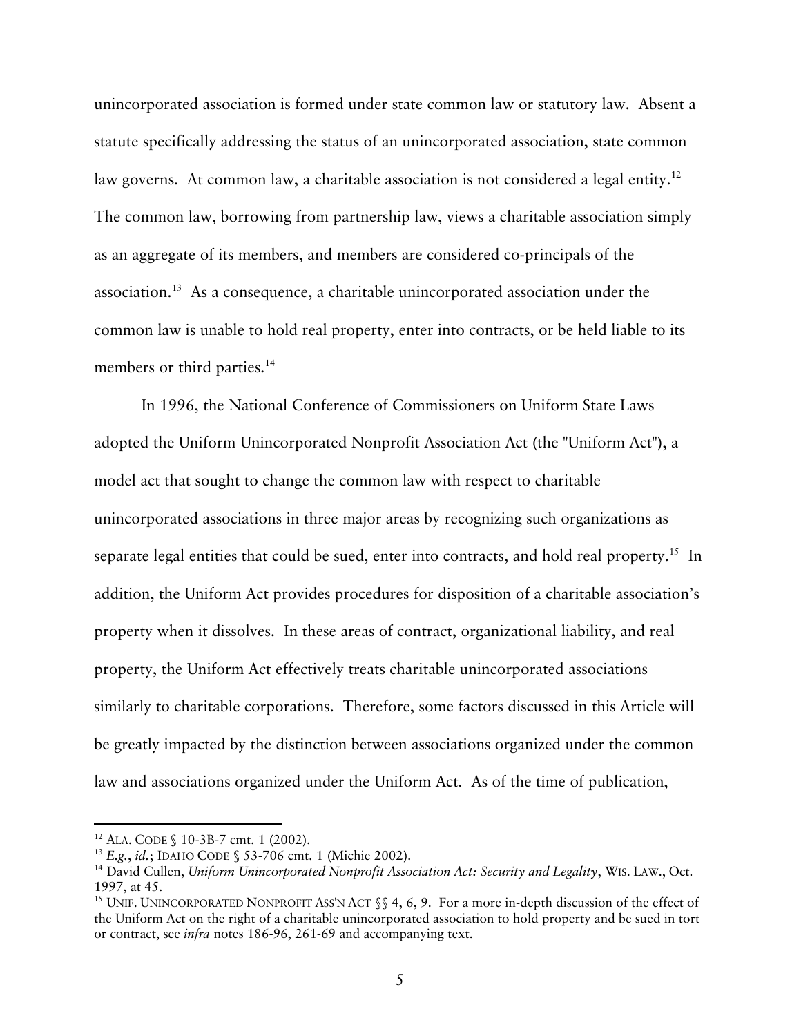unincorporated association is formed under state common law or statutory law. Absent a statute specifically addressing the status of an unincorporated association, state common law governs. At common law, a charitable association is not considered a legal entity.[12] The common law, borrowing from partnership law, views a charitable association simply as an aggregate of its members, and members are considered co-principals of the association.[13] As a consequence, a charitable unincorporated association under the common law is unable to hold real property, enter into contracts, or be held liable to its members or third parties.[14]

In 1996, the National Conference of Commissioners on Uniform State Laws adopted the Uniform Unincorporated Nonprofit Association Act (the "Uniform Act"), a model act that sought to change the common law with respect to charitable unincorporated associations in three major areas by recognizing such organizations as separate legal entities that could be sued, enter into contracts, and hold real property.[15] In addition, the Uniform Act provides procedures for disposition of a charitable association's property when it dissolves. In these areas of contract, organizational liability, and real property, the Uniform Act effectively treats charitable unincorporated associations similarly to charitable corporations. Therefore, some factors discussed in this Article will be greatly impacted by the distinction between associations organized under the common law and associations organized under the Uniform Act. As of the time of publication,

---

[12] ALA. CODE § 10-3B-7 cmt. 1 (2002).

[13] *E.g.*, *id.*; IDAHO CODE § 53-706 cmt. 1 (Michie 2002).

[14] David Cullen, *Uniform Unincorporated Nonprofit Association Act: Security and Legality*, WIS. LAW., Oct. 1997, at 45.

[15] UNIF. UNINCORPORATED NONPROFIT ASS'N ACT §§ 4, 6, 9. For a more in-depth discussion of the effect of the Uniform Act on the right of a charitable unincorporated association to hold property and be sued in tort or contract, see *infra* notes 186-96, 261-69 and accompanying text.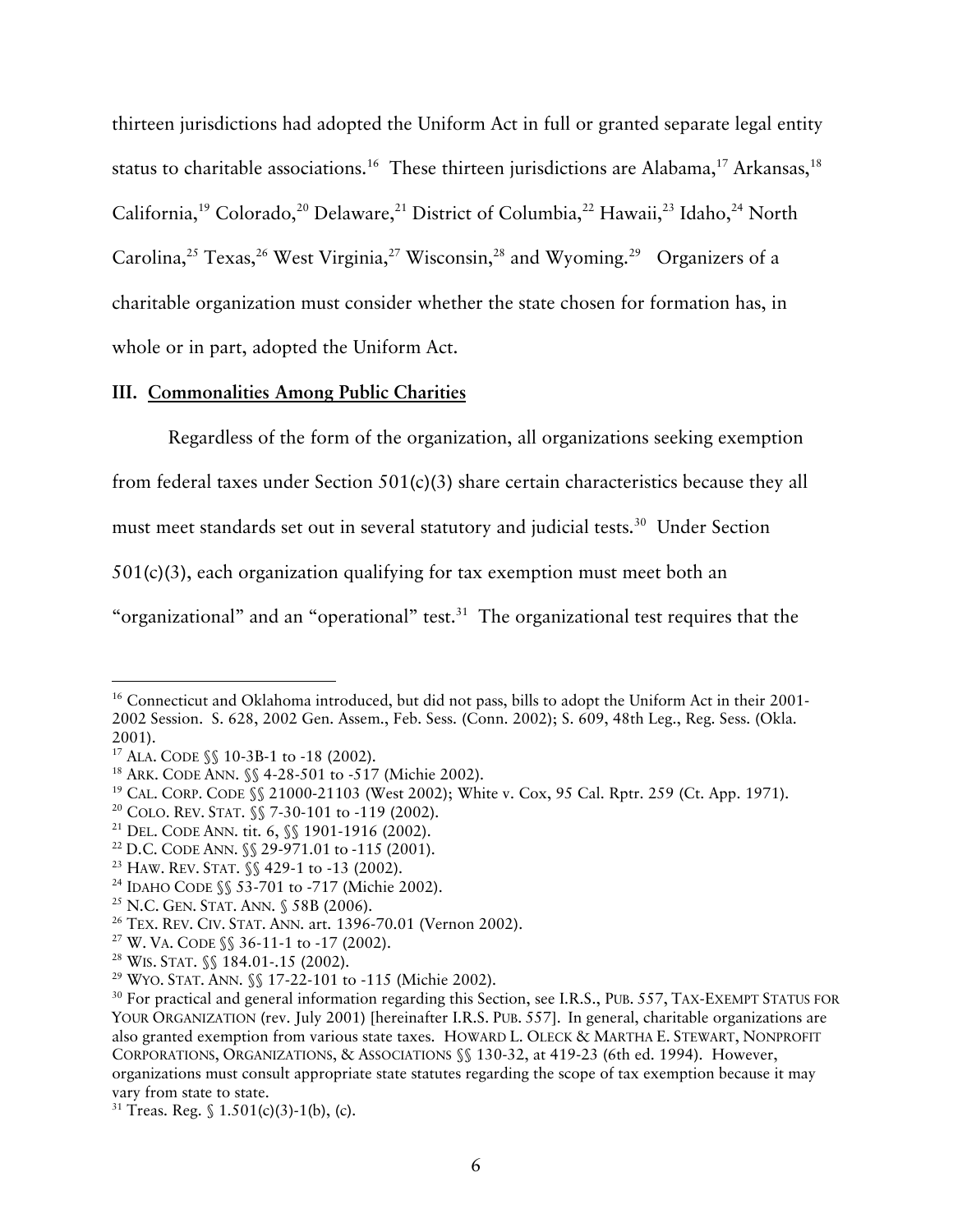thirteen jurisdictions had adopted the Uniform Act in full or granted separate legal entity status to charitable associations.[16] These thirteen jurisdictions are Alabama,[17] Arkansas,[18] California,[19] Colorado,[20] Delaware,[21] District of Columbia,[22] Hawaii,[23] Idaho,[24] North Carolina,[25] Texas,[26] West Virginia,[27] Wisconsin,[28] and Wyoming.[29] Organizers of a charitable organization must consider whether the state chosen for formation has, in whole or in part, adopted the Uniform Act.

## III. Commonalities Among Public Charities

Regardless of the form of the organization, all organizations seeking exemption from federal taxes under Section 501(c)(3) share certain characteristics because they all must meet standards set out in several statutory and judicial tests.[30] Under Section 501(c)(3), each organization qualifying for tax exemption must meet both an "organizational" and an "operational" test.[31] The organizational test requires that the

---

[16] Connecticut and Oklahoma introduced, but did not pass, bills to adopt the Uniform Act in their 2001-2002 Session. S. 628, 2002 Gen. Assem., Feb. Sess. (Conn. 2002); S. 609, 48th Leg., Reg. Sess. (Okla. 2001).

[17] ALA. CODE §§ 10-3B-1 to -18 (2002).

[18] ARK. CODE ANN. §§ 4-28-501 to -517 (Michie 2002).

[19] CAL. CORP. CODE §§ 21000-21103 (West 2002); White v. Cox, 95 Cal. Rptr. 259 (Ct. App. 1971).

[20] COLO. REV. STAT. §§ 7-30-101 to -119 (2002).

[21] DEL. CODE ANN. tit. 6, §§ 1901-1916 (2002).

[22] D.C. CODE ANN. §§ 29-971.01 to -115 (2001).

[23] HAW. REV. STAT. §§ 429-1 to -13 (2002).

[24] IDAHO CODE §§ 53-701 to -717 (Michie 2002).

[25] N.C. GEN. STAT. ANN. § 58B (2006).

[26] TEX. REV. CIV. STAT. ANN. art. 1396-70.01 (Vernon 2002).

[27] W. VA. CODE §§ 36-11-1 to -17 (2002).

[28] WIS. STAT. §§ 184.01-.15 (2002).

[29] WYO. STAT. ANN. §§ 17-22-101 to -115 (Michie 2002).

[30] For practical and general information regarding this Section, see I.R.S., PUB. 557, TAX-EXEMPT STATUS FOR YOUR ORGANIZATION (rev. July 2001) [hereinafter I.R.S. PUB. 557]. In general, charitable organizations are also granted exemption from various state taxes. HOWARD L. OLECK & MARTHA E. STEWART, NONPROFIT CORPORATIONS, ORGANIZATIONS, & ASSOCIATIONS §§ 130-32, at 419-23 (6th ed. 1994). However, organizations must consult appropriate state statutes regarding the scope of tax exemption because it may vary from state to state.

[31] Treas. Reg. § 1.501(c)(3)-1(b), (c).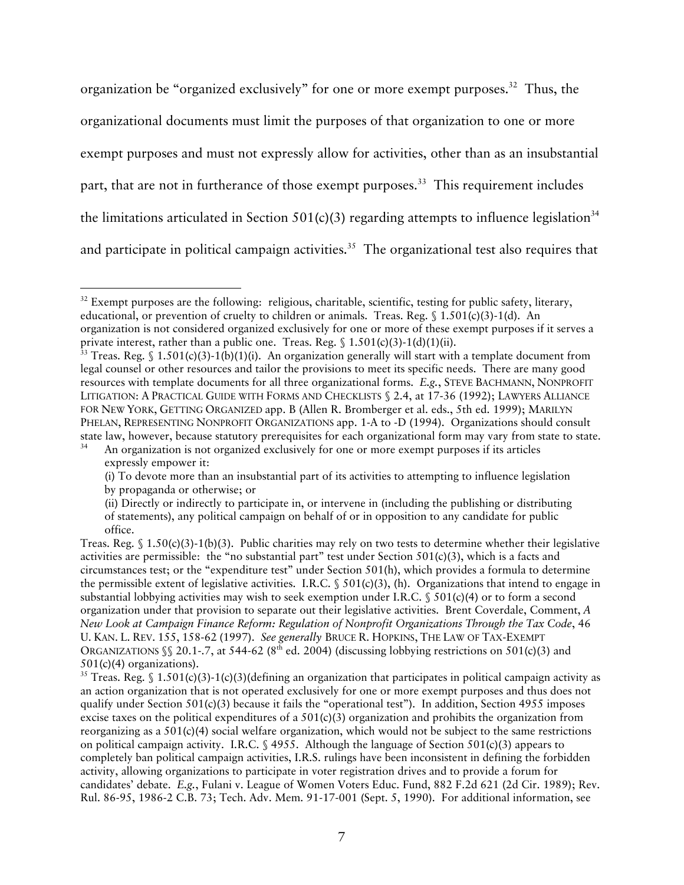organization be "organized exclusively" for one or more exempt purposes.[32] Thus, the organizational documents must limit the purposes of that organization to one or more exempt purposes and must not expressly allow for activities, other than as an insubstantial part, that are not in furtherance of those exempt purposes.[33] This requirement includes the limitations articulated in Section 501(c)(3) regarding attempts to influence legislation[34] and participate in political campaign activities.[35] The organizational test also requires that

---

[32] Exempt purposes are the following: religious, charitable, scientific, testing for public safety, literary, educational, or prevention of cruelty to children or animals. Treas. Reg. § 1.501(c)(3)-1(d). An organization is not considered organized exclusively for one or more of these exempt purposes if it serves a private interest, rather than a public one. Treas. Reg. § 1.501(c)(3)-1(d)(1)(ii).

[33] Treas. Reg. § 1.501(c)(3)-1(b)(1)(i). An organization generally will start with a template document from legal counsel or other resources and tailor the provisions to meet its specific needs. There are many good resources with template documents for all three organizational forms. *E.g.*, STEVE BACHMANN, NONPROFIT LITIGATION: A PRACTICAL GUIDE WITH FORMS AND CHECKLISTS § 2.4, at 17-36 (1992); LAWYERS ALLIANCE FOR NEW YORK, GETTING ORGANIZED app. B (Allen R. Bromberger et al. eds., 5th ed. 1999); MARILYN PHELAN, REPRESENTING NONPROFIT ORGANIZATIONS app. 1-A to -D (1994). Organizations should consult state law, however, because statutory prerequisites for each organizational form may vary from state to state.

[34] An organization is not organized exclusively for one or more exempt purposes if its articles expressly empower it:

> (i) To devote more than an insubstantial part of its activities to attempting to influence legislation by propaganda or otherwise; or
>
> (ii) Directly or indirectly to participate in, or intervene in (including the publishing or distributing of statements), any political campaign on behalf of or in opposition to any candidate for public office.

Treas. Reg. § 1.50(c)(3)-1(b)(3). Public charities may rely on two tests to determine whether their legislative activities are permissible: the "no substantial part" test under Section 501(c)(3), which is a facts and circumstances test; or the "expenditure test" under Section 501(h), which provides a formula to determine the permissible extent of legislative activities. I.R.C. § 501(c)(3), (h). Organizations that intend to engage in substantial lobbying activities may wish to seek exemption under I.R.C. § 501(c)(4) or to form a second organization under that provision to separate out their legislative activities. Brent Coverdale, Comment, *A New Look at Campaign Finance Reform: Regulation of Nonprofit Organizations Through the Tax Code*, 46 U. KAN. L. REV. 155, 158-62 (1997). *See generally* BRUCE R. HOPKINS, THE LAW OF TAX-EXEMPT ORGANIZATIONS §§ 20.1-.7, at 544-62 (8th ed. 2004) (discussing lobbying restrictions on 501(c)(3) and 501(c)(4) organizations).

[35] Treas. Reg. § 1.501(c)(3)-1(c)(3)(defining an organization that participates in political campaign activity as an action organization that is not operated exclusively for one or more exempt purposes and thus does not qualify under Section 501(c)(3) because it fails the "operational test"). In addition, Section 4955 imposes excise taxes on the political expenditures of a 501(c)(3) organization and prohibits the organization from reorganizing as a 501(c)(4) social welfare organization, which would not be subject to the same restrictions on political campaign activity. I.R.C. § 4955. Although the language of Section 501(c)(3) appears to completely ban political campaign activities, I.R.S. rulings have been inconsistent in defining the forbidden activity, allowing organizations to participate in voter registration drives and to provide a forum for candidates' debate. *E.g.*, Fulani v. League of Women Voters Educ. Fund, 882 F.2d 621 (2d Cir. 1989); Rev. Rul. 86-95, 1986-2 C.B. 73; Tech. Adv. Mem. 91-17-001 (Sept. 5, 1990). For additional information, see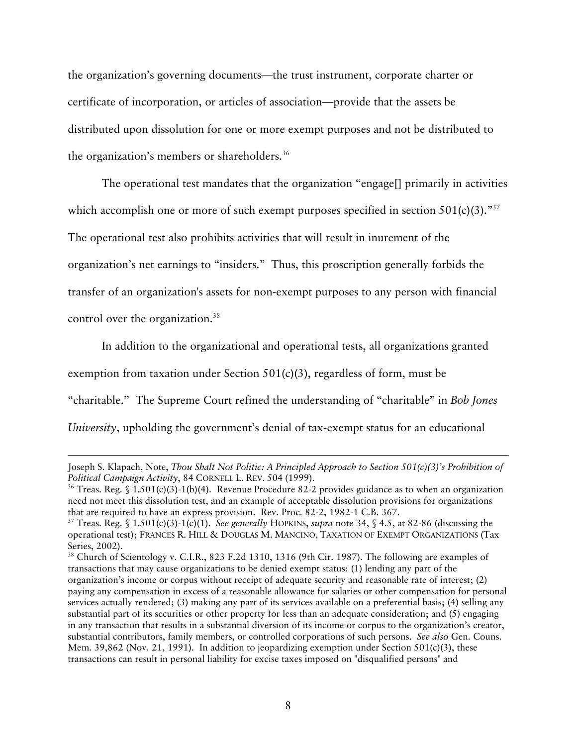the organization's governing documents—the trust instrument, corporate charter or certificate of incorporation, or articles of association—provide that the assets be distributed upon dissolution for one or more exempt purposes and not be distributed to the organization's members or shareholders.[36]

The operational test mandates that the organization "engage[] primarily in activities which accomplish one or more of such exempt purposes specified in section 501(c)(3)."[37] The operational test also prohibits activities that will result in inurement of the organization's net earnings to "insiders." Thus, this proscription generally forbids the transfer of an organization's assets for non-exempt purposes to any person with financial control over the organization.[38]

In addition to the organizational and operational tests, all organizations granted exemption from taxation under Section 501(c)(3), regardless of form, must be "charitable." The Supreme Court refined the understanding of "charitable" in *Bob Jones University*, upholding the government's denial of tax-exempt status for an educational

---

Joseph S. Klapach, Note, *Thou Shalt Not Politic: A Principled Approach to Section 501(c)(3)'s Prohibition of Political Campaign Activity*, 84 CORNELL L. REV. 504 (1999).

[36] Treas. Reg. § 1.501(c)(3)-1(b)(4). Revenue Procedure 82-2 provides guidance as to when an organization need not meet this dissolution test, and an example of acceptable dissolution provisions for organizations that are required to have an express provision. Rev. Proc. 82-2, 1982-1 C.B. 367.

[37] Treas. Reg. § 1.501(c)(3)-1(c)(1). *See generally* HOPKINS, *supra* note 34, § 4.5, at 82-86 (discussing the operational test); FRANCES R. HILL & DOUGLAS M. MANCINO, TAXATION OF EXEMPT ORGANIZATIONS (Tax Series, 2002).

[38] Church of Scientology v. C.I.R., 823 F.2d 1310, 1316 (9th Cir. 1987). The following are examples of transactions that may cause organizations to be denied exempt status: (1) lending any part of the organization's income or corpus without receipt of adequate security and reasonable rate of interest; (2) paying any compensation in excess of a reasonable allowance for salaries or other compensation for personal services actually rendered; (3) making any part of its services available on a preferential basis; (4) selling any substantial part of its securities or other property for less than an adequate consideration; and (5) engaging in any transaction that results in a substantial diversion of its income or corpus to the organization's creator, substantial contributors, family members, or controlled corporations of such persons. *See also* Gen. Couns. Mem. 39,862 (Nov. 21, 1991). In addition to jeopardizing exemption under Section 501(c)(3), these transactions can result in personal liability for excise taxes imposed on "disqualified persons" and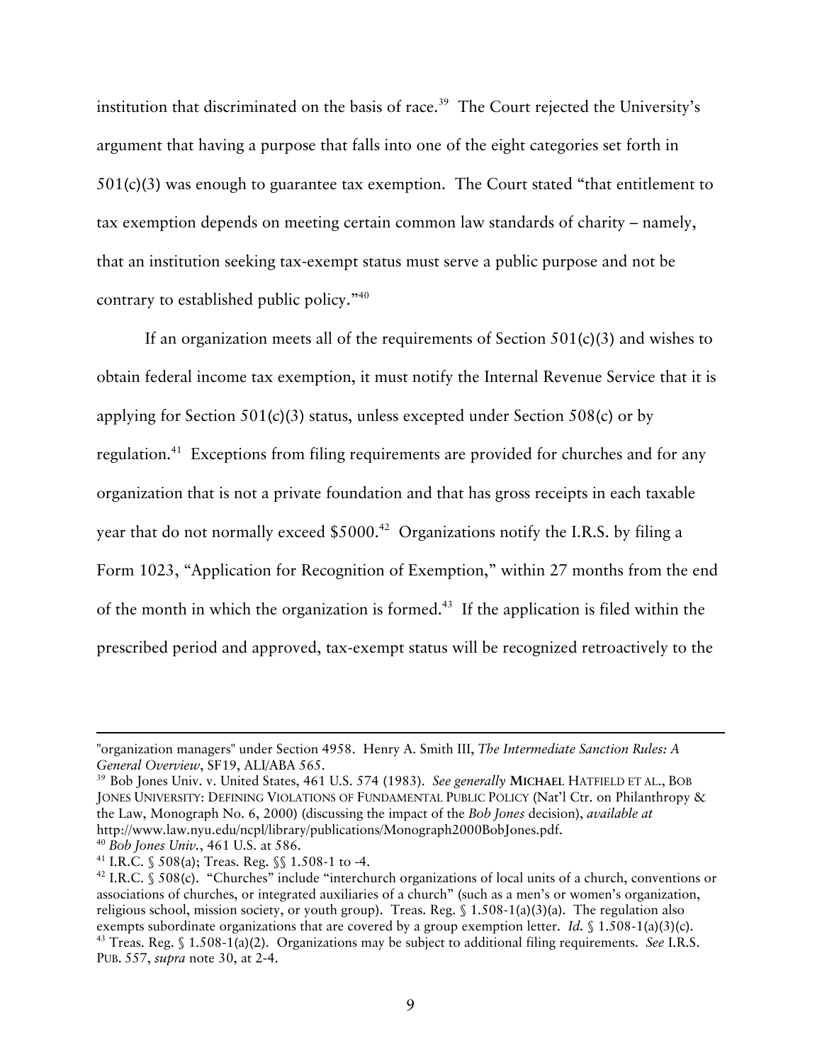institution that discriminated on the basis of race.[39] The Court rejected the University's argument that having a purpose that falls into one of the eight categories set forth in 501(c)(3) was enough to guarantee tax exemption. The Court stated "that entitlement to tax exemption depends on meeting certain common law standards of charity – namely, that an institution seeking tax-exempt status must serve a public purpose and not be contrary to established public policy."[40]

If an organization meets all of the requirements of Section 501(c)(3) and wishes to obtain federal income tax exemption, it must notify the Internal Revenue Service that it is applying for Section 501(c)(3) status, unless excepted under Section 508(c) or by regulation.[41] Exceptions from filing requirements are provided for churches and for any organization that is not a private foundation and that has gross receipts in each taxable year that do not normally exceed $5000.[42] Organizations notify the I.R.S. by filing a Form 1023, "Application for Recognition of Exemption," within 27 months from the end of the month in which the organization is formed.[43] If the application is filed within the prescribed period and approved, tax-exempt status will be recognized retroactively to the

---

"organization managers" under Section 4958. Henry A. Smith III, *The Intermediate Sanction Rules: A General Overview*, SF19, ALI/ABA 565.

[39] Bob Jones Univ. v. United States, 461 U.S. 574 (1983). *See generally* MICHAEL HATFIELD ET AL., BOB JONES UNIVERSITY: DEFINING VIOLATIONS OF FUNDAMENTAL PUBLIC POLICY (Nat'l Ctr. on Philanthropy & the Law, Monograph No. 6, 2000) (discussing the impact of the *Bob Jones* decision), *available at* http://www.law.nyu.edu/ncpl/library/publications/Monograph2000BobJones.pdf.

[40] *Bob Jones Univ.*, 461 U.S. at 586.

[41] I.R.C. § 508(a); Treas. Reg. §§ 1.508-1 to -4.

[42] I.R.C. § 508(c). "Churches" include "interchurch organizations of local units of a church, conventions or associations of churches, or integrated auxiliaries of a church" (such as a men's or women's organization, religious school, mission society, or youth group). Treas. Reg. § 1.508-1(a)(3)(a). The regulation also exempts subordinate organizations that are covered by a group exemption letter. *Id.* § 1.508-1(a)(3)(c).

[43] Treas. Reg. § 1.508-1(a)(2). Organizations may be subject to additional filing requirements. *See* I.R.S. PUB. 557, *supra* note 30, at 2-4.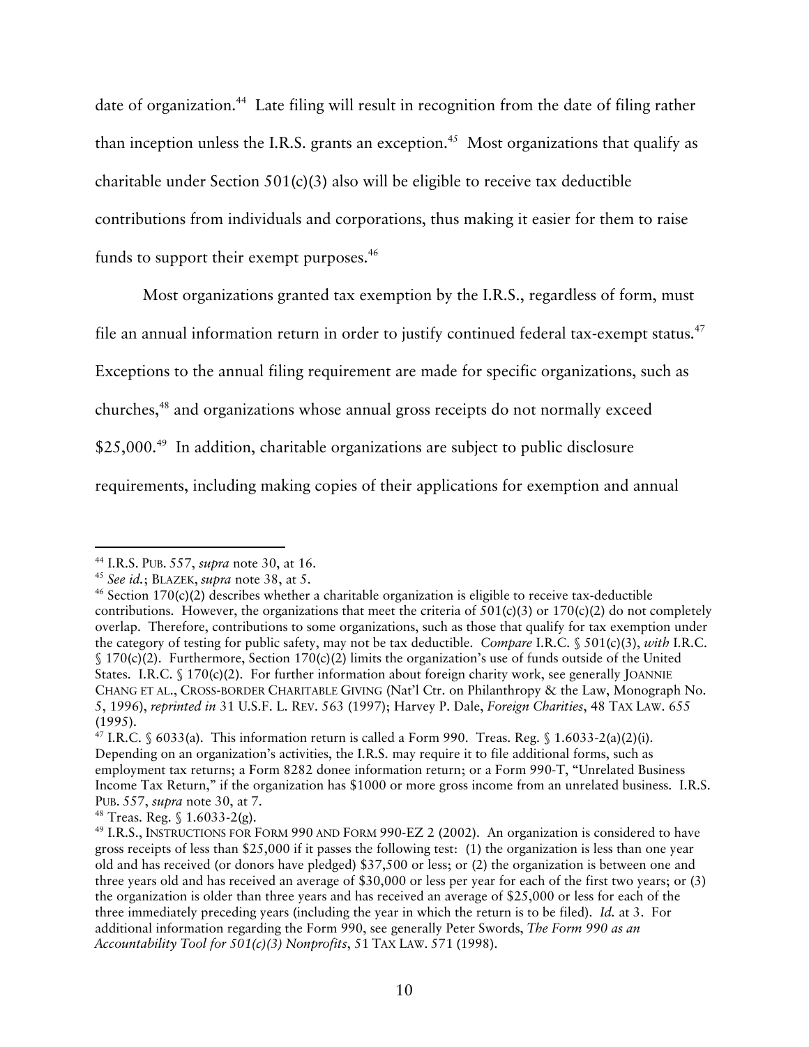date of organization.[44] Late filing will result in recognition from the date of filing rather than inception unless the I.R.S. grants an exception.[45] Most organizations that qualify as charitable under Section 501(c)(3) also will be eligible to receive tax deductible contributions from individuals and corporations, thus making it easier for them to raise funds to support their exempt purposes.[46]

Most organizations granted tax exemption by the I.R.S., regardless of form, must file an annual information return in order to justify continued federal tax-exempt status.[47] Exceptions to the annual filing requirement are made for specific organizations, such as churches,[48] and organizations whose annual gross receipts do not normally exceed $25,000.[49] In addition, charitable organizations are subject to public disclosure requirements, including making copies of their applications for exemption and annual

---

[44] I.R.S. PUB. 557, *supra* note 30, at 16.

[45] *See id.*; BLAZEK, *supra* note 38, at 5.

[46] Section 170(c)(2) describes whether a charitable organization is eligible to receive tax-deductible contributions. However, the organizations that meet the criteria of 501(c)(3) or 170(c)(2) do not completely overlap. Therefore, contributions to some organizations, such as those that qualify for tax exemption under the category of testing for public safety, may not be tax deductible. *Compare* I.R.C. § 501(c)(3), *with* I.R.C. § 170(c)(2). Furthermore, Section 170(c)(2) limits the organization's use of funds outside of the United States. I.R.C. § 170(c)(2). For further information about foreign charity work, see generally JOANNIE CHANG ET AL., CROSS-BORDER CHARITABLE GIVING (Nat'l Ctr. on Philanthropy & the Law, Monograph No. 5, 1996), *reprinted in* 31 U.S.F. L. REV. 563 (1997); Harvey P. Dale, *Foreign Charities*, 48 TAX LAW. 655 (1995).

[47] I.R.C. § 6033(a). This information return is called a Form 990. Treas. Reg. § 1.6033-2(a)(2)(i). Depending on an organization's activities, the I.R.S. may require it to file additional forms, such as employment tax returns; a Form 8282 donee information return; or a Form 990-T, "Unrelated Business Income Tax Return," if the organization has $1000 or more gross income from an unrelated business. I.R.S. PUB. 557, *supra* note 30, at 7.

[48] Treas. Reg. § 1.6033-2(g).

[49] I.R.S., INSTRUCTIONS FOR FORM 990 AND FORM 990-EZ 2 (2002). An organization is considered to have gross receipts of less than $25,000 if it passes the following test: (1) the organization is less than one year old and has received (or donors have pledged) $37,500 or less; or (2) the organization is between one and three years old and has received an average of $30,000 or less per year for each of the first two years; or (3) the organization is older than three years and has received an average of $25,000 or less for each of the three immediately preceding years (including the year in which the return is to be filed). *Id.* at 3. For additional information regarding the Form 990, see generally Peter Swords, *The Form 990 as an Accountability Tool for 501(c)(3) Nonprofits*, 51 TAX LAW. 571 (1998).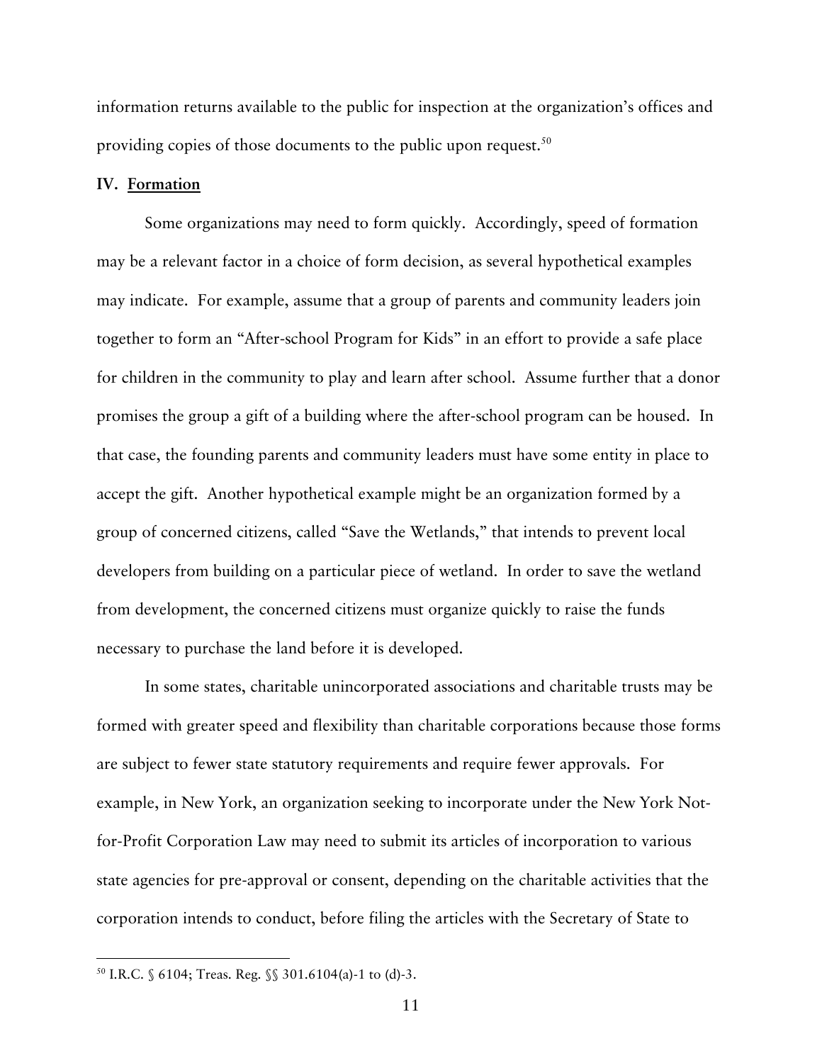information returns available to the public for inspection at the organization's offices and providing copies of those documents to the public upon request.[50]

## IV. Formation

Some organizations may need to form quickly. Accordingly, speed of formation may be a relevant factor in a choice of form decision, as several hypothetical examples may indicate. For example, assume that a group of parents and community leaders join together to form an "After-school Program for Kids" in an effort to provide a safe place for children in the community to play and learn after school. Assume further that a donor promises the group a gift of a building where the after-school program can be housed. In that case, the founding parents and community leaders must have some entity in place to accept the gift. Another hypothetical example might be an organization formed by a group of concerned citizens, called "Save the Wetlands," that intends to prevent local developers from building on a particular piece of wetland. In order to save the wetland from development, the concerned citizens must organize quickly to raise the funds necessary to purchase the land before it is developed.

In some states, charitable unincorporated associations and charitable trusts may be formed with greater speed and flexibility than charitable corporations because those forms are subject to fewer state statutory requirements and require fewer approvals. For example, in New York, an organization seeking to incorporate under the New York Not-for-Profit Corporation Law may need to submit its articles of incorporation to various state agencies for pre-approval or consent, depending on the charitable activities that the corporation intends to conduct, before filing the articles with the Secretary of State to

---

[50] I.R.C. § 6104; Treas. Reg. §§ 301.6104(a)-1 to (d)-3.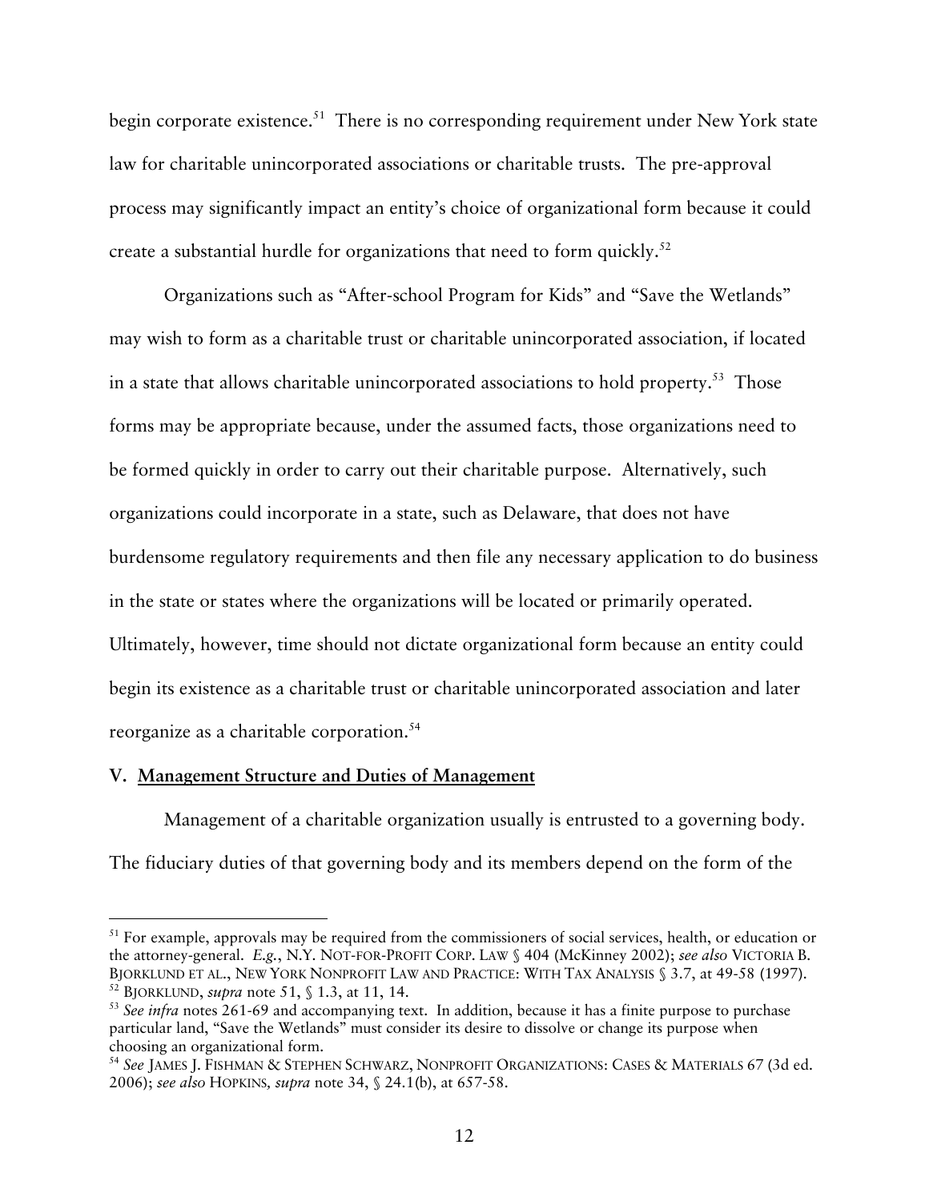begin corporate existence.[51] There is no corresponding requirement under New York state law for charitable unincorporated associations or charitable trusts. The pre-approval process may significantly impact an entity's choice of organizational form because it could create a substantial hurdle for organizations that need to form quickly.[52]

Organizations such as "After-school Program for Kids" and "Save the Wetlands" may wish to form as a charitable trust or charitable unincorporated association, if located in a state that allows charitable unincorporated associations to hold property.[53] Those forms may be appropriate because, under the assumed facts, those organizations need to be formed quickly in order to carry out their charitable purpose. Alternatively, such organizations could incorporate in a state, such as Delaware, that does not have burdensome regulatory requirements and then file any necessary application to do business in the state or states where the organizations will be located or primarily operated. Ultimately, however, time should not dictate organizational form because an entity could begin its existence as a charitable trust or charitable unincorporated association and later reorganize as a charitable corporation.[54]

## V. Management Structure and Duties of Management

Management of a charitable organization usually is entrusted to a governing body. The fiduciary duties of that governing body and its members depend on the form of the

---

[51] For example, approvals may be required from the commissioners of social services, health, or education or the attorney-general. *E.g.*, N.Y. NOT-FOR-PROFIT CORP. LAW § 404 (McKinney 2002); *see also* VICTORIA B. BJORKLUND ET AL., NEW YORK NONPROFIT LAW AND PRACTICE: WITH TAX ANALYSIS § 3.7, at 49-58 (1997).

[52] BJORKLUND, *supra* note 51, § 1.3, at 11, 14.

[53] *See infra* notes 261-69 and accompanying text. In addition, because it has a finite purpose to purchase particular land, "Save the Wetlands" must consider its desire to dissolve or change its purpose when choosing an organizational form.

[54] *See* JAMES J. FISHMAN & STEPHEN SCHWARZ, NONPROFIT ORGANIZATIONS: CASES & MATERIALS 67 (3d ed. 2006); *see also* HOPKINS, *supra* note 34, § 24.1(b), at 657-58.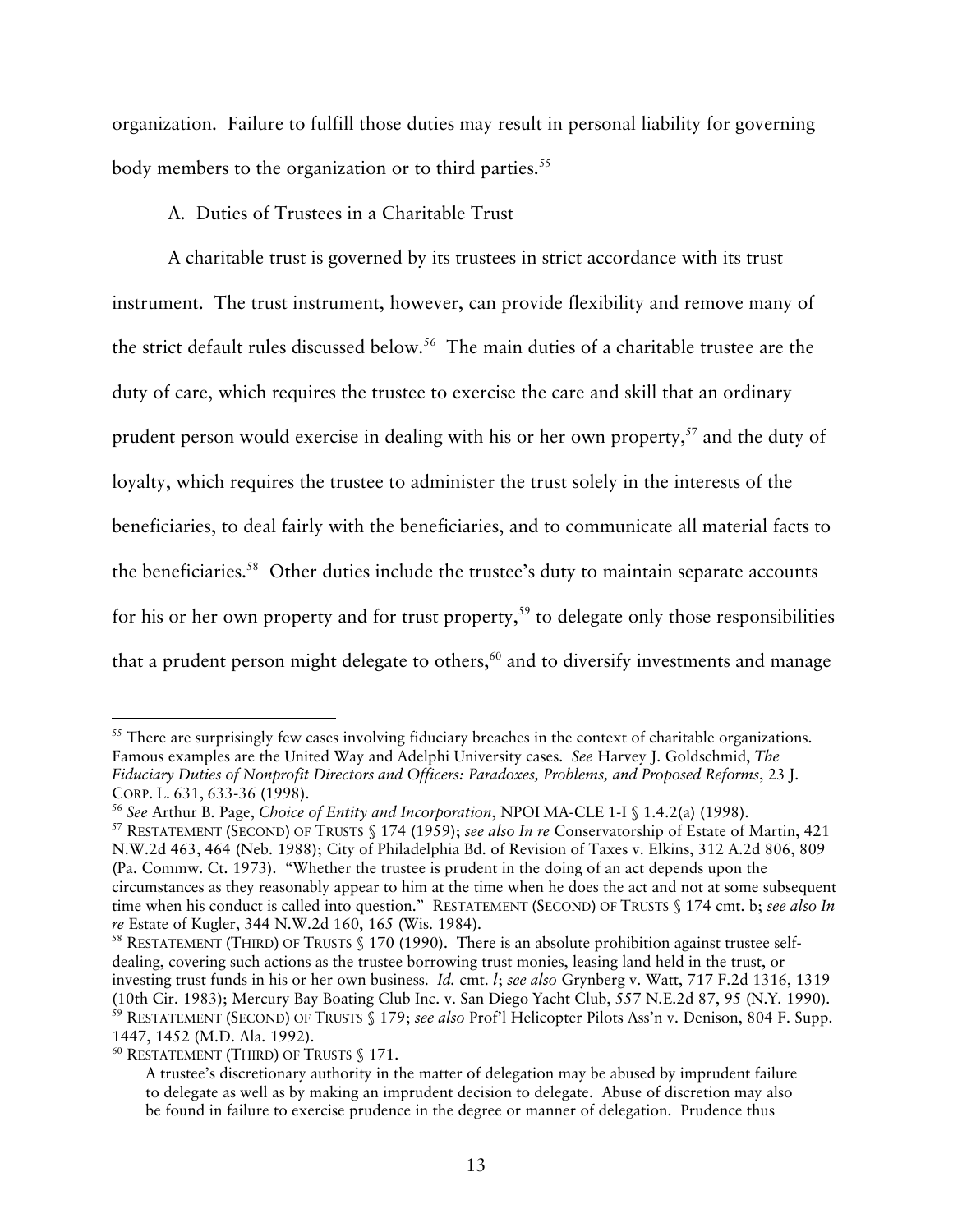organization. Failure to fulfill those duties may result in personal liability for governing body members to the organization or to third parties.[55]

### A. Duties of Trustees in a Charitable Trust

A charitable trust is governed by its trustees in strict accordance with its trust instrument. The trust instrument, however, can provide flexibility and remove many of the strict default rules discussed below.[56] The main duties of a charitable trustee are the duty of care, which requires the trustee to exercise the care and skill that an ordinary prudent person would exercise in dealing with his or her own property,[57] and the duty of loyalty, which requires the trustee to administer the trust solely in the interests of the beneficiaries, to deal fairly with the beneficiaries, and to communicate all material facts to the beneficiaries.[58] Other duties include the trustee's duty to maintain separate accounts for his or her own property and for trust property,[59] to delegate only those responsibilities that a prudent person might delegate to others,[60] and to diversify investments and manage

---

[55] There are surprisingly few cases involving fiduciary breaches in the context of charitable organizations. Famous examples are the United Way and Adelphi University cases. *See* Harvey J. Goldschmid, *The Fiduciary Duties of Nonprofit Directors and Officers: Paradoxes, Problems, and Proposed Reforms*, 23 J. CORP. L. 631, 633-36 (1998).

[56] *See* Arthur B. Page, *Choice of Entity and Incorporation*, NPOI MA-CLE 1-I § 1.4.2(a) (1998).

[57] RESTATEMENT (SECOND) OF TRUSTS § 174 (1959); *see also In re* Conservatorship of Estate of Martin, 421 N.W.2d 463, 464 (Neb. 1988); City of Philadelphia Bd. of Revision of Taxes v. Elkins, 312 A.2d 806, 809 (Pa. Commw. Ct. 1973). "Whether the trustee is prudent in the doing of an act depends upon the circumstances as they reasonably appear to him at the time when he does the act and not at some subsequent time when his conduct is called into question." RESTATEMENT (SECOND) OF TRUSTS § 174 cmt. b; *see also In re* Estate of Kugler, 344 N.W.2d 160, 165 (Wis. 1984).

[58] RESTATEMENT (THIRD) OF TRUSTS § 170 (1990). There is an absolute prohibition against trustee self-dealing, covering such actions as the trustee borrowing trust monies, leasing land held in the trust, or investing trust funds in his or her own business. *Id.* cmt. *l*; *see also* Grynberg v. Watt, 717 F.2d 1316, 1319 (10th Cir. 1983); Mercury Bay Boating Club Inc. v. San Diego Yacht Club, 557 N.E.2d 87, 95 (N.Y. 1990).

[59] RESTATEMENT (SECOND) OF TRUSTS § 179; *see also* Prof'l Helicopter Pilots Ass'n v. Denison, 804 F. Supp. 1447, 1452 (M.D. Ala. 1992).

[60] RESTATEMENT (THIRD) OF TRUSTS § 171.

> A trustee's discretionary authority in the matter of delegation may be abused by imprudent failure to delegate as well as by making an imprudent decision to delegate. Abuse of discretion may also be found in failure to exercise prudence in the degree or manner of delegation. Prudence thus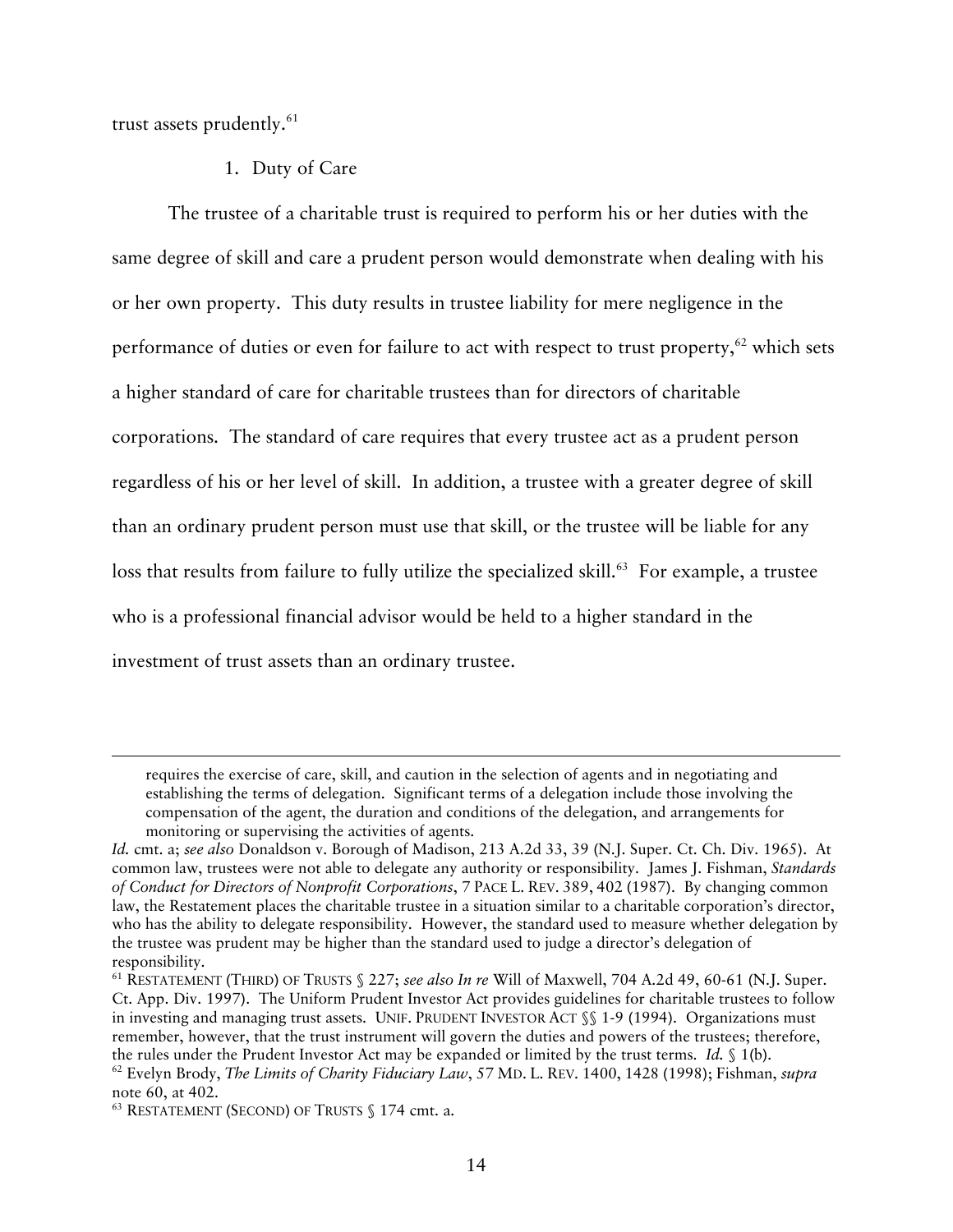trust assets prudently.[61]

1. Duty of Care

The trustee of a charitable trust is required to perform his or her duties with the same degree of skill and care a prudent person would demonstrate when dealing with his or her own property. This duty results in trustee liability for mere negligence in the performance of duties or even for failure to act with respect to trust property,[62] which sets a higher standard of care for charitable trustees than for directors of charitable corporations. The standard of care requires that every trustee act as a prudent person regardless of his or her level of skill. In addition, a trustee with a greater degree of skill than an ordinary prudent person must use that skill, or the trustee will be liable for any loss that results from failure to fully utilize the specialized skill.[63] For example, a trustee who is a professional financial advisor would be held to a higher standard in the investment of trust assets than an ordinary trustee.

---

> requires the exercise of care, skill, and caution in the selection of agents and in negotiating and establishing the terms of delegation. Significant terms of a delegation include those involving the compensation of the agent, the duration and conditions of the delegation, and arrangements for monitoring or supervising the activities of agents.

*Id.* cmt. a; *see also* Donaldson v. Borough of Madison, 213 A.2d 33, 39 (N.J. Super. Ct. Ch. Div. 1965). At common law, trustees were not able to delegate any authority or responsibility. James J. Fishman, *Standards of Conduct for Directors of Nonprofit Corporations*, 7 PACE L. REV. 389, 402 (1987). By changing common law, the Restatement places the charitable trustee in a situation similar to a charitable corporation's director, who has the ability to delegate responsibility. However, the standard used to measure whether delegation by the trustee was prudent may be higher than the standard used to judge a director's delegation of responsibility.

[61] RESTATEMENT (THIRD) OF TRUSTS § 227; *see also In re* Will of Maxwell, 704 A.2d 49, 60-61 (N.J. Super. Ct. App. Div. 1997). The Uniform Prudent Investor Act provides guidelines for charitable trustees to follow in investing and managing trust assets. UNIF. PRUDENT INVESTOR ACT §§ 1-9 (1994). Organizations must remember, however, that the trust instrument will govern the duties and powers of the trustees; therefore, the rules under the Prudent Investor Act may be expanded or limited by the trust terms. *Id.* § 1(b).

[62] Evelyn Brody, *The Limits of Charity Fiduciary Law*, 57 MD. L. REV. 1400, 1428 (1998); Fishman, *supra* note 60, at 402.

[63] RESTATEMENT (SECOND) OF TRUSTS § 174 cmt. a.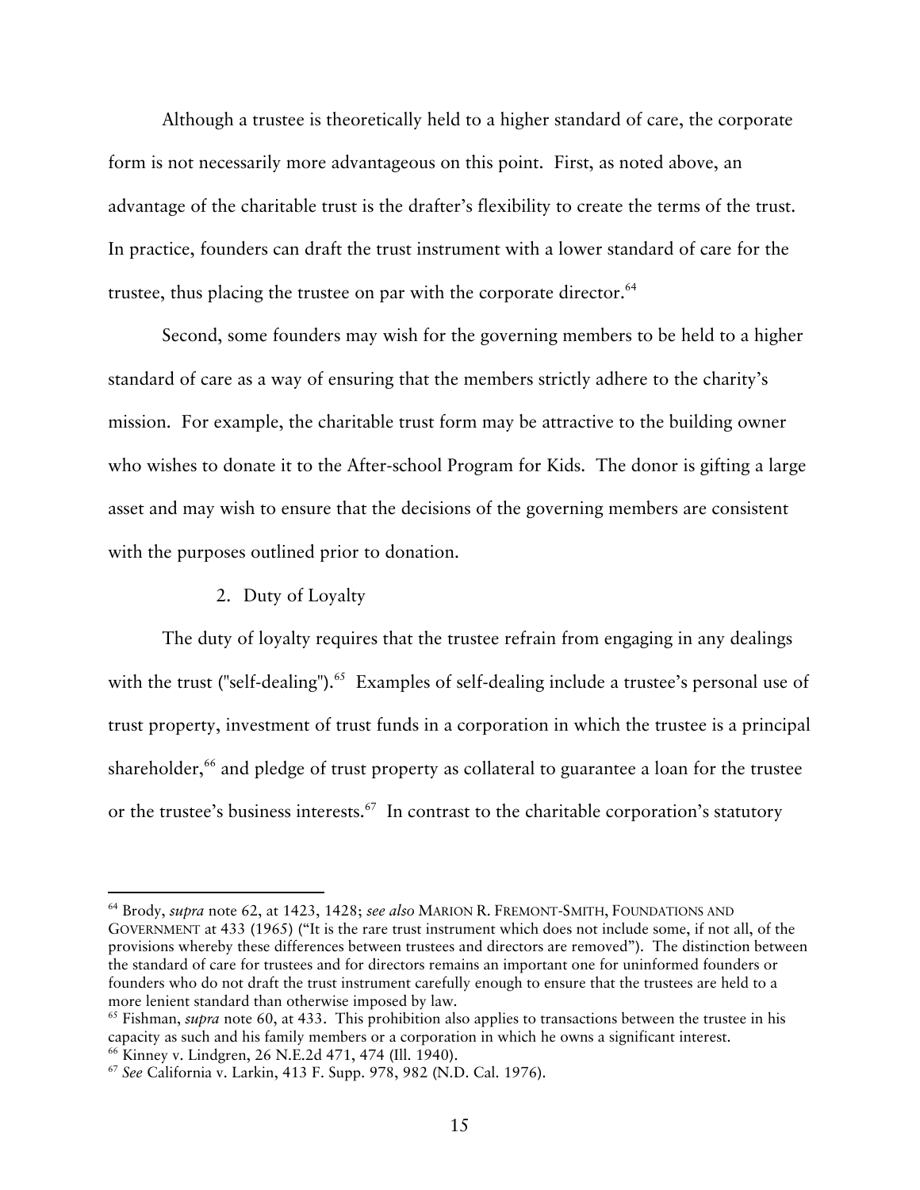Although a trustee is theoretically held to a higher standard of care, the corporate form is not necessarily more advantageous on this point. First, as noted above, an advantage of the charitable trust is the drafter's flexibility to create the terms of the trust. In practice, founders can draft the trust instrument with a lower standard of care for the trustee, thus placing the trustee on par with the corporate director.[64]

Second, some founders may wish for the governing members to be held to a higher standard of care as a way of ensuring that the members strictly adhere to the charity's mission. For example, the charitable trust form may be attractive to the building owner who wishes to donate it to the After-school Program for Kids. The donor is gifting a large asset and may wish to ensure that the decisions of the governing members are consistent with the purposes outlined prior to donation.

2. Duty of Loyalty

The duty of loyalty requires that the trustee refrain from engaging in any dealings with the trust ("self-dealing").[65] Examples of self-dealing include a trustee's personal use of trust property, investment of trust funds in a corporation in which the trustee is a principal shareholder,[66] and pledge of trust property as collateral to guarantee a loan for the trustee or the trustee's business interests.[67] In contrast to the charitable corporation's statutory

---

[64] Brody, *supra* note 62, at 1423, 1428; *see also* MARION R. FREMONT-SMITH, FOUNDATIONS AND GOVERNMENT at 433 (1965) ("It is the rare trust instrument which does not include some, if not all, of the provisions whereby these differences between trustees and directors are removed"). The distinction between the standard of care for trustees and for directors remains an important one for uninformed founders or founders who do not draft the trust instrument carefully enough to ensure that the trustees are held to a more lenient standard than otherwise imposed by law.

[65] Fishman, *supra* note 60, at 433. This prohibition also applies to transactions between the trustee in his capacity as such and his family members or a corporation in which he owns a significant interest.

[66] Kinney v. Lindgren, 26 N.E.2d 471, 474 (Ill. 1940).

[67] *See* California v. Larkin, 413 F. Supp. 978, 982 (N.D. Cal. 1976).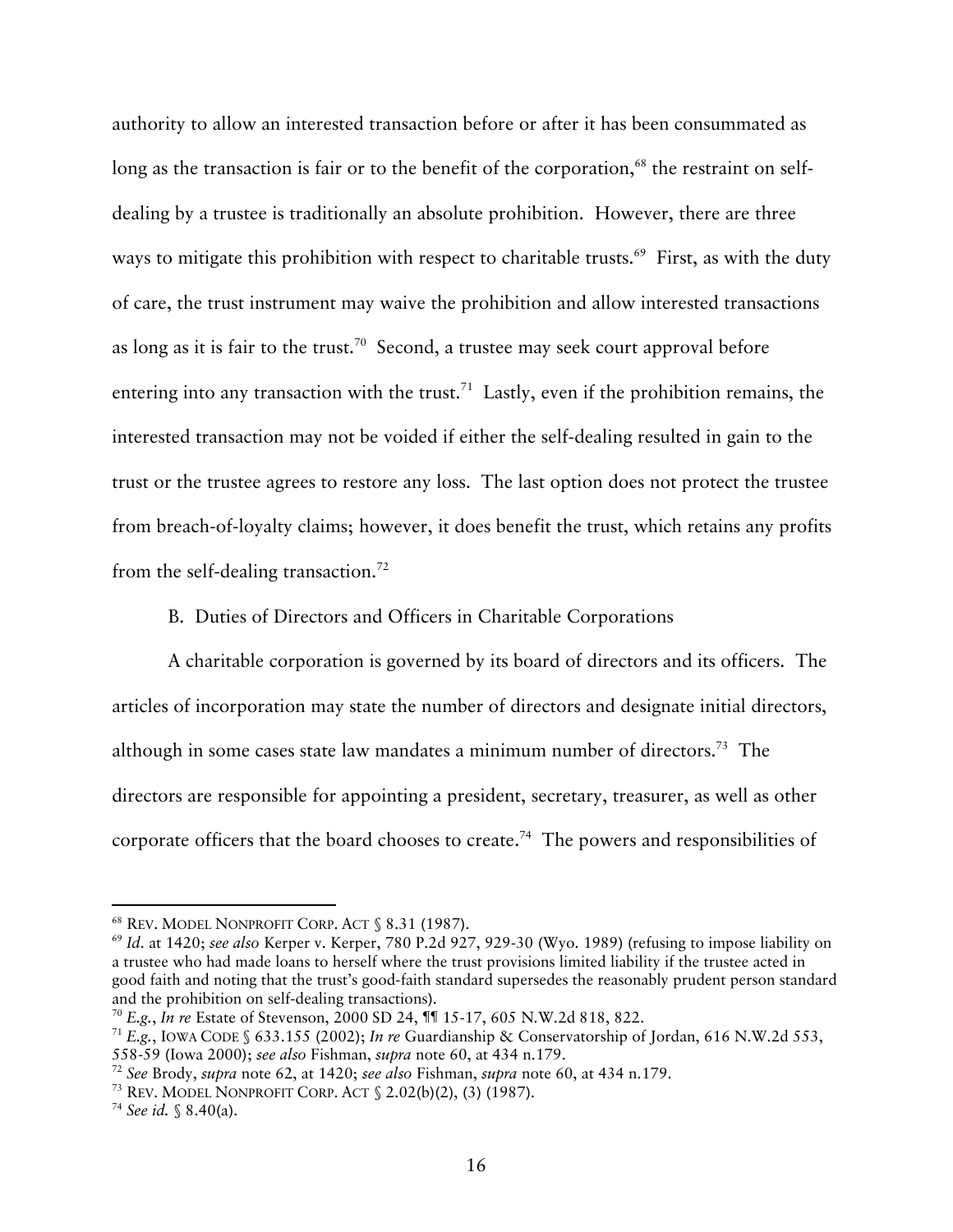authority to allow an interested transaction before or after it has been consummated as long as the transaction is fair or to the benefit of the corporation,[68] the restraint on self-dealing by a trustee is traditionally an absolute prohibition. However, there are three ways to mitigate this prohibition with respect to charitable trusts.[69] First, as with the duty of care, the trust instrument may waive the prohibition and allow interested transactions as long as it is fair to the trust.[70] Second, a trustee may seek court approval before entering into any transaction with the trust.[71] Lastly, even if the prohibition remains, the interested transaction may not be voided if either the self-dealing resulted in gain to the trust or the trustee agrees to restore any loss. The last option does not protect the trustee from breach-of-loyalty claims; however, it does benefit the trust, which retains any profits from the self-dealing transaction.[72]

### B. Duties of Directors and Officers in Charitable Corporations

A charitable corporation is governed by its board of directors and its officers. The articles of incorporation may state the number of directors and designate initial directors, although in some cases state law mandates a minimum number of directors.[73] The directors are responsible for appointing a president, secretary, treasurer, as well as other corporate officers that the board chooses to create.[74] The powers and responsibilities of

---

[68] REV. MODEL NONPROFIT CORP. ACT § 8.31 (1987).

[69] *Id*. at 1420; *see also* Kerper v. Kerper, 780 P.2d 927, 929-30 (Wyo. 1989) (refusing to impose liability on a trustee who had made loans to herself where the trust provisions limited liability if the trustee acted in good faith and noting that the trust's good-faith standard supersedes the reasonably prudent person standard and the prohibition on self-dealing transactions).

[70] *E.g.*, *In re* Estate of Stevenson, 2000 SD 24, ¶¶ 15-17, 605 N.W.2d 818, 822.

[71] *E.g.*, IOWA CODE § 633.155 (2002); *In re* Guardianship & Conservatorship of Jordan, 616 N.W.2d 553, 558-59 (Iowa 2000); *see also* Fishman, *supra* note 60, at 434 n.179.

[72] *See* Brody, *supra* note 62, at 1420; *see also* Fishman, *supra* note 60, at 434 n.179.

[73] REV. MODEL NONPROFIT CORP. ACT § 2.02(b)(2), (3) (1987).

[74] *See id.* § 8.40(a).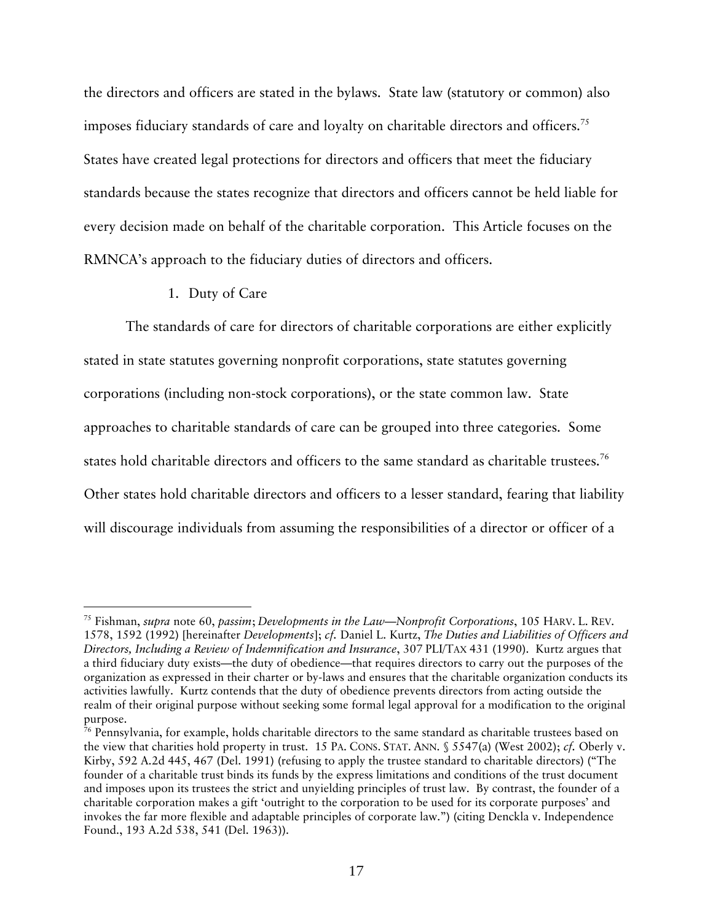the directors and officers are stated in the bylaws. State law (statutory or common) also imposes fiduciary standards of care and loyalty on charitable directors and officers.[75] States have created legal protections for directors and officers that meet the fiduciary standards because the states recognize that directors and officers cannot be held liable for every decision made on behalf of the charitable corporation. This Article focuses on the RMNCA's approach to the fiduciary duties of directors and officers.

1. Duty of Care

The standards of care for directors of charitable corporations are either explicitly stated in state statutes governing nonprofit corporations, state statutes governing corporations (including non-stock corporations), or the state common law. State approaches to charitable standards of care can be grouped into three categories. Some states hold charitable directors and officers to the same standard as charitable trustees.[76] Other states hold charitable directors and officers to a lesser standard, fearing that liability will discourage individuals from assuming the responsibilities of a director or officer of a

---

[75] Fishman, *supra* note 60, *passim*; *Developments in the Law—Nonprofit Corporations*, 105 HARV. L. REV. 1578, 1592 (1992) [hereinafter *Developments*]; *cf.* Daniel L. Kurtz, *The Duties and Liabilities of Officers and Directors, Including a Review of Indemnification and Insurance*, 307 PLI/TAX 431 (1990). Kurtz argues that a third fiduciary duty exists—the duty of obedience—that requires directors to carry out the purposes of the organization as expressed in their charter or by-laws and ensures that the charitable organization conducts its activities lawfully. Kurtz contends that the duty of obedience prevents directors from acting outside the realm of their original purpose without seeking some formal legal approval for a modification to the original purpose.

[76] Pennsylvania, for example, holds charitable directors to the same standard as charitable trustees based on the view that charities hold property in trust. 15 PA. CONS. STAT. ANN. § 5547(a) (West 2002); *cf.* Oberly v. Kirby, 592 A.2d 445, 467 (Del. 1991) (refusing to apply the trustee standard to charitable directors) ("The founder of a charitable trust binds its funds by the express limitations and conditions of the trust document and imposes upon its trustees the strict and unyielding principles of trust law. By contrast, the founder of a charitable corporation makes a gift 'outright to the corporation to be used for its corporate purposes' and invokes the far more flexible and adaptable principles of corporate law.") (citing Denckla v. Independence Found., 193 A.2d 538, 541 (Del. 1963)).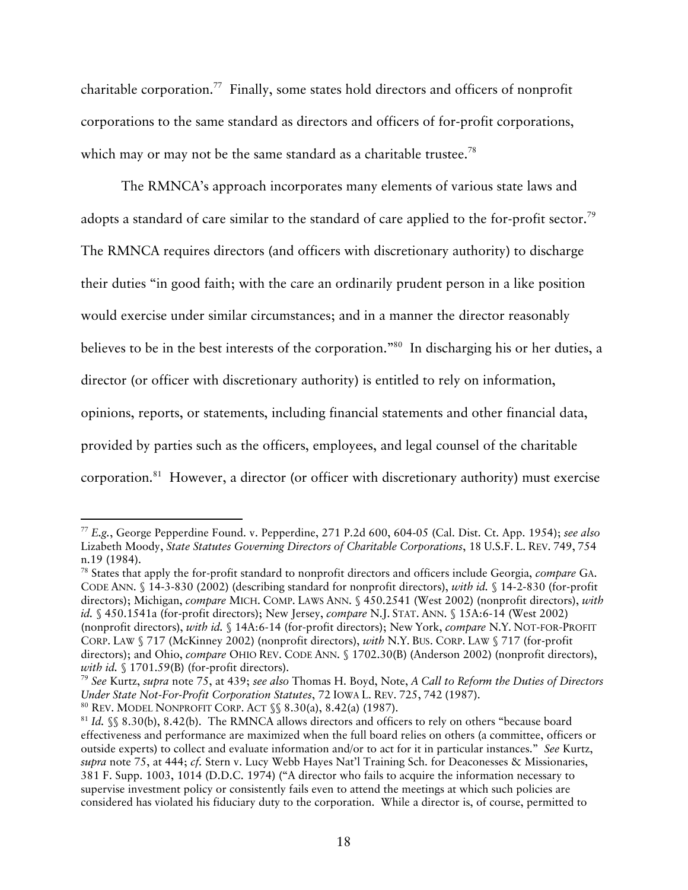charitable corporation.[77] Finally, some states hold directors and officers of nonprofit corporations to the same standard as directors and officers of for-profit corporations, which may or may not be the same standard as a charitable trustee.[78]

The RMNCA's approach incorporates many elements of various state laws and adopts a standard of care similar to the standard of care applied to the for-profit sector.[79] The RMNCA requires directors (and officers with discretionary authority) to discharge their duties "in good faith; with the care an ordinarily prudent person in a like position would exercise under similar circumstances; and in a manner the director reasonably believes to be in the best interests of the corporation."[80] In discharging his or her duties, a director (or officer with discretionary authority) is entitled to rely on information, opinions, reports, or statements, including financial statements and other financial data, provided by parties such as the officers, employees, and legal counsel of the charitable corporation.[81] However, a director (or officer with discretionary authority) must exercise

---

[77] *E.g.*, George Pepperdine Found. v. Pepperdine, 271 P.2d 600, 604-05 (Cal. Dist. Ct. App. 1954); *see also* Lizabeth Moody, *State Statutes Governing Directors of Charitable Corporations*, 18 U.S.F. L. REV. 749, 754 n.19 (1984).

[78] States that apply the for-profit standard to nonprofit directors and officers include Georgia, *compare* GA. CODE ANN. § 14-3-830 (2002) (describing standard for nonprofit directors), *with id.* § 14-2-830 (for-profit directors); Michigan, *compare* MICH. COMP. LAWS ANN. § 450.2541 (West 2002) (nonprofit directors), *with id.* § 450.1541a (for-profit directors); New Jersey, *compare* N.J. STAT. ANN. § 15A:6-14 (West 2002) (nonprofit directors), *with id.* § 14A:6-14 (for-profit directors); New York, *compare* N.Y. NOT-FOR-PROFIT CORP. LAW § 717 (McKinney 2002) (nonprofit directors), *with* N.Y. BUS. CORP. LAW § 717 (for-profit directors); and Ohio, *compare* OHIO REV. CODE ANN. § 1702.30(B) (Anderson 2002) (nonprofit directors), *with id.* § 1701.59(B) (for-profit directors).

[79] *See* Kurtz, *supra* note 75, at 439; *see also* Thomas H. Boyd, Note, *A Call to Reform the Duties of Directors Under State Not-For-Profit Corporation Statutes*, 72 IOWA L. REV. 725, 742 (1987).

[80] REV. MODEL NONPROFIT CORP. ACT §§ 8.30(a), 8.42(a) (1987).

[81] *Id.* §§ 8.30(b), 8.42(b). The RMNCA allows directors and officers to rely on others "because board effectiveness and performance are maximized when the full board relies on others (a committee, officers or outside experts) to collect and evaluate information and/or to act for it in particular instances." *See* Kurtz, *supra* note 75, at 444; *cf.* Stern v. Lucy Webb Hayes Nat'l Training Sch. for Deaconesses & Missionaries, 381 F. Supp. 1003, 1014 (D.D.C. 1974) ("A director who fails to acquire the information necessary to supervise investment policy or consistently fails even to attend the meetings at which such policies are considered has violated his fiduciary duty to the corporation. While a director is, of course, permitted to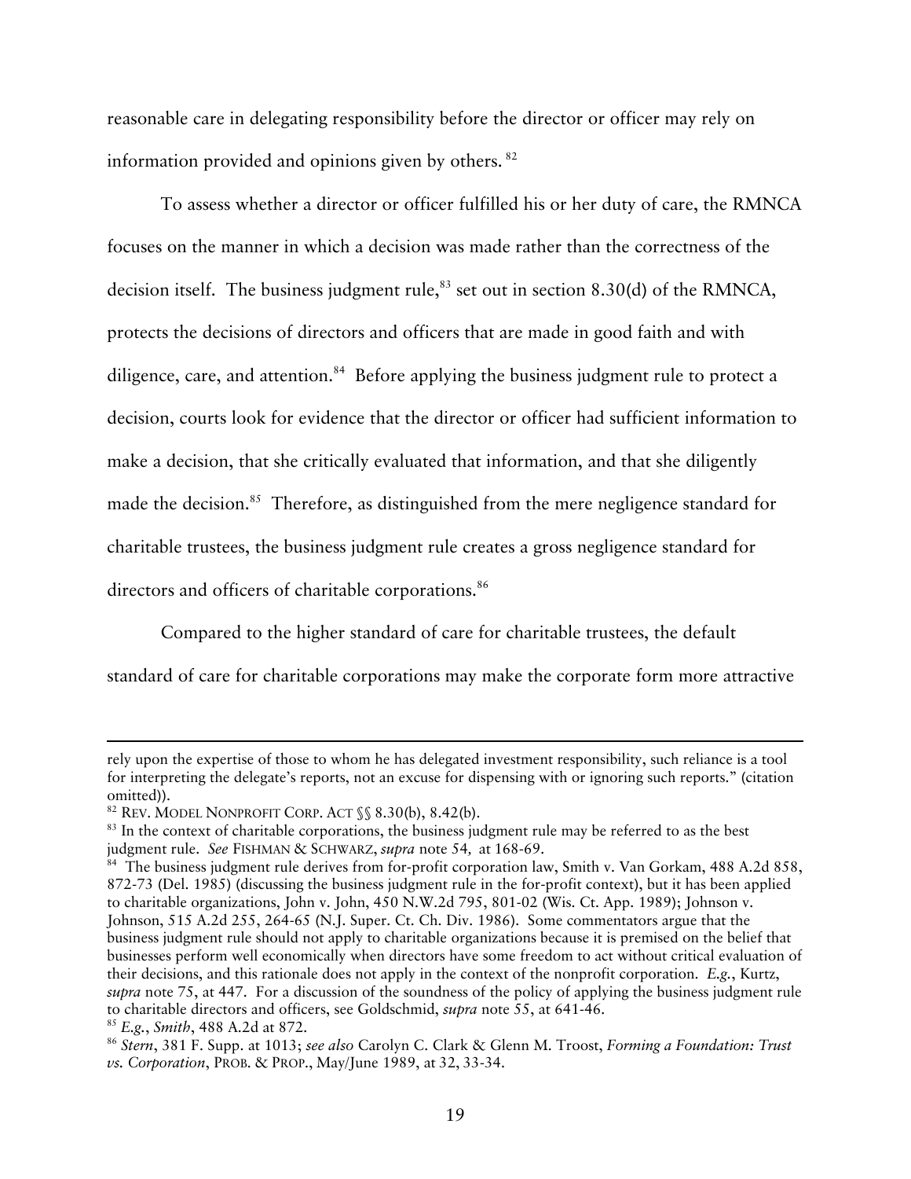reasonable care in delegating responsibility before the director or officer may rely on information provided and opinions given by others. [82]

To assess whether a director or officer fulfilled his or her duty of care, the RMNCA focuses on the manner in which a decision was made rather than the correctness of the decision itself. The business judgment rule,[83] set out in section 8.30(d) of the RMNCA, protects the decisions of directors and officers that are made in good faith and with diligence, care, and attention.[84] Before applying the business judgment rule to protect a decision, courts look for evidence that the director or officer had sufficient information to make a decision, that she critically evaluated that information, and that she diligently made the decision.[85] Therefore, as distinguished from the mere negligence standard for charitable trustees, the business judgment rule creates a gross negligence standard for directors and officers of charitable corporations.[86]

Compared to the higher standard of care for charitable trustees, the default standard of care for charitable corporations may make the corporate form more attractive

---

rely upon the expertise of those to whom he has delegated investment responsibility, such reliance is a tool for interpreting the delegate's reports, not an excuse for dispensing with or ignoring such reports." (citation omitted)).

[82] Rev. Model Nonprofit Corp. Act §§ 8.30(b), 8.42(b).

[83] In the context of charitable corporations, the business judgment rule may be referred to as the best judgment rule. *See* Fishman & Schwarz, *supra* note 54, at 168-69.

[84] The business judgment rule derives from for-profit corporation law, Smith v. Van Gorkam, 488 A.2d 858, 872-73 (Del. 1985) (discussing the business judgment rule in the for-profit context), but it has been applied to charitable organizations, John v. John, 450 N.W.2d 795, 801-02 (Wis. Ct. App. 1989); Johnson v. Johnson, 515 A.2d 255, 264-65 (N.J. Super. Ct. Ch. Div. 1986). Some commentators argue that the business judgment rule should not apply to charitable organizations because it is premised on the belief that businesses perform well economically when directors have some freedom to act without critical evaluation of their decisions, and this rationale does not apply in the context of the nonprofit corporation. *E.g.*, Kurtz, *supra* note 75, at 447. For a discussion of the soundness of the policy of applying the business judgment rule to charitable directors and officers, see Goldschmid, *supra* note 55, at 641-46.

[85] *E.g.*, *Smith*, 488 A.2d at 872.

[86] *Stern*, 381 F. Supp. at 1013; *see also* Carolyn C. Clark & Glenn M. Troost, *Forming a Foundation: Trust vs. Corporation*, Prob. & Prop., May/June 1989, at 32, 33-34.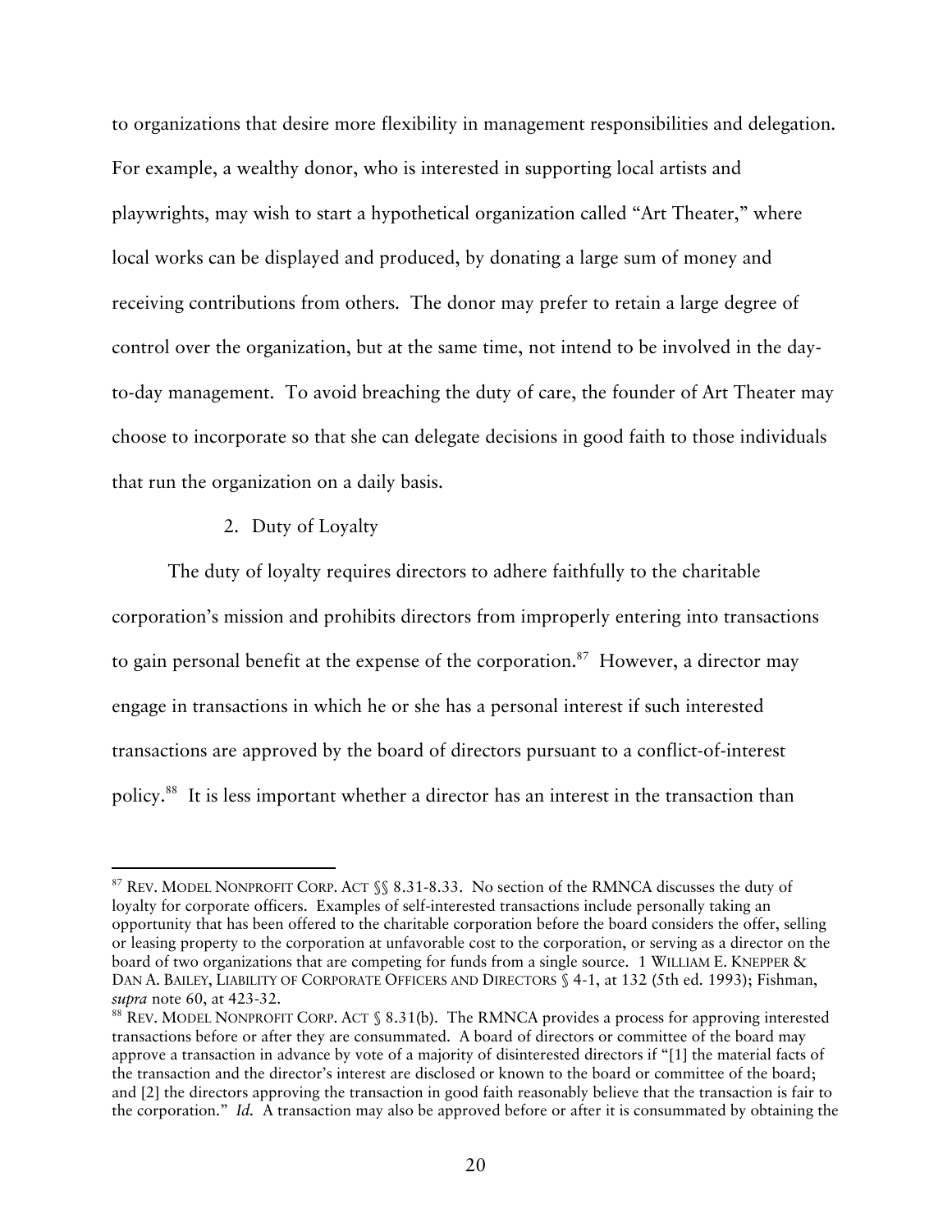to organizations that desire more flexibility in management responsibilities and delegation. For example, a wealthy donor, who is interested in supporting local artists and playwrights, may wish to start a hypothetical organization called "Art Theater," where local works can be displayed and produced, by donating a large sum of money and receiving contributions from others. The donor may prefer to retain a large degree of control over the organization, but at the same time, not intend to be involved in the day-to-day management. To avoid breaching the duty of care, the founder of Art Theater may choose to incorporate so that she can delegate decisions in good faith to those individuals that run the organization on a daily basis.

### 2. Duty of Loyalty

The duty of loyalty requires directors to adhere faithfully to the charitable corporation's mission and prohibits directors from improperly entering into transactions to gain personal benefit at the expense of the corporation.[87] However, a director may engage in transactions in which he or she has a personal interest if such interested transactions are approved by the board of directors pursuant to a conflict-of-interest policy.[88] It is less important whether a director has an interest in the transaction than

---

[87] REV. MODEL NONPROFIT CORP. ACT §§ 8.31-8.33. No section of the RMNCA discusses the duty of loyalty for corporate officers. Examples of self-interested transactions include personally taking an opportunity that has been offered to the charitable corporation before the board considers the offer, selling or leasing property to the corporation at unfavorable cost to the corporation, or serving as a director on the board of two organizations that are competing for funds from a single source. 1 WILLIAM E. KNEPPER & DAN A. BAILEY, LIABILITY OF CORPORATE OFFICERS AND DIRECTORS § 4-1, at 132 (5th ed. 1993); Fishman, *supra* note 60, at 423-32.

[88] REV. MODEL NONPROFIT CORP. ACT § 8.31(b). The RMNCA provides a process for approving interested transactions before or after they are consummated. A board of directors or committee of the board may approve a transaction in advance by vote of a majority of disinterested directors if "[1] the material facts of the transaction and the director's interest are disclosed or known to the board or committee of the board; and [2] the directors approving the transaction in good faith reasonably believe that the transaction is fair to the corporation." *Id.* A transaction may also be approved before or after it is consummated by obtaining the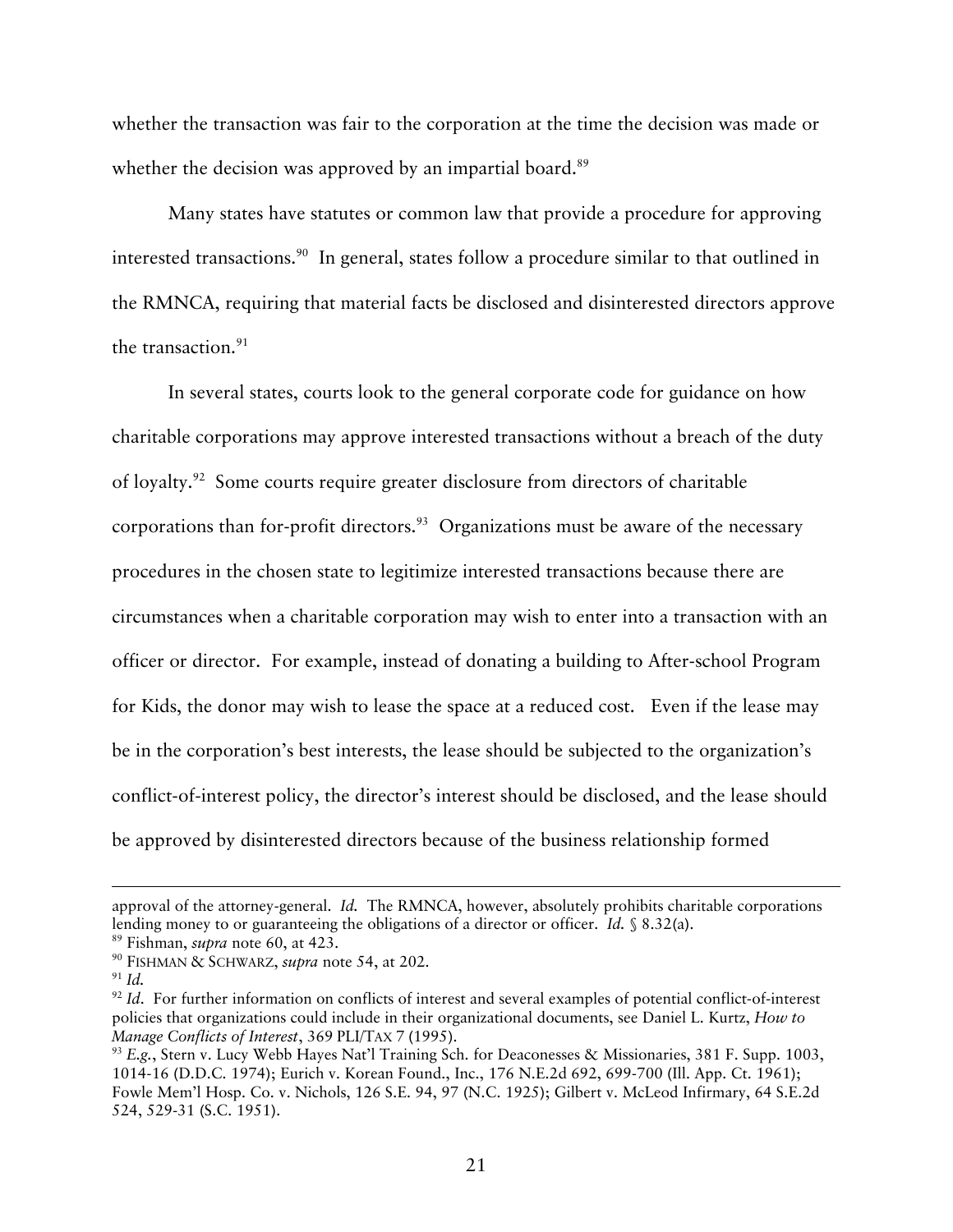whether the transaction was fair to the corporation at the time the decision was made or whether the decision was approved by an impartial board.[89]

Many states have statutes or common law that provide a procedure for approving interested transactions.[90] In general, states follow a procedure similar to that outlined in the RMNCA, requiring that material facts be disclosed and disinterested directors approve the transaction.[91]

In several states, courts look to the general corporate code for guidance on how charitable corporations may approve interested transactions without a breach of the duty of loyalty.[92] Some courts require greater disclosure from directors of charitable corporations than for-profit directors.[93] Organizations must be aware of the necessary procedures in the chosen state to legitimize interested transactions because there are circumstances when a charitable corporation may wish to enter into a transaction with an officer or director. For example, instead of donating a building to After-school Program for Kids, the donor may wish to lease the space at a reduced cost. Even if the lease may be in the corporation's best interests, the lease should be subjected to the organization's conflict-of-interest policy, the director's interest should be disclosed, and the lease should be approved by disinterested directors because of the business relationship formed

---

approval of the attorney-general. *Id.* The RMNCA, however, absolutely prohibits charitable corporations lending money to or guaranteeing the obligations of a director or officer. *Id.* § 8.32(a).

[89] Fishman, *supra* note 60, at 423.

[90] FISHMAN & SCHWARZ, *supra* note 54, at 202.

[91] *Id.*

[92] *Id*. For further information on conflicts of interest and several examples of potential conflict-of-interest policies that organizations could include in their organizational documents, see Daniel L. Kurtz, *How to Manage Conflicts of Interest*, 369 PLI/TAX 7 (1995).

[93] *E.g.*, Stern v. Lucy Webb Hayes Nat'l Training Sch. for Deaconesses & Missionaries, 381 F. Supp. 1003, 1014-16 (D.D.C. 1974); Eurich v. Korean Found., Inc., 176 N.E.2d 692, 699-700 (Ill. App. Ct. 1961); Fowle Mem'l Hosp. Co. v. Nichols, 126 S.E. 94, 97 (N.C. 1925); Gilbert v. McLeod Infirmary, 64 S.E.2d 524, 529-31 (S.C. 1951).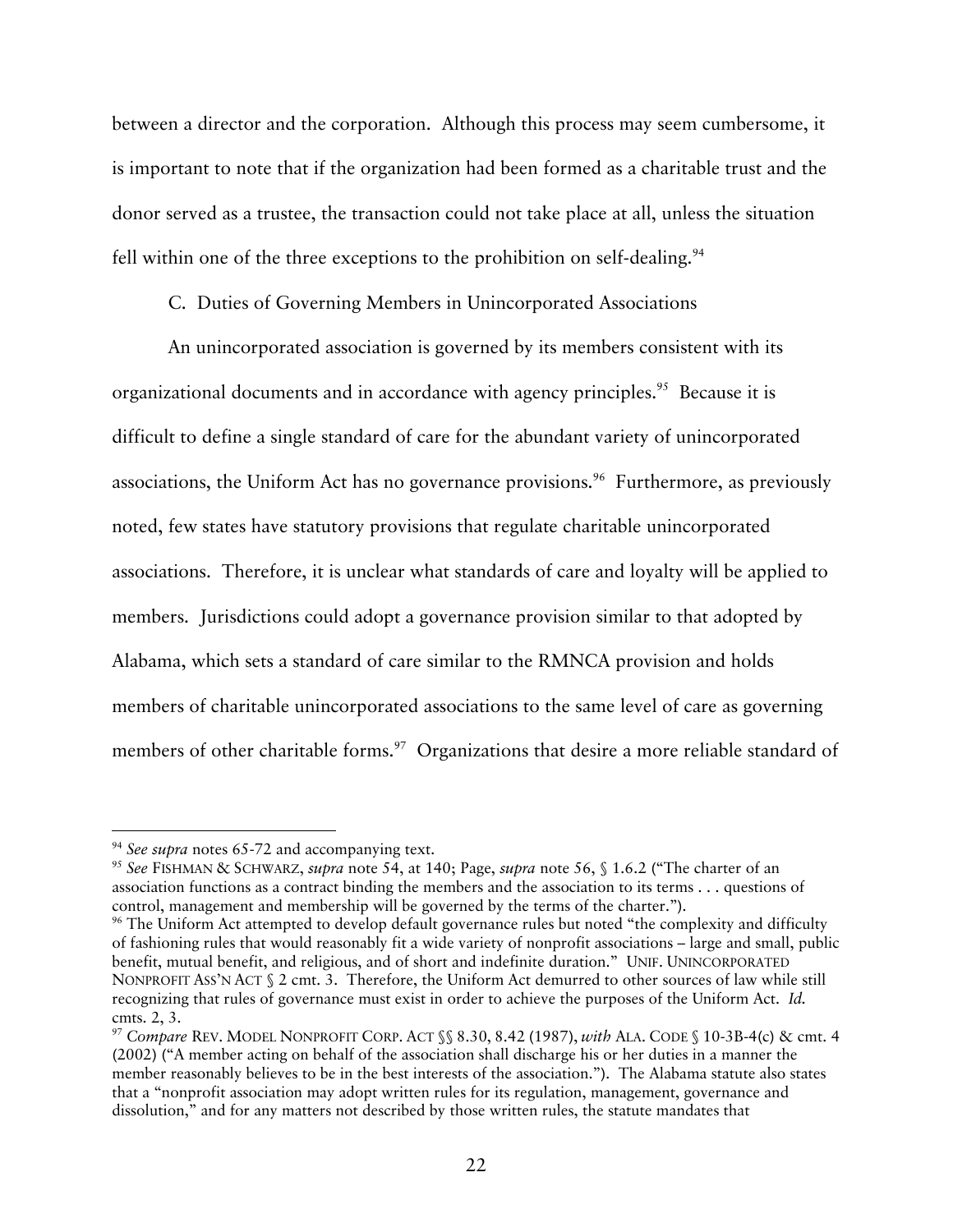between a director and the corporation. Although this process may seem cumbersome, it is important to note that if the organization had been formed as a charitable trust and the donor served as a trustee, the transaction could not take place at all, unless the situation fell within one of the three exceptions to the prohibition on self-dealing.[94]

### C. Duties of Governing Members in Unincorporated Associations

An unincorporated association is governed by its members consistent with its organizational documents and in accordance with agency principles.[95] Because it is difficult to define a single standard of care for the abundant variety of unincorporated associations, the Uniform Act has no governance provisions.[96] Furthermore, as previously noted, few states have statutory provisions that regulate charitable unincorporated associations. Therefore, it is unclear what standards of care and loyalty will be applied to members. Jurisdictions could adopt a governance provision similar to that adopted by Alabama, which sets a standard of care similar to the RMNCA provision and holds members of charitable unincorporated associations to the same level of care as governing members of other charitable forms.[97] Organizations that desire a more reliable standard of

---

[94] *See supra* notes 65-72 and accompanying text.

[95] *See* FISHMAN & SCHWARZ, *supra* note 54, at 140; Page, *supra* note 56, § 1.6.2 ("The charter of an association functions as a contract binding the members and the association to its terms . . . questions of control, management and membership will be governed by the terms of the charter.").

[96] The Uniform Act attempted to develop default governance rules but noted "the complexity and difficulty of fashioning rules that would reasonably fit a wide variety of nonprofit associations – large and small, public benefit, mutual benefit, and religious, and of short and indefinite duration." UNIF. UNINCORPORATED NONPROFIT ASS'N ACT § 2 cmt. 3. Therefore, the Uniform Act demurred to other sources of law while still recognizing that rules of governance must exist in order to achieve the purposes of the Uniform Act. *Id.* cmts. 2, 3.

[97] *Compare* REV. MODEL NONPROFIT CORP. ACT §§ 8.30, 8.42 (1987), *with* ALA. CODE § 10-3B-4(c) & cmt. 4 (2002) ("A member acting on behalf of the association shall discharge his or her duties in a manner the member reasonably believes to be in the best interests of the association."). The Alabama statute also states that a "nonprofit association may adopt written rules for its regulation, management, governance and dissolution," and for any matters not described by those written rules, the statute mandates that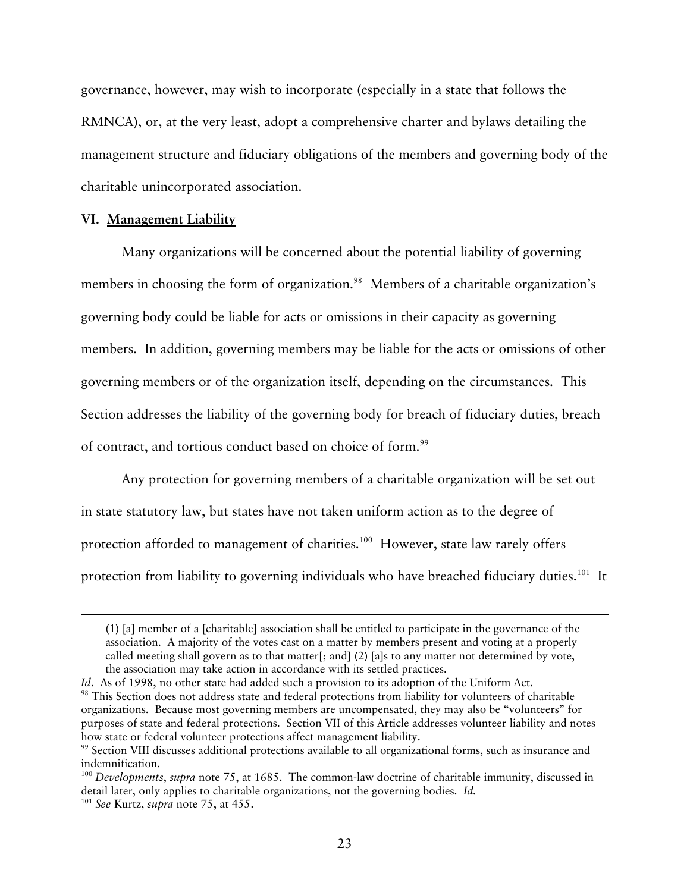governance, however, may wish to incorporate (especially in a state that follows the RMNCA), or, at the very least, adopt a comprehensive charter and bylaws detailing the management structure and fiduciary obligations of the members and governing body of the charitable unincorporated association.

## VI. Management Liability

Many organizations will be concerned about the potential liability of governing members in choosing the form of organization.[98] Members of a charitable organization's governing body could be liable for acts or omissions in their capacity as governing members. In addition, governing members may be liable for the acts or omissions of other governing members or of the organization itself, depending on the circumstances. This Section addresses the liability of the governing body for breach of fiduciary duties, breach of contract, and tortious conduct based on choice of form.[99]

Any protection for governing members of a charitable organization will be set out in state statutory law, but states have not taken uniform action as to the degree of protection afforded to management of charities.[100] However, state law rarely offers protection from liability to governing individuals who have breached fiduciary duties.[101] It

---

> (1) [a] member of a [charitable] association shall be entitled to participate in the governance of the association. A majority of the votes cast on a matter by members present and voting at a properly called meeting shall govern as to that matter[; and] (2) [a]s to any matter not determined by vote, the association may take action in accordance with its settled practices.

*Id*. As of 1998, no other state had added such a provision to its adoption of the Uniform Act.

[98] This Section does not address state and federal protections from liability for volunteers of charitable organizations. Because most governing members are uncompensated, they may also be "volunteers" for purposes of state and federal protections. Section VII of this Article addresses volunteer liability and notes how state or federal volunteer protections affect management liability.

[99] Section VIII discusses additional protections available to all organizational forms, such as insurance and indemnification.

[100] *Developments*, *supra* note 75, at 1685. The common-law doctrine of charitable immunity, discussed in detail later, only applies to charitable organizations, not the governing bodies. *Id.*

[101] *See* Kurtz, *supra* note 75, at 455.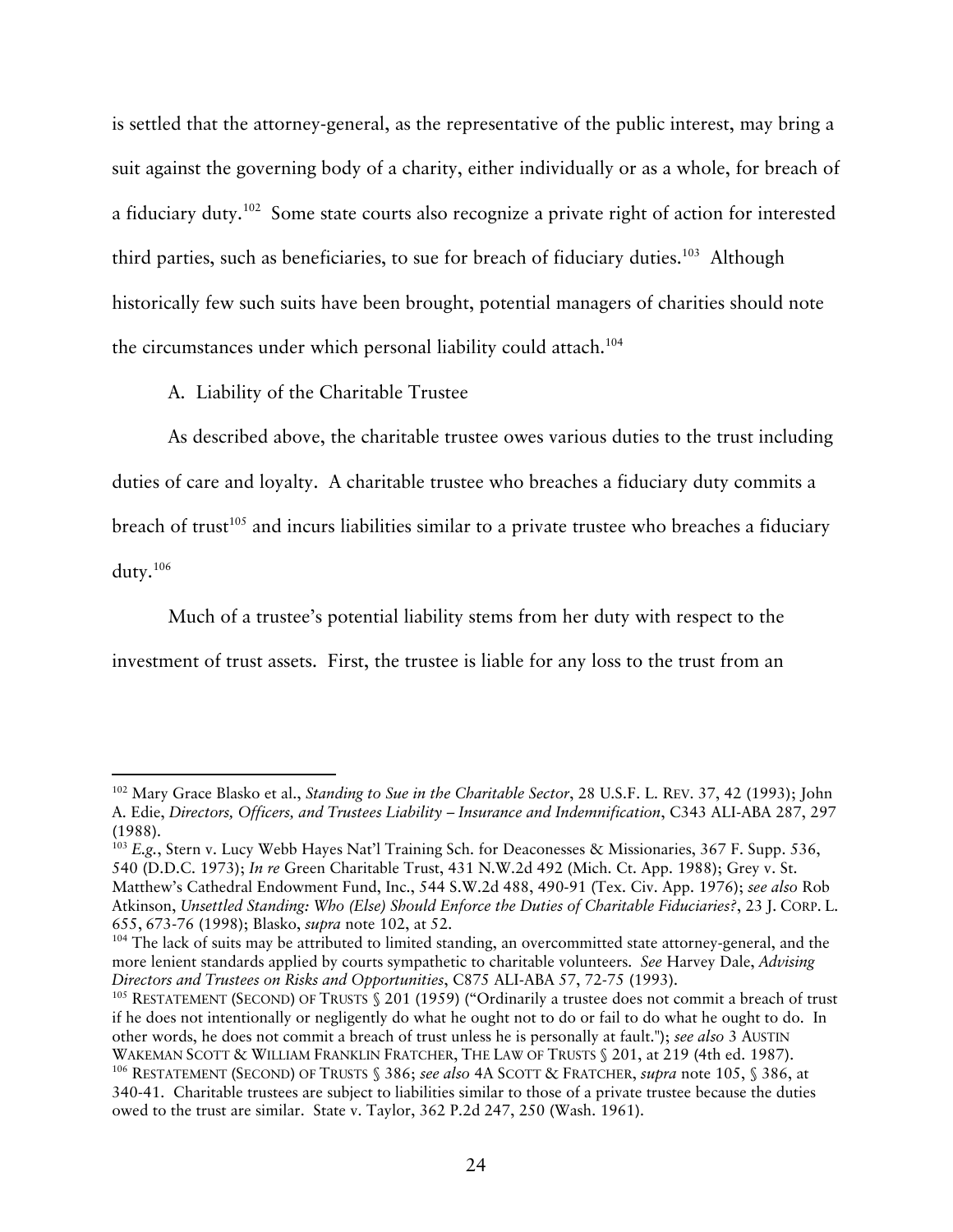is settled that the attorney-general, as the representative of the public interest, may bring a suit against the governing body of a charity, either individually or as a whole, for breach of a fiduciary duty.[102] Some state courts also recognize a private right of action for interested third parties, such as beneficiaries, to sue for breach of fiduciary duties.[103] Although historically few such suits have been brought, potential managers of charities should note the circumstances under which personal liability could attach.[104]

## A. Liability of the Charitable Trustee

As described above, the charitable trustee owes various duties to the trust including duties of care and loyalty. A charitable trustee who breaches a fiduciary duty commits a breach of trust[105] and incurs liabilities similar to a private trustee who breaches a fiduciary duty.[106]

Much of a trustee's potential liability stems from her duty with respect to the investment of trust assets. First, the trustee is liable for any loss to the trust from an

---

[102] Mary Grace Blasko et al., *Standing to Sue in the Charitable Sector*, 28 U.S.F. L. REV. 37, 42 (1993); John A. Edie, *Directors, Officers, and Trustees Liability – Insurance and Indemnification*, C343 ALI-ABA 287, 297 (1988).

[103] *E.g.*, Stern v. Lucy Webb Hayes Nat'l Training Sch. for Deaconesses & Missionaries, 367 F. Supp. 536, 540 (D.D.C. 1973); *In re* Green Charitable Trust, 431 N.W.2d 492 (Mich. Ct. App. 1988); Grey v. St. Matthew's Cathedral Endowment Fund, Inc., 544 S.W.2d 488, 490-91 (Tex. Civ. App. 1976); *see also* Rob Atkinson, *Unsettled Standing: Who (Else) Should Enforce the Duties of Charitable Fiduciaries?*, 23 J. CORP. L. 655, 673-76 (1998); Blasko, *supra* note 102, at 52.

[104] The lack of suits may be attributed to limited standing, an overcommitted state attorney-general, and the more lenient standards applied by courts sympathetic to charitable volunteers. *See* Harvey Dale, *Advising Directors and Trustees on Risks and Opportunities*, C875 ALI-ABA 57, 72-75 (1993).

[105] RESTATEMENT (SECOND) OF TRUSTS § 201 (1959) ("Ordinarily a trustee does not commit a breach of trust if he does not intentionally or negligently do what he ought not to do or fail to do what he ought to do. In other words, he does not commit a breach of trust unless he is personally at fault."); *see also* 3 AUSTIN WAKEMAN SCOTT & WILLIAM FRANKLIN FRATCHER, THE LAW OF TRUSTS § 201, at 219 (4th ed. 1987).

[106] RESTATEMENT (SECOND) OF TRUSTS § 386; *see also* 4A SCOTT & FRATCHER, *supra* note 105, § 386, at 340-41. Charitable trustees are subject to liabilities similar to those of a private trustee because the duties owed to the trust are similar. State v. Taylor, 362 P.2d 247, 250 (Wash. 1961).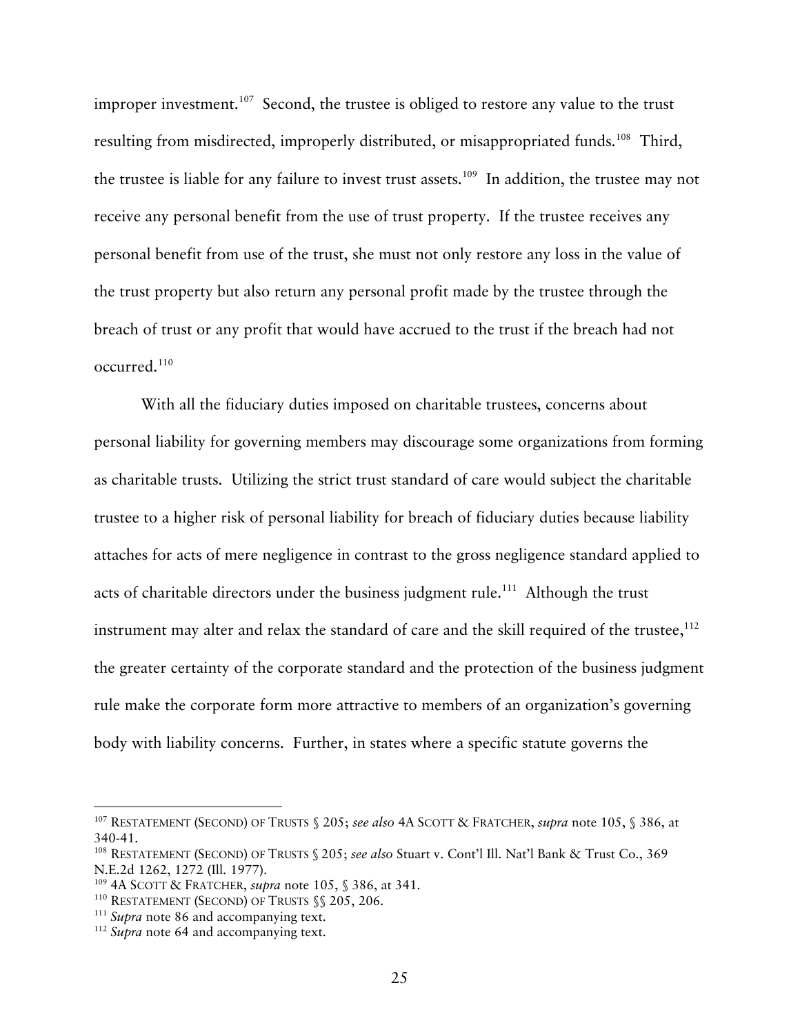improper investment.[107] Second, the trustee is obliged to restore any value to the trust resulting from misdirected, improperly distributed, or misappropriated funds.[108] Third, the trustee is liable for any failure to invest trust assets.[109] In addition, the trustee may not receive any personal benefit from the use of trust property. If the trustee receives any personal benefit from use of the trust, she must not only restore any loss in the value of the trust property but also return any personal profit made by the trustee through the breach of trust or any profit that would have accrued to the trust if the breach had not occurred.[110]

With all the fiduciary duties imposed on charitable trustees, concerns about personal liability for governing members may discourage some organizations from forming as charitable trusts. Utilizing the strict trust standard of care would subject the charitable trustee to a higher risk of personal liability for breach of fiduciary duties because liability attaches for acts of mere negligence in contrast to the gross negligence standard applied to acts of charitable directors under the business judgment rule.[111] Although the trust instrument may alter and relax the standard of care and the skill required of the trustee,[112] the greater certainty of the corporate standard and the protection of the business judgment rule make the corporate form more attractive to members of an organization's governing body with liability concerns. Further, in states where a specific statute governs the

---

[107] RESTATEMENT (SECOND) OF TRUSTS § 205; *see also* 4A SCOTT & FRATCHER, *supra* note 105, § 386, at 340-41.

[108] RESTATEMENT (SECOND) OF TRUSTS § 205; *see also* Stuart v. Cont'l Ill. Nat'l Bank & Trust Co., 369 N.E.2d 1262, 1272 (Ill. 1977).

[109] 4A SCOTT & FRATCHER, *supra* note 105, § 386, at 341.

[110] RESTATEMENT (SECOND) OF TRUSTS §§ 205, 206.

[111] *Supra* note 86 and accompanying text.

[112] *Supra* note 64 and accompanying text.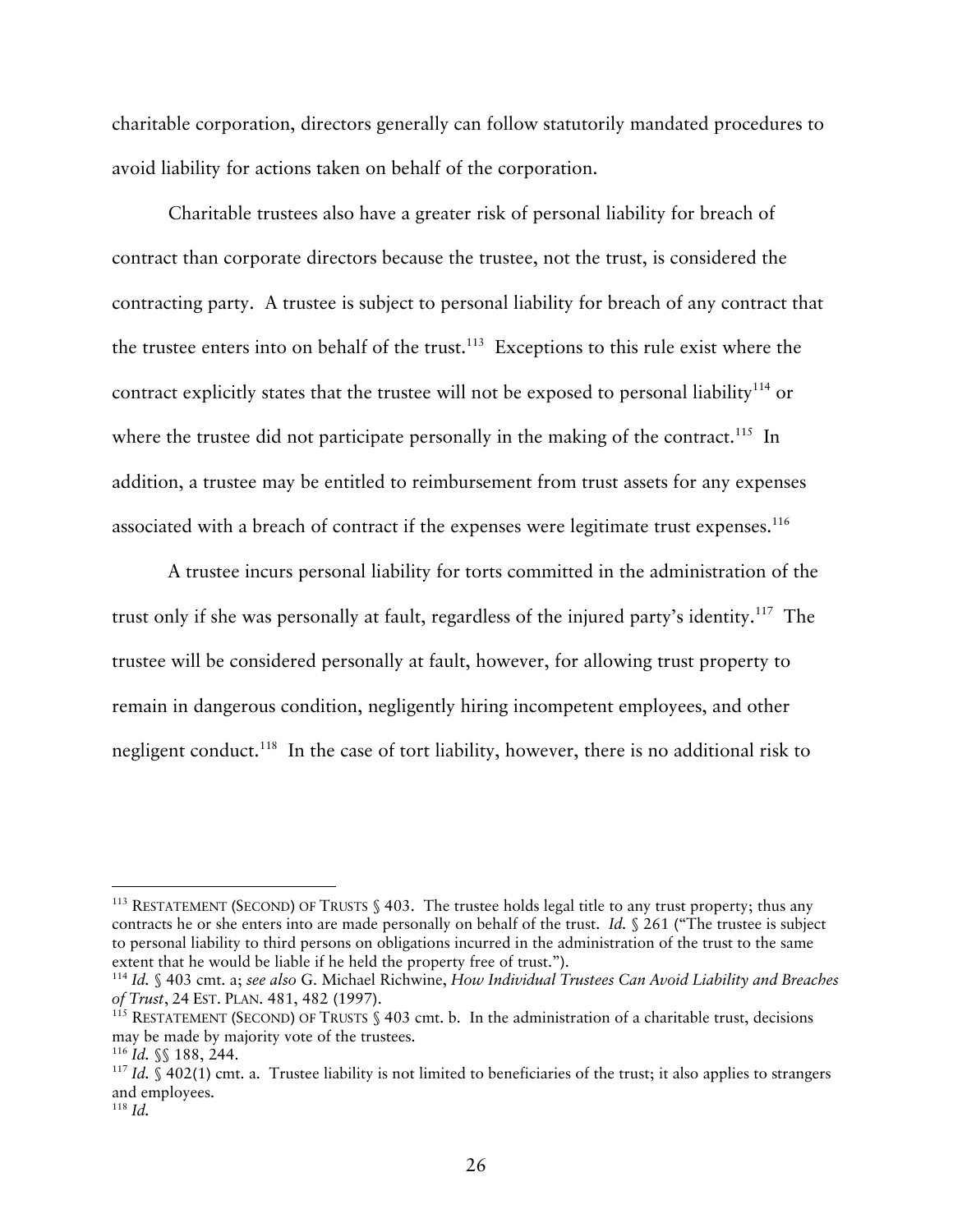charitable corporation, directors generally can follow statutorily mandated procedures to avoid liability for actions taken on behalf of the corporation.

Charitable trustees also have a greater risk of personal liability for breach of contract than corporate directors because the trustee, not the trust, is considered the contracting party. A trustee is subject to personal liability for breach of any contract that the trustee enters into on behalf of the trust.[113] Exceptions to this rule exist where the contract explicitly states that the trustee will not be exposed to personal liability[114] or where the trustee did not participate personally in the making of the contract.[115] In addition, a trustee may be entitled to reimbursement from trust assets for any expenses associated with a breach of contract if the expenses were legitimate trust expenses.[116]

A trustee incurs personal liability for torts committed in the administration of the trust only if she was personally at fault, regardless of the injured party's identity.[117] The trustee will be considered personally at fault, however, for allowing trust property to remain in dangerous condition, negligently hiring incompetent employees, and other negligent conduct.[118] In the case of tort liability, however, there is no additional risk to

---

[113] RESTATEMENT (SECOND) OF TRUSTS § 403. The trustee holds legal title to any trust property; thus any contracts he or she enters into are made personally on behalf of the trust. *Id.* § 261 ("The trustee is subject to personal liability to third persons on obligations incurred in the administration of the trust to the same extent that he would be liable if he held the property free of trust.").

[114] *Id.* § 403 cmt. a; *see also* G. Michael Richwine, *How Individual Trustees Can Avoid Liability and Breaches of Trust*, 24 EST. PLAN. 481, 482 (1997).

[115] RESTATEMENT (SECOND) OF TRUSTS § 403 cmt. b. In the administration of a charitable trust, decisions may be made by majority vote of the trustees.

[116] *Id.* §§ 188, 244.

[117] *Id.* § 402(1) cmt. a. Trustee liability is not limited to beneficiaries of the trust; it also applies to strangers and employees.

[118] *Id.*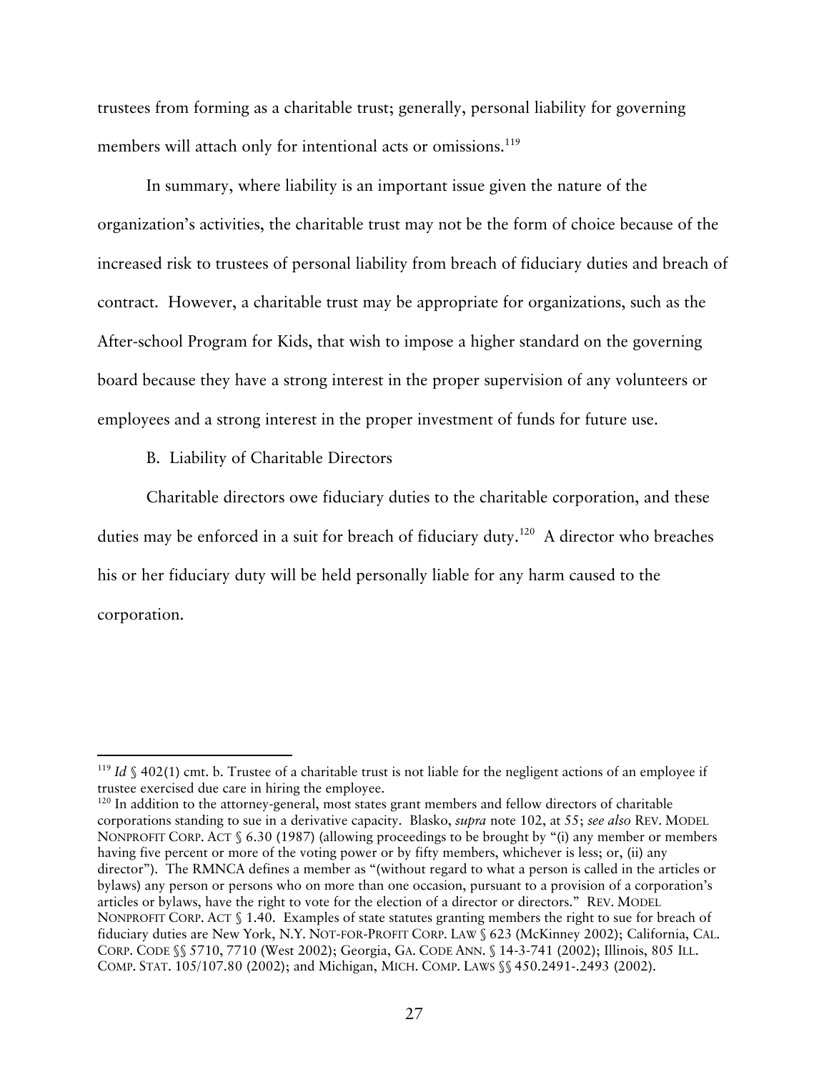trustees from forming as a charitable trust; generally, personal liability for governing members will attach only for intentional acts or omissions.[119]

In summary, where liability is an important issue given the nature of the organization's activities, the charitable trust may not be the form of choice because of the increased risk to trustees of personal liability from breach of fiduciary duties and breach of contract. However, a charitable trust may be appropriate for organizations, such as the After-school Program for Kids, that wish to impose a higher standard on the governing board because they have a strong interest in the proper supervision of any volunteers or employees and a strong interest in the proper investment of funds for future use.

B. Liability of Charitable Directors

Charitable directors owe fiduciary duties to the charitable corporation, and these duties may be enforced in a suit for breach of fiduciary duty.[120] A director who breaches his or her fiduciary duty will be held personally liable for any harm caused to the corporation.

---

[119] *Id* § 402(1) cmt. b. Trustee of a charitable trust is not liable for the negligent actions of an employee if trustee exercised due care in hiring the employee.

[120] In addition to the attorney-general, most states grant members and fellow directors of charitable corporations standing to sue in a derivative capacity. Blasko, *supra* note 102, at 55; *see also* REV. MODEL NONPROFIT CORP. ACT § 6.30 (1987) (allowing proceedings to be brought by "(i) any member or members having five percent or more of the voting power or by fifty members, whichever is less; or, (ii) any director"). The RMNCA defines a member as "(without regard to what a person is called in the articles or bylaws) any person or persons who on more than one occasion, pursuant to a provision of a corporation's articles or bylaws, have the right to vote for the election of a director or directors." REV. MODEL NONPROFIT CORP. ACT § 1.40. Examples of state statutes granting members the right to sue for breach of fiduciary duties are New York, N.Y. NOT-FOR-PROFIT CORP. LAW § 623 (McKinney 2002); California, CAL. CORP. CODE §§ 5710, 7710 (West 2002); Georgia, GA. CODE ANN. § 14-3-741 (2002); Illinois, 805 ILL. COMP. STAT. 105/107.80 (2002); and Michigan, MICH. COMP. LAWS §§ 450.2491-.2493 (2002).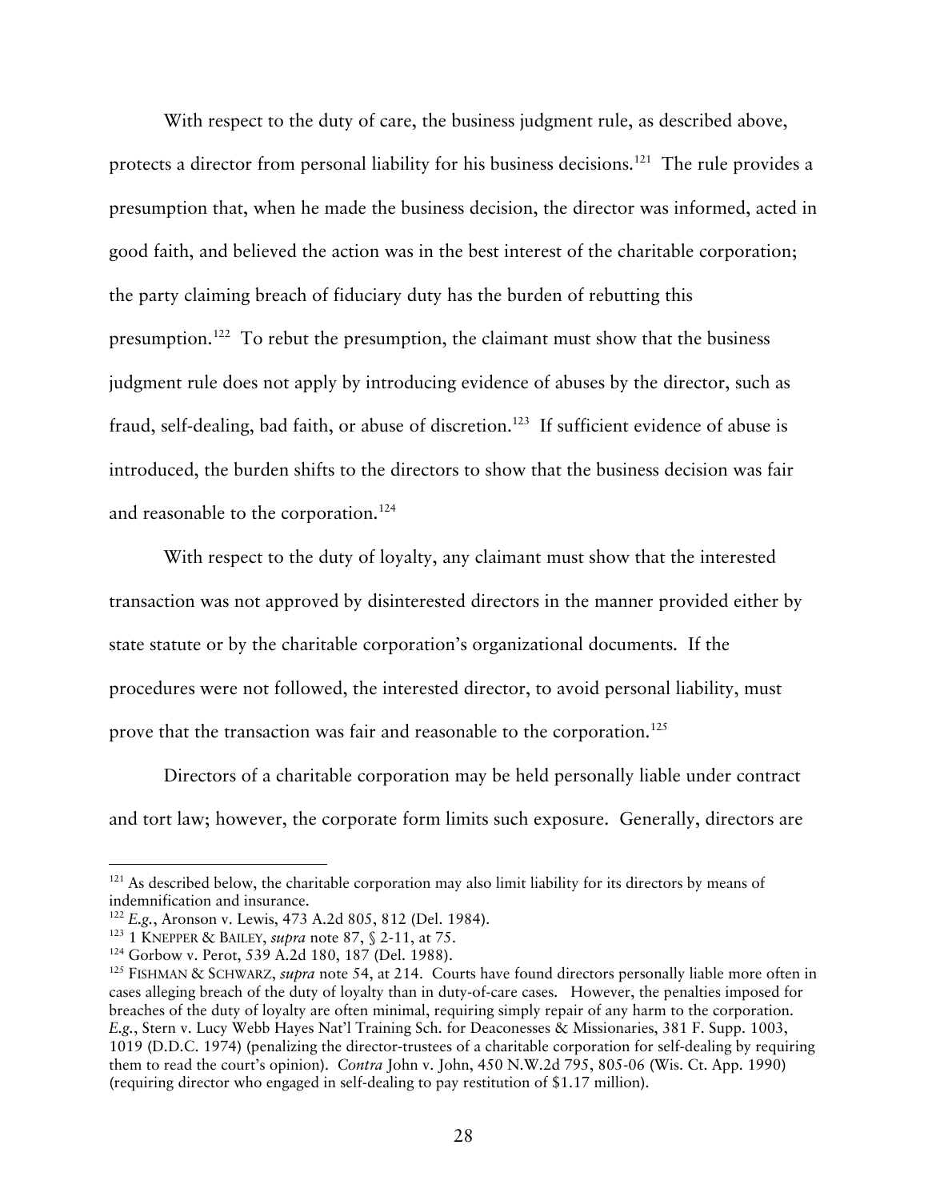With respect to the duty of care, the business judgment rule, as described above, protects a director from personal liability for his business decisions.[121] The rule provides a presumption that, when he made the business decision, the director was informed, acted in good faith, and believed the action was in the best interest of the charitable corporation; the party claiming breach of fiduciary duty has the burden of rebutting this presumption.[122] To rebut the presumption, the claimant must show that the business judgment rule does not apply by introducing evidence of abuses by the director, such as fraud, self-dealing, bad faith, or abuse of discretion.[123] If sufficient evidence of abuse is introduced, the burden shifts to the directors to show that the business decision was fair and reasonable to the corporation.[124]

With respect to the duty of loyalty, any claimant must show that the interested transaction was not approved by disinterested directors in the manner provided either by state statute or by the charitable corporation's organizational documents. If the procedures were not followed, the interested director, to avoid personal liability, must prove that the transaction was fair and reasonable to the corporation.[125]

Directors of a charitable corporation may be held personally liable under contract and tort law; however, the corporate form limits such exposure. Generally, directors are

---

[121] As described below, the charitable corporation may also limit liability for its directors by means of indemnification and insurance.

[122] *E.g.*, Aronson v. Lewis, 473 A.2d 805, 812 (Del. 1984).

[123] 1 KNEPPER & BAILEY, *supra* note 87, § 2-11, at 75.

[124] Gorbow v. Perot, 539 A.2d 180, 187 (Del. 1988).

[125] FISHMAN & SCHWARZ, *supra* note 54, at 214. Courts have found directors personally liable more often in cases alleging breach of the duty of loyalty than in duty-of-care cases. However, the penalties imposed for breaches of the duty of loyalty are often minimal, requiring simply repair of any harm to the corporation. *E.g.*, Stern v. Lucy Webb Hayes Nat'l Training Sch. for Deaconesses & Missionaries, 381 F. Supp. 1003, 1019 (D.D.C. 1974) (penalizing the director-trustees of a charitable corporation for self-dealing by requiring them to read the court's opinion). *Contra* John v. John, 450 N.W.2d 795, 805-06 (Wis. Ct. App. 1990) (requiring director who engaged in self-dealing to pay restitution of $1.17 million).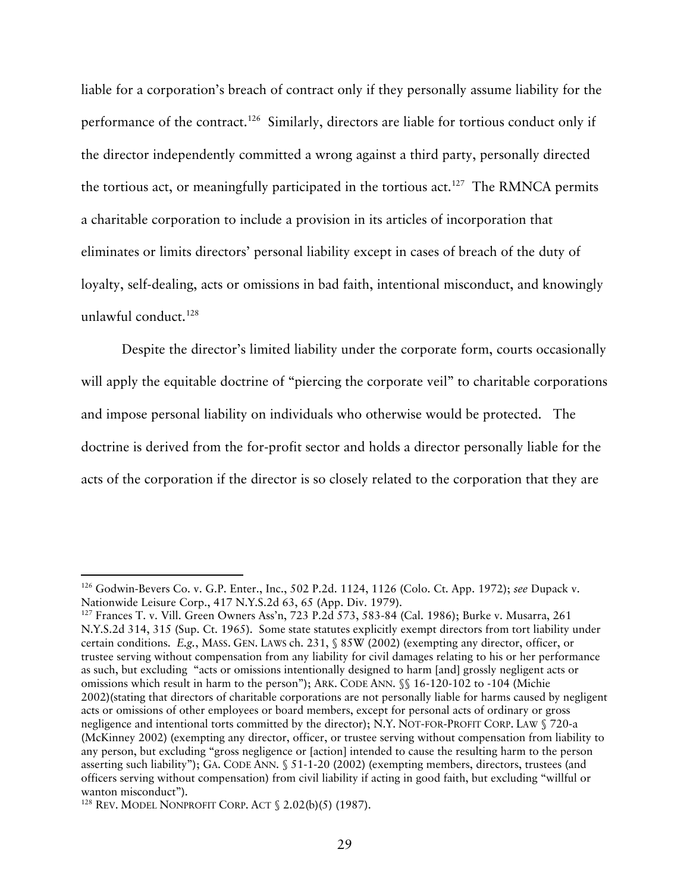liable for a corporation's breach of contract only if they personally assume liability for the performance of the contract.[126] Similarly, directors are liable for tortious conduct only if the director independently committed a wrong against a third party, personally directed the tortious act, or meaningfully participated in the tortious act.[127] The RMNCA permits a charitable corporation to include a provision in its articles of incorporation that eliminates or limits directors' personal liability except in cases of breach of the duty of loyalty, self-dealing, acts or omissions in bad faith, intentional misconduct, and knowingly unlawful conduct.[128]

Despite the director's limited liability under the corporate form, courts occasionally will apply the equitable doctrine of "piercing the corporate veil" to charitable corporations and impose personal liability on individuals who otherwise would be protected. The doctrine is derived from the for-profit sector and holds a director personally liable for the acts of the corporation if the director is so closely related to the corporation that they are

---

[126] Godwin-Bevers Co. v. G.P. Enter., Inc., 502 P.2d. 1124, 1126 (Colo. Ct. App. 1972); *see* Dupack v. Nationwide Leisure Corp., 417 N.Y.S.2d 63, 65 (App. Div. 1979).

[127] Frances T. v. Vill. Green Owners Ass'n, 723 P.2d 573, 583-84 (Cal. 1986); Burke v. Musarra, 261 N.Y.S.2d 314, 315 (Sup. Ct. 1965). Some state statutes explicitly exempt directors from tort liability under certain conditions. *E.g.*, MASS. GEN. LAWS ch. 231, § 85W (2002) (exempting any director, officer, or trustee serving without compensation from any liability for civil damages relating to his or her performance as such, but excluding "acts or omissions intentionally designed to harm [and] grossly negligent acts or omissions which result in harm to the person"); ARK. CODE ANN. §§ 16-120-102 to -104 (Michie 2002)(stating that directors of charitable corporations are not personally liable for harms caused by negligent acts or omissions of other employees or board members, except for personal acts of ordinary or gross negligence and intentional torts committed by the director); N.Y. NOT-FOR-PROFIT CORP. LAW § 720-a (McKinney 2002) (exempting any director, officer, or trustee serving without compensation from liability to any person, but excluding "gross negligence or [action] intended to cause the resulting harm to the person asserting such liability"); GA. CODE ANN. § 51-1-20 (2002) (exempting members, directors, trustees (and officers serving without compensation) from civil liability if acting in good faith, but excluding "willful or wanton misconduct").

[128] REV. MODEL NONPROFIT CORP. ACT § 2.02(b)(5) (1987).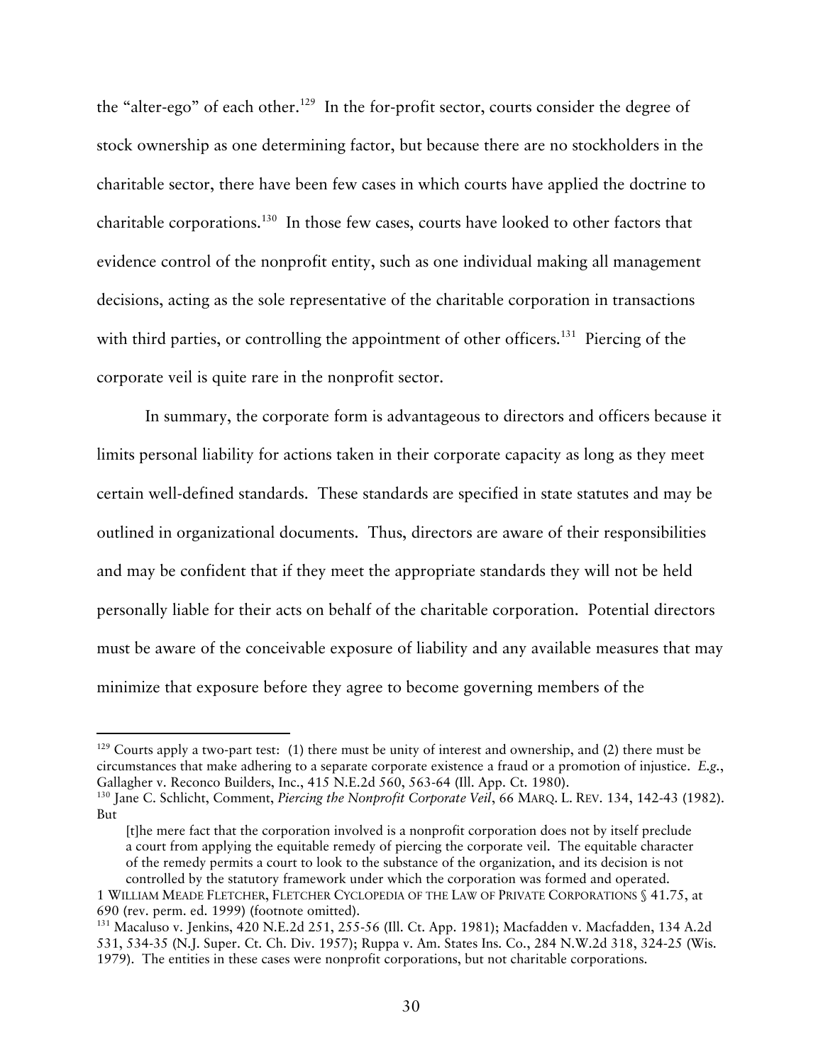the "alter-ego" of each other.[129] In the for-profit sector, courts consider the degree of stock ownership as one determining factor, but because there are no stockholders in the charitable sector, there have been few cases in which courts have applied the doctrine to charitable corporations.[130] In those few cases, courts have looked to other factors that evidence control of the nonprofit entity, such as one individual making all management decisions, acting as the sole representative of the charitable corporation in transactions with third parties, or controlling the appointment of other officers.[131] Piercing of the corporate veil is quite rare in the nonprofit sector.

In summary, the corporate form is advantageous to directors and officers because it limits personal liability for actions taken in their corporate capacity as long as they meet certain well-defined standards. These standards are specified in state statutes and may be outlined in organizational documents. Thus, directors are aware of their responsibilities and may be confident that if they meet the appropriate standards they will not be held personally liable for their acts on behalf of the charitable corporation. Potential directors must be aware of the conceivable exposure of liability and any available measures that may minimize that exposure before they agree to become governing members of the

---

[129] Courts apply a two-part test: (1) there must be unity of interest and ownership, and (2) there must be circumstances that make adhering to a separate corporate existence a fraud or a promotion of injustice. *E.g.*, Gallagher v. Reconco Builders, Inc., 415 N.E.2d 560, 563-64 (Ill. App. Ct. 1980).

[130] Jane C. Schlicht, Comment, *Piercing the Nonprofit Corporate Veil*, 66 MARQ. L. REV. 134, 142-43 (1982). But

> [t]he mere fact that the corporation involved is a nonprofit corporation does not by itself preclude a court from applying the equitable remedy of piercing the corporate veil. The equitable character of the remedy permits a court to look to the substance of the organization, and its decision is not controlled by the statutory framework under which the corporation was formed and operated.

1 WILLIAM MEADE FLETCHER, FLETCHER CYCLOPEDIA OF THE LAW OF PRIVATE CORPORATIONS § 41.75, at 690 (rev. perm. ed. 1999) (footnote omitted).

[131] Macaluso v. Jenkins, 420 N.E.2d 251, 255-56 (Ill. Ct. App. 1981); Macfadden v. Macfadden, 134 A.2d 531, 534-35 (N.J. Super. Ct. Ch. Div. 1957); Ruppa v. Am. States Ins. Co., 284 N.W.2d 318, 324-25 (Wis. 1979). The entities in these cases were nonprofit corporations, but not charitable corporations.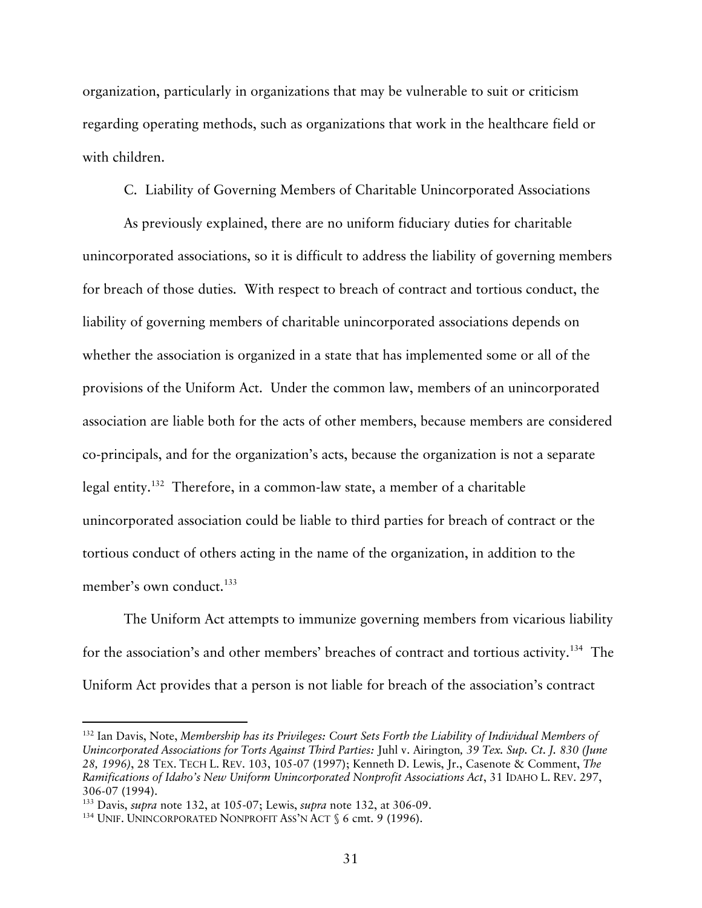organization, particularly in organizations that may be vulnerable to suit or criticism regarding operating methods, such as organizations that work in the healthcare field or with children.

### C. Liability of Governing Members of Charitable Unincorporated Associations

As previously explained, there are no uniform fiduciary duties for charitable unincorporated associations, so it is difficult to address the liability of governing members for breach of those duties. With respect to breach of contract and tortious conduct, the liability of governing members of charitable unincorporated associations depends on whether the association is organized in a state that has implemented some or all of the provisions of the Uniform Act. Under the common law, members of an unincorporated association are liable both for the acts of other members, because members are considered co-principals, and for the organization's acts, because the organization is not a separate legal entity.[132] Therefore, in a common-law state, a member of a charitable unincorporated association could be liable to third parties for breach of contract or the tortious conduct of others acting in the name of the organization, in addition to the member's own conduct.[133]

The Uniform Act attempts to immunize governing members from vicarious liability for the association's and other members' breaches of contract and tortious activity.[134] The Uniform Act provides that a person is not liable for breach of the association's contract

---

[132] Ian Davis, Note, *Membership has its Privileges: Court Sets Forth the Liability of Individual Members of Unincorporated Associations for Torts Against Third Parties:* Juhl v. Airington*, 39 Tex. Sup. Ct. J. 830 (June 28, 1996)*, 28 TEX. TECH L. REV. 103, 105-07 (1997); Kenneth D. Lewis, Jr., Casenote & Comment, *The Ramifications of Idaho's New Uniform Unincorporated Nonprofit Associations Act*, 31 IDAHO L. REV. 297, 306-07 (1994).

[133] Davis, *supra* note 132, at 105-07; Lewis, *supra* note 132, at 306-09.

[134] UNIF. UNINCORPORATED NONPROFIT ASS'N ACT § 6 cmt. 9 (1996).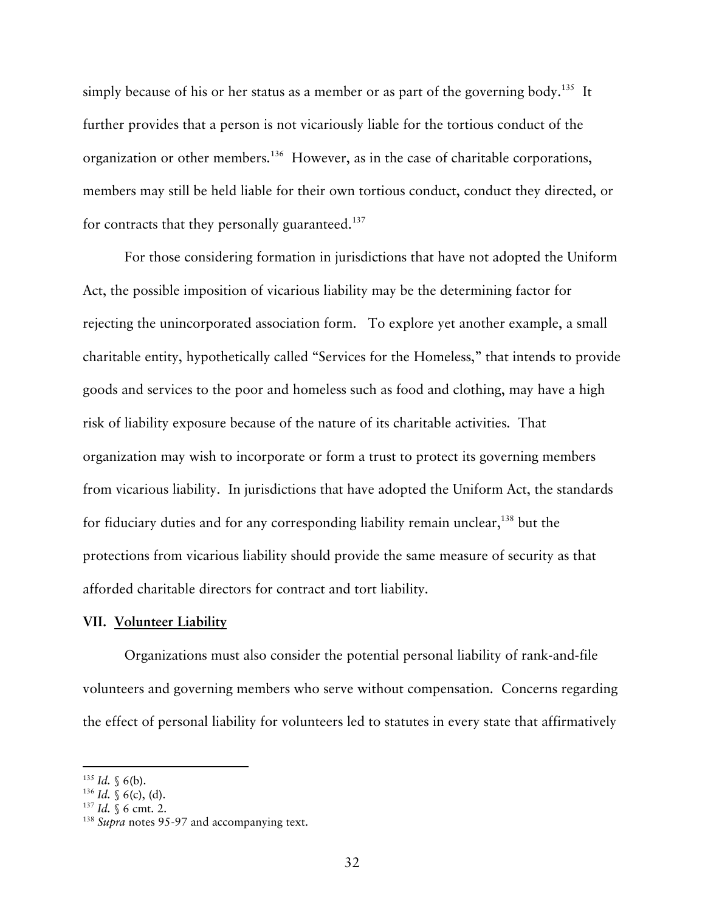simply because of his or her status as a member or as part of the governing body.[135] It further provides that a person is not vicariously liable for the tortious conduct of the organization or other members.[136] However, as in the case of charitable corporations, members may still be held liable for their own tortious conduct, conduct they directed, or for contracts that they personally guaranteed.[137]

For those considering formation in jurisdictions that have not adopted the Uniform Act, the possible imposition of vicarious liability may be the determining factor for rejecting the unincorporated association form. To explore yet another example, a small charitable entity, hypothetically called "Services for the Homeless," that intends to provide goods and services to the poor and homeless such as food and clothing, may have a high risk of liability exposure because of the nature of its charitable activities. That organization may wish to incorporate or form a trust to protect its governing members from vicarious liability. In jurisdictions that have adopted the Uniform Act, the standards for fiduciary duties and for any corresponding liability remain unclear,[138] but the protections from vicarious liability should provide the same measure of security as that afforded charitable directors for contract and tort liability.

## VII. Volunteer Liability

Organizations must also consider the potential personal liability of rank-and-file volunteers and governing members who serve without compensation. Concerns regarding the effect of personal liability for volunteers led to statutes in every state that affirmatively

---

[135] *Id.* § 6(b).
[136] *Id.* § 6(c), (d).
[137] *Id.* § 6 cmt. 2.
[138] *Supra* notes 95-97 and accompanying text.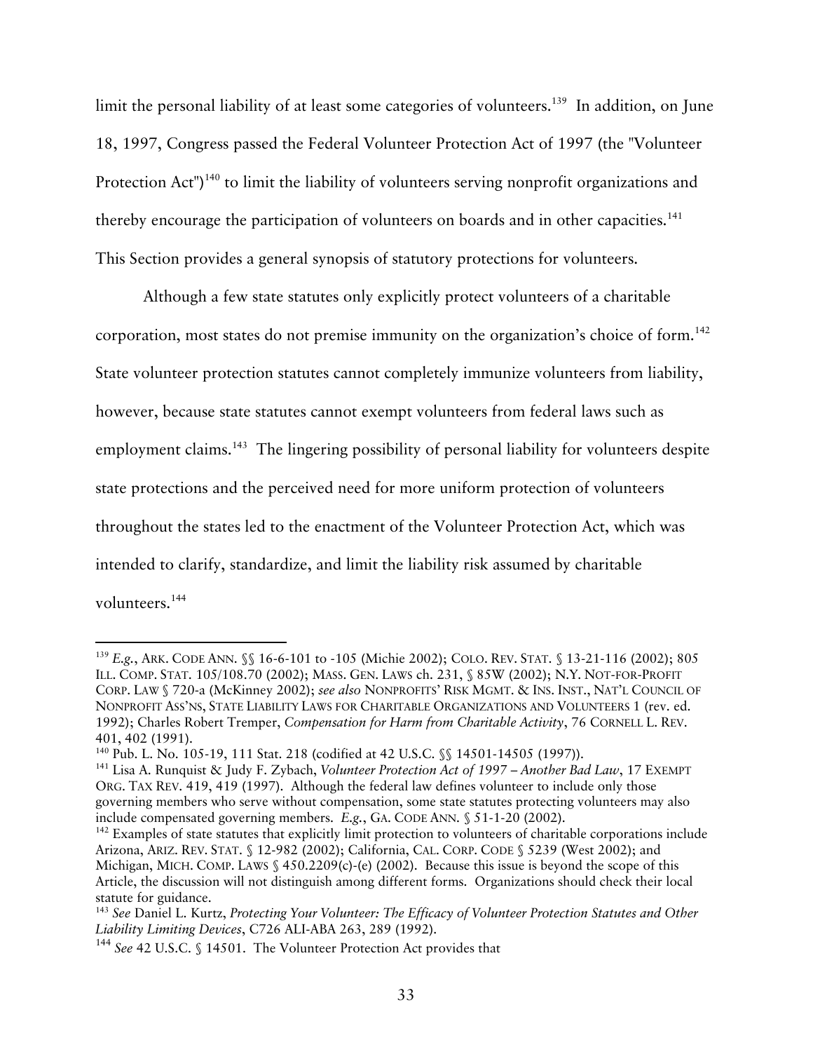limit the personal liability of at least some categories of volunteers.[139] In addition, on June 18, 1997, Congress passed the Federal Volunteer Protection Act of 1997 (the "Volunteer Protection Act")[140] to limit the liability of volunteers serving nonprofit organizations and thereby encourage the participation of volunteers on boards and in other capacities.[141] This Section provides a general synopsis of statutory protections for volunteers.

Although a few state statutes only explicitly protect volunteers of a charitable corporation, most states do not premise immunity on the organization's choice of form.[142] State volunteer protection statutes cannot completely immunize volunteers from liability, however, because state statutes cannot exempt volunteers from federal laws such as employment claims.[143] The lingering possibility of personal liability for volunteers despite state protections and the perceived need for more uniform protection of volunteers throughout the states led to the enactment of the Volunteer Protection Act, which was intended to clarify, standardize, and limit the liability risk assumed by charitable volunteers.[144]

---

[139] *E.g.*, ARK. CODE ANN. §§ 16-6-101 to -105 (Michie 2002); COLO. REV. STAT. § 13-21-116 (2002); 805 ILL. COMP. STAT. 105/108.70 (2002); MASS. GEN. LAWS ch. 231, § 85W (2002); N.Y. NOT-FOR-PROFIT CORP. LAW § 720-a (McKinney 2002); *see also* NONPROFITS' RISK MGMT. & INS. INST., NAT'L COUNCIL OF NONPROFIT ASS'NS, STATE LIABILITY LAWS FOR CHARITABLE ORGANIZATIONS AND VOLUNTEERS 1 (rev. ed. 1992); Charles Robert Tremper, *Compensation for Harm from Charitable Activity*, 76 CORNELL L. REV. 401, 402 (1991).

[140] Pub. L. No. 105-19, 111 Stat. 218 (codified at 42 U.S.C. §§ 14501-14505 (1997)).

[141] Lisa A. Runquist & Judy F. Zybach, *Volunteer Protection Act of 1997 – Another Bad Law*, 17 EXEMPT ORG. TAX REV. 419, 419 (1997). Although the federal law defines volunteer to include only those governing members who serve without compensation, some state statutes protecting volunteers may also include compensated governing members. *E.g.*, GA. CODE ANN. § 51-1-20 (2002).

[142] Examples of state statutes that explicitly limit protection to volunteers of charitable corporations include Arizona, ARIZ. REV. STAT. § 12-982 (2002); California, CAL. CORP. CODE § 5239 (West 2002); and Michigan, MICH. COMP. LAWS § 450.2209(c)-(e) (2002). Because this issue is beyond the scope of this Article, the discussion will not distinguish among different forms. Organizations should check their local statute for guidance.

[143] *See* Daniel L. Kurtz, *Protecting Your Volunteer: The Efficacy of Volunteer Protection Statutes and Other Liability Limiting Devices*, C726 ALI-ABA 263, 289 (1992).

[144] *See* 42 U.S.C. § 14501. The Volunteer Protection Act provides that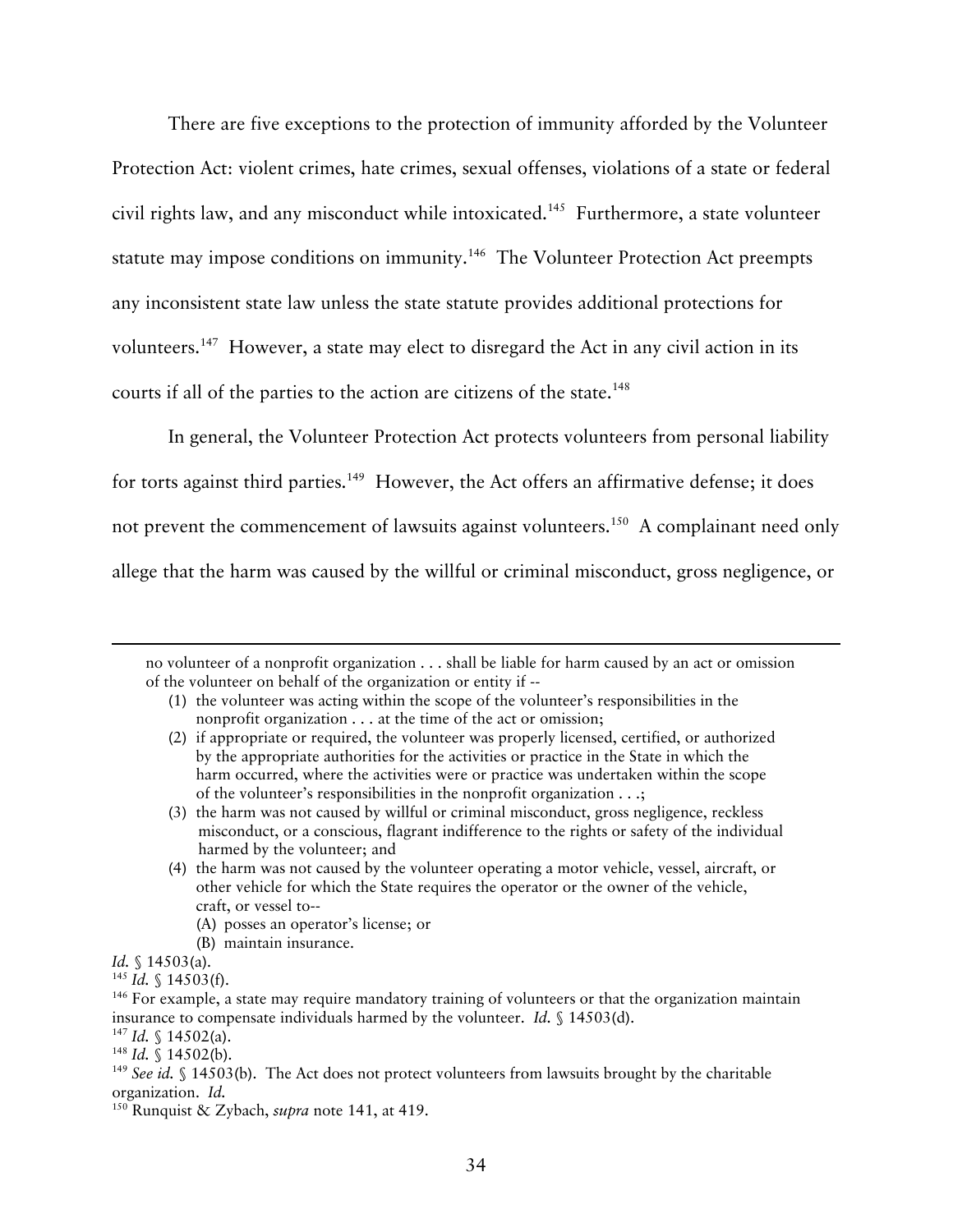There are five exceptions to the protection of immunity afforded by the Volunteer Protection Act: violent crimes, hate crimes, sexual offenses, violations of a state or federal civil rights law, and any misconduct while intoxicated.[145] Furthermore, a state volunteer statute may impose conditions on immunity.[146] The Volunteer Protection Act preempts any inconsistent state law unless the state statute provides additional protections for volunteers.[147] However, a state may elect to disregard the Act in any civil action in its courts if all of the parties to the action are citizens of the state.[148]

In general, the Volunteer Protection Act protects volunteers from personal liability for torts against third parties.[149] However, the Act offers an affirmative defense; it does not prevent the commencement of lawsuits against volunteers.[150] A complainant need only allege that the harm was caused by the willful or criminal misconduct, gross negligence, or

---

> no volunteer of a nonprofit organization . . . shall be liable for harm caused by an act or omission of the volunteer on behalf of the organization or entity if --
>
> (1) the volunteer was acting within the scope of the volunteer's responsibilities in the nonprofit organization . . . at the time of the act or omission;
>
> (2) if appropriate or required, the volunteer was properly licensed, certified, or authorized by the appropriate authorities for the activities or practice in the State in which the harm occurred, where the activities were or practice was undertaken within the scope of the volunteer's responsibilities in the nonprofit organization . . .;
>
> (3) the harm was not caused by willful or criminal misconduct, gross negligence, reckless misconduct, or a conscious, flagrant indifference to the rights or safety of the individual harmed by the volunteer; and
>
> (4) the harm was not caused by the volunteer operating a motor vehicle, vessel, aircraft, or other vehicle for which the State requires the operator or the owner of the vehicle, craft, or vessel to--
>
> (A) posses an operator's license; or
>
> (B) maintain insurance.

*Id.* § 14503(a).

[145] *Id.* § 14503(f).

[146] For example, a state may require mandatory training of volunteers or that the organization maintain insurance to compensate individuals harmed by the volunteer. *Id.* § 14503(d).

[147] *Id.* § 14502(a).

[148] *Id.* § 14502(b).

[149] *See id.* § 14503(b). The Act does not protect volunteers from lawsuits brought by the charitable organization. *Id.*

[150] Runquist & Zybach, *supra* note 141, at 419.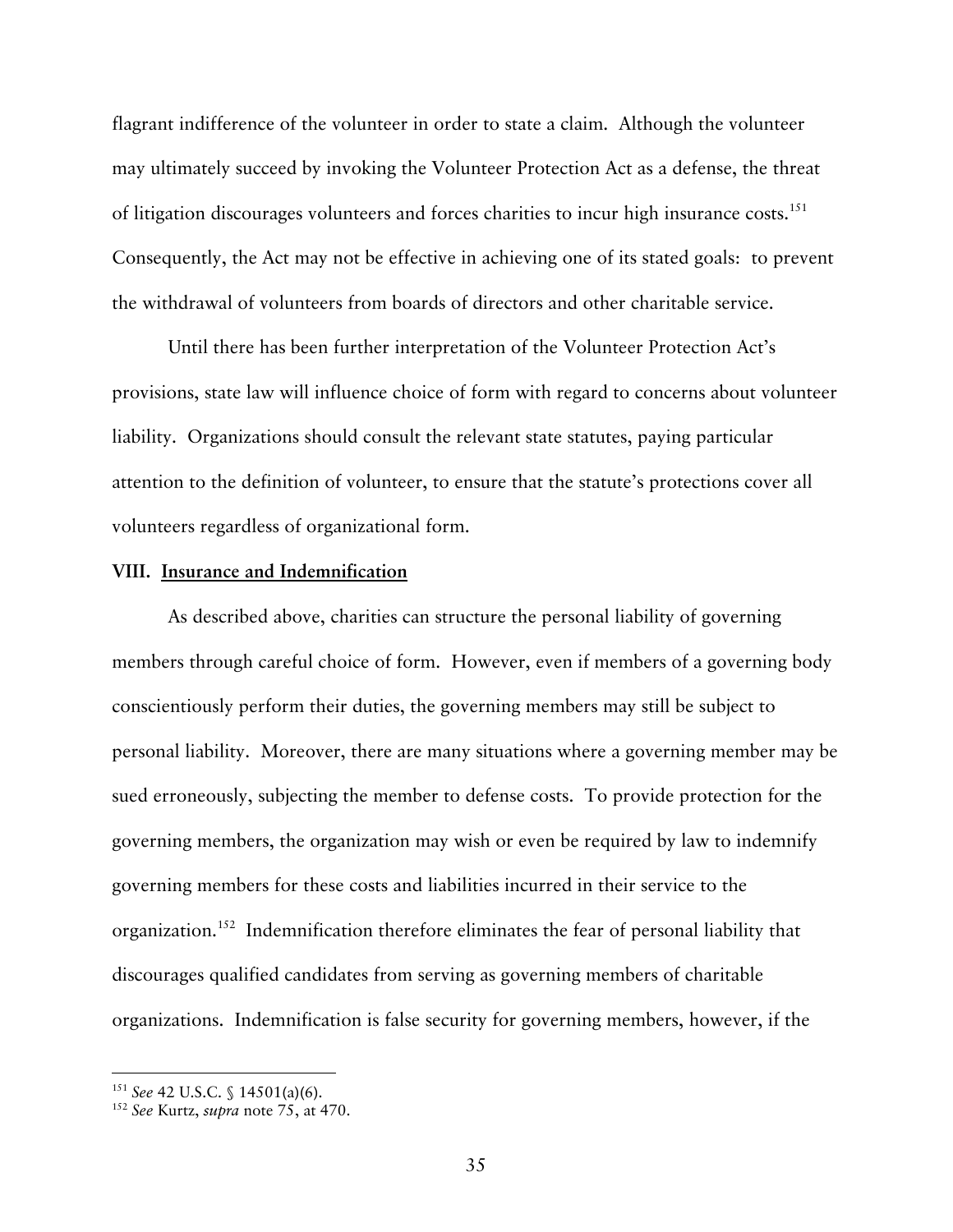flagrant indifference of the volunteer in order to state a claim. Although the volunteer may ultimately succeed by invoking the Volunteer Protection Act as a defense, the threat of litigation discourages volunteers and forces charities to incur high insurance costs.[151] Consequently, the Act may not be effective in achieving one of its stated goals: to prevent the withdrawal of volunteers from boards of directors and other charitable service.

Until there has been further interpretation of the Volunteer Protection Act's provisions, state law will influence choice of form with regard to concerns about volunteer liability. Organizations should consult the relevant state statutes, paying particular attention to the definition of volunteer, to ensure that the statute's protections cover all volunteers regardless of organizational form.

## VIII. Insurance and Indemnification

As described above, charities can structure the personal liability of governing members through careful choice of form. However, even if members of a governing body conscientiously perform their duties, the governing members may still be subject to personal liability. Moreover, there are many situations where a governing member may be sued erroneously, subjecting the member to defense costs. To provide protection for the governing members, the organization may wish or even be required by law to indemnify governing members for these costs and liabilities incurred in their service to the organization.[152] Indemnification therefore eliminates the fear of personal liability that discourages qualified candidates from serving as governing members of charitable organizations. Indemnification is false security for governing members, however, if the

---

[151] *See* 42 U.S.C. § 14501(a)(6).

[152] *See* Kurtz, *supra* note 75, at 470.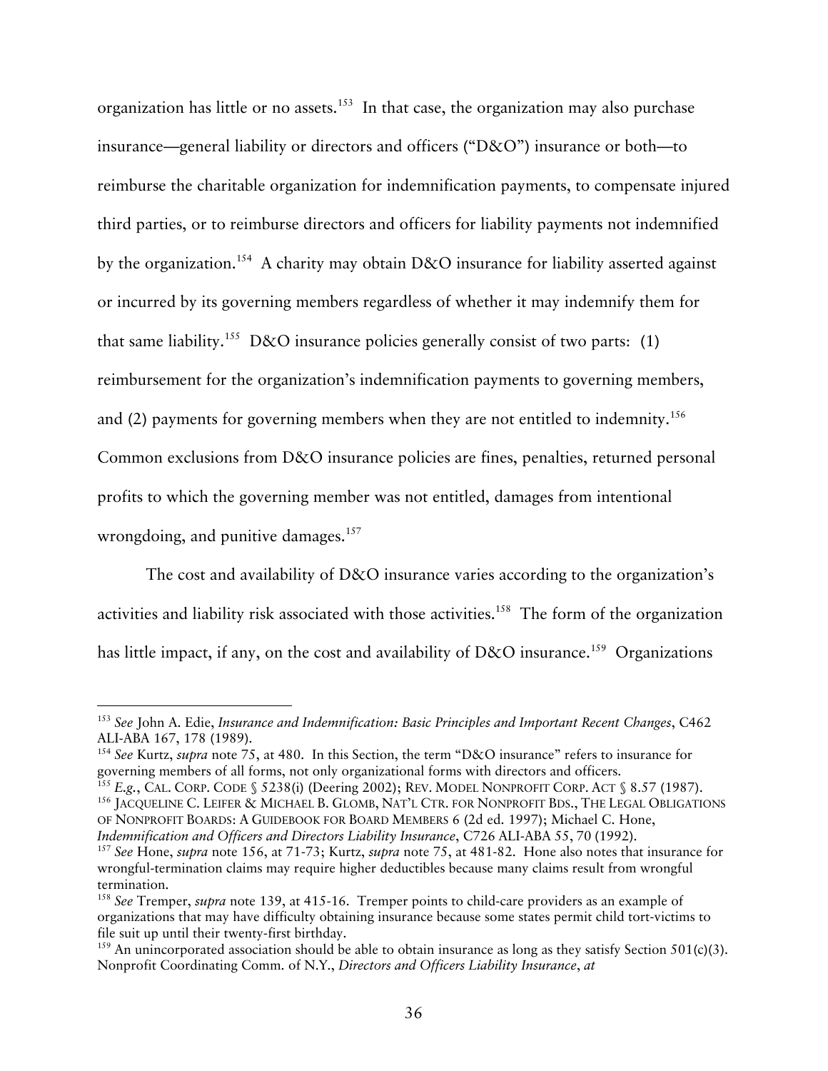organization has little or no assets.[153] In that case, the organization may also purchase insurance—general liability or directors and officers ("D&O") insurance or both—to reimburse the charitable organization for indemnification payments, to compensate injured third parties, or to reimburse directors and officers for liability payments not indemnified by the organization.[154] A charity may obtain D&O insurance for liability asserted against or incurred by its governing members regardless of whether it may indemnify them for that same liability.[155] D&O insurance policies generally consist of two parts: (1) reimbursement for the organization's indemnification payments to governing members, and (2) payments for governing members when they are not entitled to indemnity.[156] Common exclusions from D&O insurance policies are fines, penalties, returned personal profits to which the governing member was not entitled, damages from intentional wrongdoing, and punitive damages.[157]

The cost and availability of D&O insurance varies according to the organization's activities and liability risk associated with those activities.[158] The form of the organization has little impact, if any, on the cost and availability of D&O insurance.[159] Organizations

---

[153] *See* John A. Edie, *Insurance and Indemnification: Basic Principles and Important Recent Changes*, C462 ALI-ABA 167, 178 (1989).

[154] *See* Kurtz, *supra* note 75, at 480. In this Section, the term "D&O insurance" refers to insurance for governing members of all forms, not only organizational forms with directors and officers.

[155] *E.g.*, CAL. CORP. CODE § 5238(i) (Deering 2002); REV. MODEL NONPROFIT CORP. ACT § 8.57 (1987).

[156] JACQUELINE C. LEIFER & MICHAEL B. GLOMB, NAT'L CTR. FOR NONPROFIT BDS., THE LEGAL OBLIGATIONS OF NONPROFIT BOARDS: A GUIDEBOOK FOR BOARD MEMBERS 6 (2d ed. 1997); Michael C. Hone, *Indemnification and Officers and Directors Liability Insurance*, C726 ALI-ABA 55, 70 (1992).

[157] *See* Hone, *supra* note 156, at 71-73; Kurtz, *supra* note 75, at 481-82. Hone also notes that insurance for wrongful-termination claims may require higher deductibles because many claims result from wrongful termination.

[158] *See* Tremper, *supra* note 139, at 415-16. Tremper points to child-care providers as an example of organizations that may have difficulty obtaining insurance because some states permit child tort-victims to file suit up until their twenty-first birthday.

[159] An unincorporated association should be able to obtain insurance as long as they satisfy Section 501(c)(3). Nonprofit Coordinating Comm. of N.Y., *Directors and Officers Liability Insurance*, *at*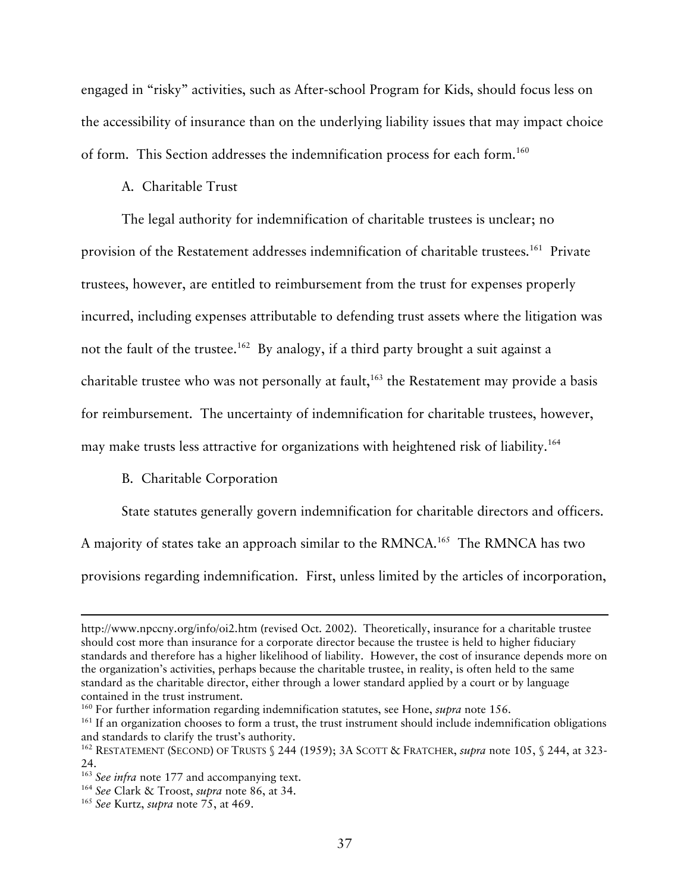engaged in "risky" activities, such as After-school Program for Kids, should focus less on the accessibility of insurance than on the underlying liability issues that may impact choice of form. This Section addresses the indemnification process for each form.[160]

A. Charitable Trust

The legal authority for indemnification of charitable trustees is unclear; no provision of the Restatement addresses indemnification of charitable trustees.[161] Private trustees, however, are entitled to reimbursement from the trust for expenses properly incurred, including expenses attributable to defending trust assets where the litigation was not the fault of the trustee.[162] By analogy, if a third party brought a suit against a charitable trustee who was not personally at fault,[163] the Restatement may provide a basis for reimbursement. The uncertainty of indemnification for charitable trustees, however, may make trusts less attractive for organizations with heightened risk of liability.[164]

B. Charitable Corporation

State statutes generally govern indemnification for charitable directors and officers. A majority of states take an approach similar to the RMNCA.[165] The RMNCA has two provisions regarding indemnification. First, unless limited by the articles of incorporation,

---

http://www.npccny.org/info/oi2.htm (revised Oct. 2002). Theoretically, insurance for a charitable trustee should cost more than insurance for a corporate director because the trustee is held to higher fiduciary standards and therefore has a higher likelihood of liability. However, the cost of insurance depends more on the organization's activities, perhaps because the charitable trustee, in reality, is often held to the same standard as the charitable director, either through a lower standard applied by a court or by language contained in the trust instrument.

[160] For further information regarding indemnification statutes, see Hone, *supra* note 156.

[161] If an organization chooses to form a trust, the trust instrument should include indemnification obligations and standards to clarify the trust's authority.

[162] RESTATEMENT (SECOND) OF TRUSTS § 244 (1959); 3A SCOTT & FRATCHER, *supra* note 105, § 244, at 323-24.

[163] *See infra* note 177 and accompanying text.

[164] *See* Clark & Troost, *supra* note 86, at 34.

[165] *See* Kurtz, *supra* note 75, at 469.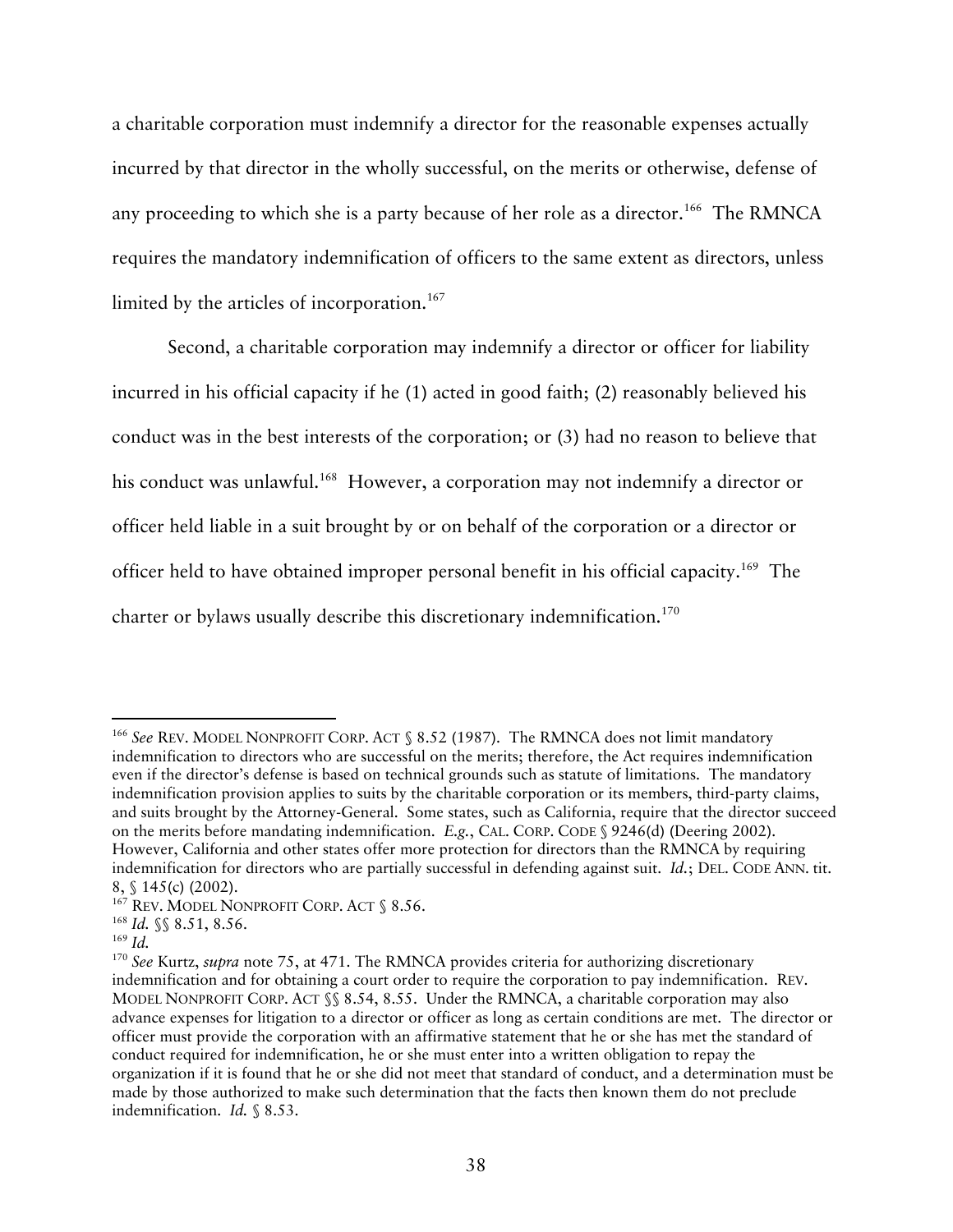a charitable corporation must indemnify a director for the reasonable expenses actually incurred by that director in the wholly successful, on the merits or otherwise, defense of any proceeding to which she is a party because of her role as a director.[166] The RMNCA requires the mandatory indemnification of officers to the same extent as directors, unless limited by the articles of incorporation.[167]

Second, a charitable corporation may indemnify a director or officer for liability incurred in his official capacity if he (1) acted in good faith; (2) reasonably believed his conduct was in the best interests of the corporation; or (3) had no reason to believe that his conduct was unlawful.[168] However, a corporation may not indemnify a director or officer held liable in a suit brought by or on behalf of the corporation or a director or officer held to have obtained improper personal benefit in his official capacity.[169] The charter or bylaws usually describe this discretionary indemnification.[170]

---

[166] *See* REV. MODEL NONPROFIT CORP. ACT § 8.52 (1987). The RMNCA does not limit mandatory indemnification to directors who are successful on the merits; therefore, the Act requires indemnification even if the director's defense is based on technical grounds such as statute of limitations. The mandatory indemnification provision applies to suits by the charitable corporation or its members, third-party claims, and suits brought by the Attorney-General. Some states, such as California, require that the director succeed on the merits before mandating indemnification. *E.g.*, CAL. CORP. CODE § 9246(d) (Deering 2002). However, California and other states offer more protection for directors than the RMNCA by requiring indemnification for directors who are partially successful in defending against suit. *Id.*; DEL. CODE ANN. tit. 8, § 145(c) (2002).

[167] REV. MODEL NONPROFIT CORP. ACT § 8.56.

[168] *Id.* §§ 8.51, 8.56.

[169] *Id.*

[170] *See* Kurtz, *supra* note 75, at 471. The RMNCA provides criteria for authorizing discretionary indemnification and for obtaining a court order to require the corporation to pay indemnification. REV. MODEL NONPROFIT CORP. ACT §§ 8.54, 8.55. Under the RMNCA, a charitable corporation may also advance expenses for litigation to a director or officer as long as certain conditions are met. The director or officer must provide the corporation with an affirmative statement that he or she has met the standard of conduct required for indemnification, he or she must enter into a written obligation to repay the organization if it is found that he or she did not meet that standard of conduct, and a determination must be made by those authorized to make such determination that the facts then known them do not preclude indemnification. *Id.* § 8.53.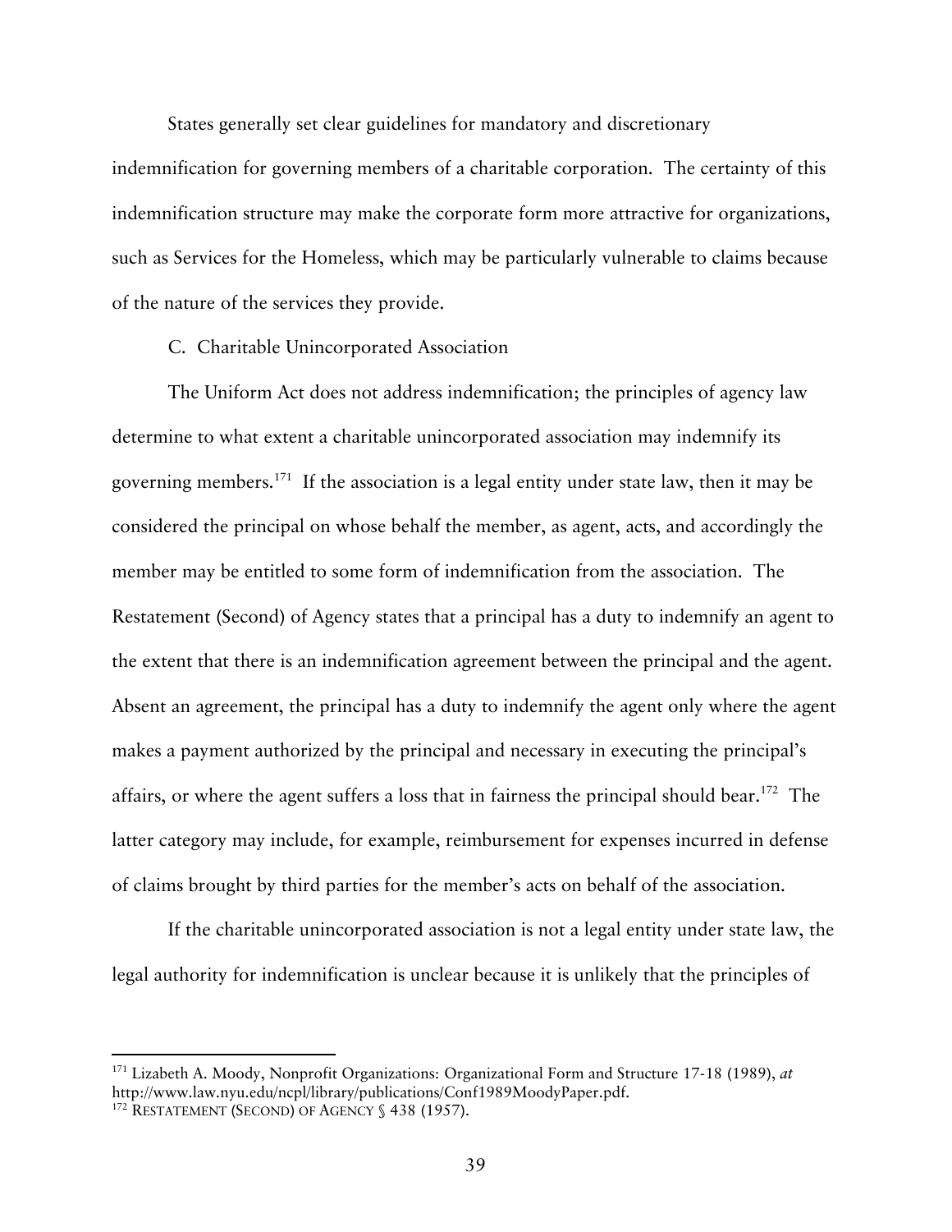States generally set clear guidelines for mandatory and discretionary indemnification for governing members of a charitable corporation. The certainty of this indemnification structure may make the corporate form more attractive for organizations, such as Services for the Homeless, which may be particularly vulnerable to claims because of the nature of the services they provide.

### C. Charitable Unincorporated Association

The Uniform Act does not address indemnification; the principles of agency law determine to what extent a charitable unincorporated association may indemnify its governing members.[171] If the association is a legal entity under state law, then it may be considered the principal on whose behalf the member, as agent, acts, and accordingly the member may be entitled to some form of indemnification from the association. The Restatement (Second) of Agency states that a principal has a duty to indemnify an agent to the extent that there is an indemnification agreement between the principal and the agent. Absent an agreement, the principal has a duty to indemnify the agent only where the agent makes a payment authorized by the principal and necessary in executing the principal's affairs, or where the agent suffers a loss that in fairness the principal should bear.[172] The latter category may include, for example, reimbursement for expenses incurred in defense of claims brought by third parties for the member's acts on behalf of the association.

If the charitable unincorporated association is not a legal entity under state law, the legal authority for indemnification is unclear because it is unlikely that the principles of

---

[171] Lizabeth A. Moody, Nonprofit Organizations: Organizational Form and Structure 17-18 (1989), *at* http://www.law.nyu.edu/ncpl/library/publications/Conf1989MoodyPaper.pdf.

[172] RESTATEMENT (SECOND) OF AGENCY § 438 (1957).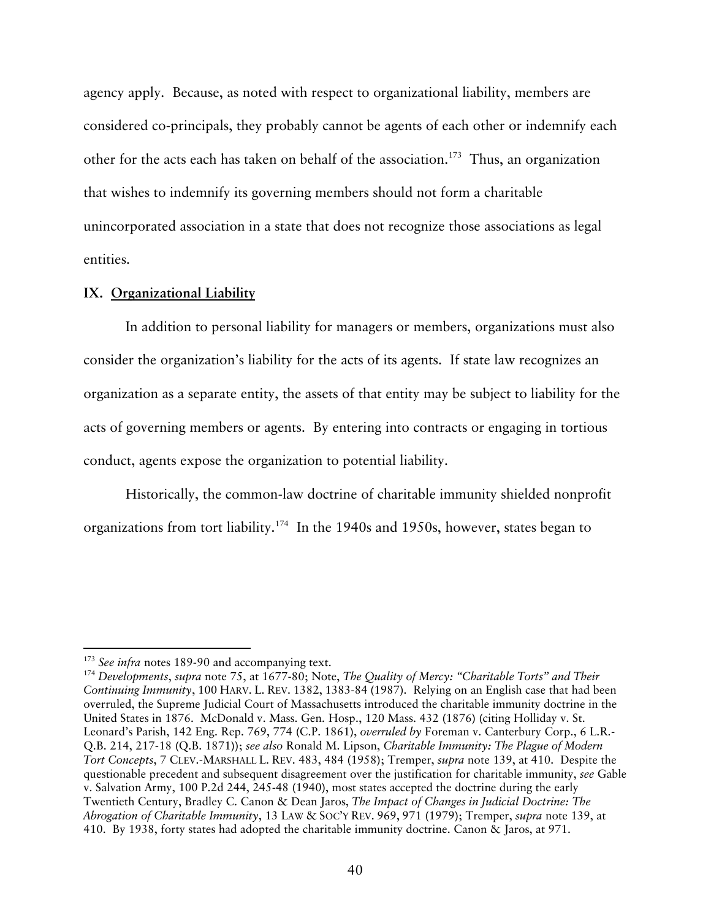agency apply. Because, as noted with respect to organizational liability, members are considered co-principals, they probably cannot be agents of each other or indemnify each other for the acts each has taken on behalf of the association.[173] Thus, an organization that wishes to indemnify its governing members should not form a charitable unincorporated association in a state that does not recognize those associations as legal entities.

## IX. Organizational Liability

In addition to personal liability for managers or members, organizations must also consider the organization's liability for the acts of its agents. If state law recognizes an organization as a separate entity, the assets of that entity may be subject to liability for the acts of governing members or agents. By entering into contracts or engaging in tortious conduct, agents expose the organization to potential liability.

Historically, the common-law doctrine of charitable immunity shielded nonprofit organizations from tort liability.[174] In the 1940s and 1950s, however, states began to

---

[173] *See infra* notes 189-90 and accompanying text.

[174] *Developments*, *supra* note 75, at 1677-80; Note, *The Quality of Mercy: "Charitable Torts" and Their Continuing Immunity*, 100 HARV. L. REV. 1382, 1383-84 (1987). Relying on an English case that had been overruled, the Supreme Judicial Court of Massachusetts introduced the charitable immunity doctrine in the United States in 1876. McDonald v. Mass. Gen. Hosp., 120 Mass. 432 (1876) (citing Holliday v. St. Leonard's Parish, 142 Eng. Rep. 769, 774 (C.P. 1861), *overruled by* Foreman v. Canterbury Corp., 6 L.R.-Q.B. 214, 217-18 (Q.B. 1871)); *see also* Ronald M. Lipson, *Charitable Immunity: The Plague of Modern Tort Concepts*, 7 CLEV.-MARSHALL L. REV. 483, 484 (1958); Tremper, *supra* note 139, at 410. Despite the questionable precedent and subsequent disagreement over the justification for charitable immunity, *see* Gable v. Salvation Army, 100 P.2d 244, 245-48 (1940), most states accepted the doctrine during the early Twentieth Century, Bradley C. Canon & Dean Jaros, *The Impact of Changes in Judicial Doctrine: The Abrogation of Charitable Immunity*, 13 LAW & SOC'Y REV. 969, 971 (1979); Tremper, *supra* note 139, at 410. By 1938, forty states had adopted the charitable immunity doctrine. Canon & Jaros, at 971.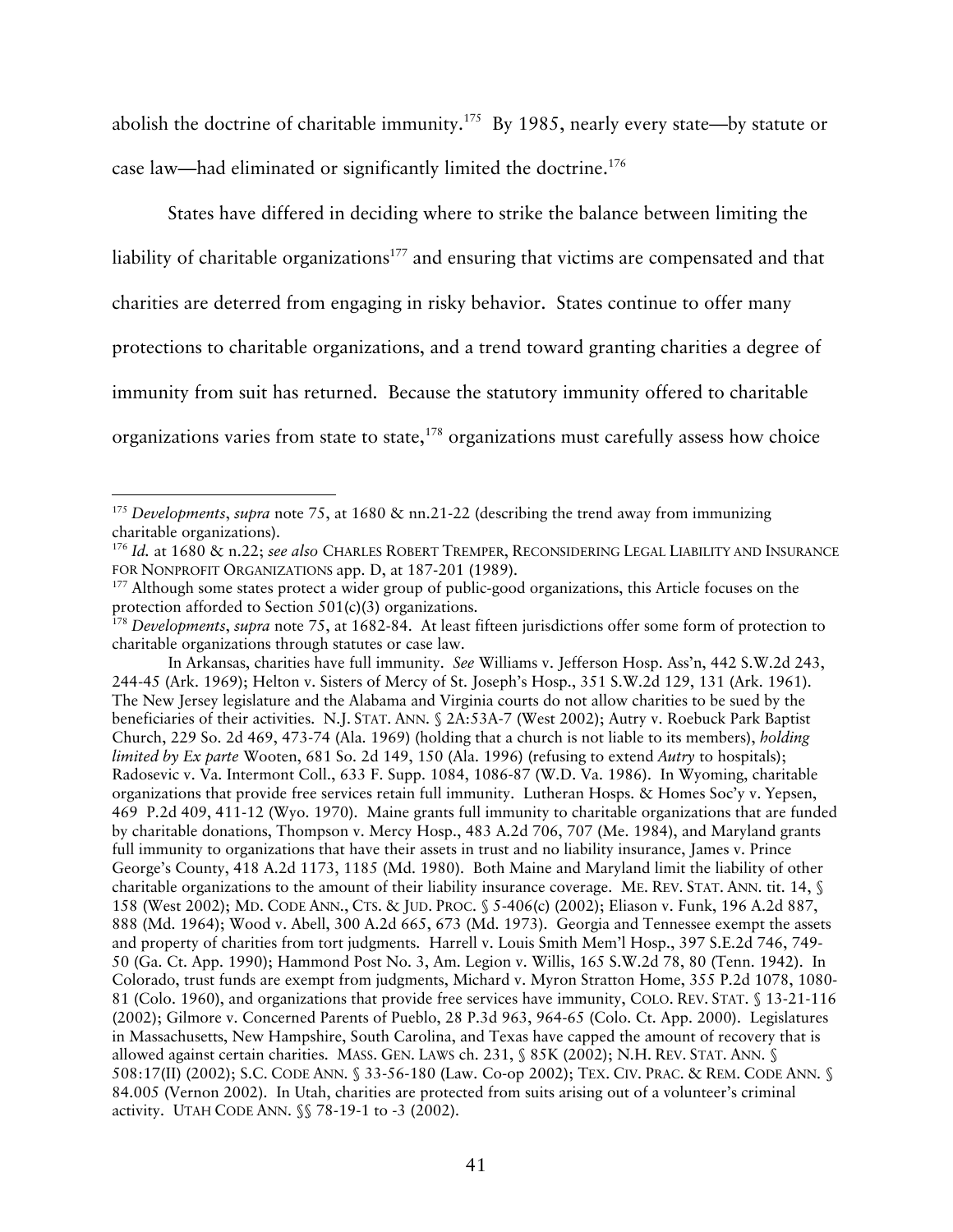abolish the doctrine of charitable immunity.[175] By 1985, nearly every state—by statute or case law—had eliminated or significantly limited the doctrine.[176]

States have differed in deciding where to strike the balance between limiting the liability of charitable organizations[177] and ensuring that victims are compensated and that charities are deterred from engaging in risky behavior. States continue to offer many protections to charitable organizations, and a trend toward granting charities a degree of immunity from suit has returned. Because the statutory immunity offered to charitable organizations varies from state to state,[178] organizations must carefully assess how choice

---

[175] *Developments*, *supra* note 75, at 1680 & nn.21-22 (describing the trend away from immunizing charitable organizations).

[176] *Id.* at 1680 & n.22; *see also* CHARLES ROBERT TREMPER, RECONSIDERING LEGAL LIABILITY AND INSURANCE FOR NONPROFIT ORGANIZATIONS app. D, at 187-201 (1989).

[177] Although some states protect a wider group of public-good organizations, this Article focuses on the protection afforded to Section 501(c)(3) organizations.

[178] *Developments*, *supra* note 75, at 1682-84. At least fifteen jurisdictions offer some form of protection to charitable organizations through statutes or case law.

In Arkansas, charities have full immunity. *See* Williams v. Jefferson Hosp. Ass'n, 442 S.W.2d 243, 244-45 (Ark. 1969); Helton v. Sisters of Mercy of St. Joseph's Hosp., 351 S.W.2d 129, 131 (Ark. 1961). The New Jersey legislature and the Alabama and Virginia courts do not allow charities to be sued by the beneficiaries of their activities. N.J. STAT. ANN. § 2A:53A-7 (West 2002); Autry v. Roebuck Park Baptist Church, 229 So. 2d 469, 473-74 (Ala. 1969) (holding that a church is not liable to its members), *holding limited by Ex parte* Wooten, 681 So. 2d 149, 150 (Ala. 1996) (refusing to extend *Autry* to hospitals); Radosevic v. Va. Intermont Coll., 633 F. Supp. 1084, 1086-87 (W.D. Va. 1986). In Wyoming, charitable organizations that provide free services retain full immunity. Lutheran Hosps. & Homes Soc'y v. Yepsen, 469 P.2d 409, 411-12 (Wyo. 1970). Maine grants full immunity to charitable organizations that are funded by charitable donations, Thompson v. Mercy Hosp., 483 A.2d 706, 707 (Me. 1984), and Maryland grants full immunity to organizations that have their assets in trust and no liability insurance, James v. Prince George's County, 418 A.2d 1173, 1185 (Md. 1980). Both Maine and Maryland limit the liability of other charitable organizations to the amount of their liability insurance coverage. ME. REV. STAT. ANN. tit. 14, § 158 (West 2002); MD. CODE ANN., CTS. & JUD. PROC. § 5-406(c) (2002); Eliason v. Funk, 196 A.2d 887, 888 (Md. 1964); Wood v. Abell, 300 A.2d 665, 673 (Md. 1973). Georgia and Tennessee exempt the assets and property of charities from tort judgments. Harrell v. Louis Smith Mem'l Hosp., 397 S.E.2d 746, 749-50 (Ga. Ct. App. 1990); Hammond Post No. 3, Am. Legion v. Willis, 165 S.W.2d 78, 80 (Tenn. 1942). In Colorado, trust funds are exempt from judgments, Michard v. Myron Stratton Home, 355 P.2d 1078, 1080-81 (Colo. 1960), and organizations that provide free services have immunity, COLO. REV. STAT. § 13-21-116 (2002); Gilmore v. Concerned Parents of Pueblo, 28 P.3d 963, 964-65 (Colo. Ct. App. 2000). Legislatures in Massachusetts, New Hampshire, South Carolina, and Texas have capped the amount of recovery that is allowed against certain charities. MASS. GEN. LAWS ch. 231, § 85K (2002); N.H. REV. STAT. ANN. § 508:17(II) (2002); S.C. CODE ANN. § 33-56-180 (Law. Co-op 2002); TEX. CIV. PRAC. & REM. CODE ANN. § 84.005 (Vernon 2002). In Utah, charities are protected from suits arising out of a volunteer's criminal activity. UTAH CODE ANN. §§ 78-19-1 to -3 (2002).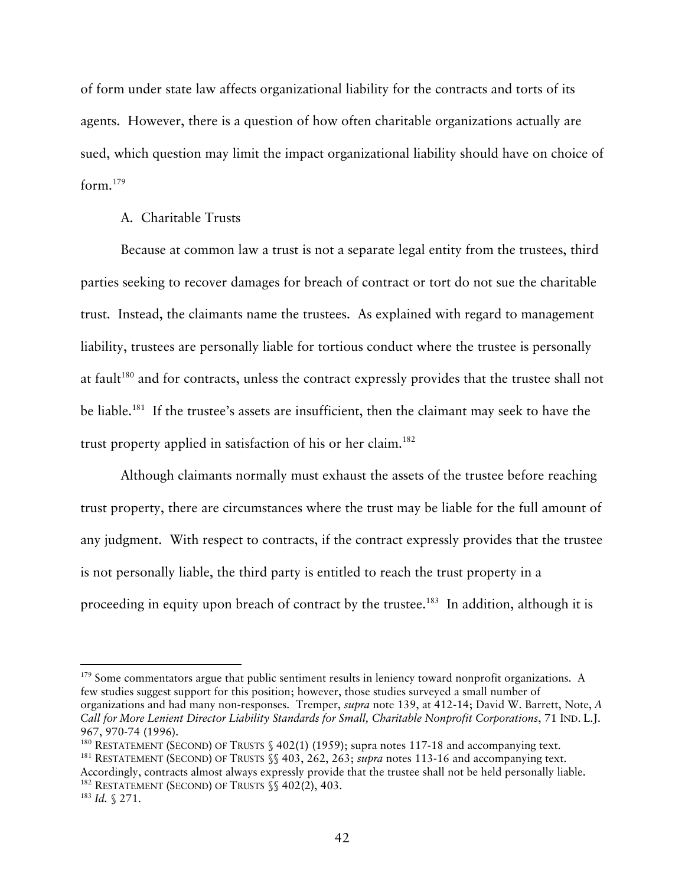of form under state law affects organizational liability for the contracts and torts of its agents. However, there is a question of how often charitable organizations actually are sued, which question may limit the impact organizational liability should have on choice of form.[179]

## A. Charitable Trusts

Because at common law a trust is not a separate legal entity from the trustees, third parties seeking to recover damages for breach of contract or tort do not sue the charitable trust. Instead, the claimants name the trustees. As explained with regard to management liability, trustees are personally liable for tortious conduct where the trustee is personally at fault[180] and for contracts, unless the contract expressly provides that the trustee shall not be liable.[181] If the trustee's assets are insufficient, then the claimant may seek to have the trust property applied in satisfaction of his or her claim.[182]

Although claimants normally must exhaust the assets of the trustee before reaching trust property, there are circumstances where the trust may be liable for the full amount of any judgment. With respect to contracts, if the contract expressly provides that the trustee is not personally liable, the third party is entitled to reach the trust property in a proceeding in equity upon breach of contract by the trustee.[183] In addition, although it is

---

[179] Some commentators argue that public sentiment results in leniency toward nonprofit organizations. A few studies suggest support for this position; however, those studies surveyed a small number of organizations and had many non-responses. Tremper, *supra* note 139, at 412-14; David W. Barrett, Note, *A Call for More Lenient Director Liability Standards for Small, Charitable Nonprofit Corporations*, 71 IND. L.J. 967, 970-74 (1996).

[180] RESTATEMENT (SECOND) OF TRUSTS § 402(1) (1959); supra notes 117-18 and accompanying text.

[181] RESTATEMENT (SECOND) OF TRUSTS §§ 403, 262, 263; *supra* notes 113-16 and accompanying text. Accordingly, contracts almost always expressly provide that the trustee shall not be held personally liable.

[182] RESTATEMENT (SECOND) OF TRUSTS §§ 402(2), 403.

[183] *Id.* § 271.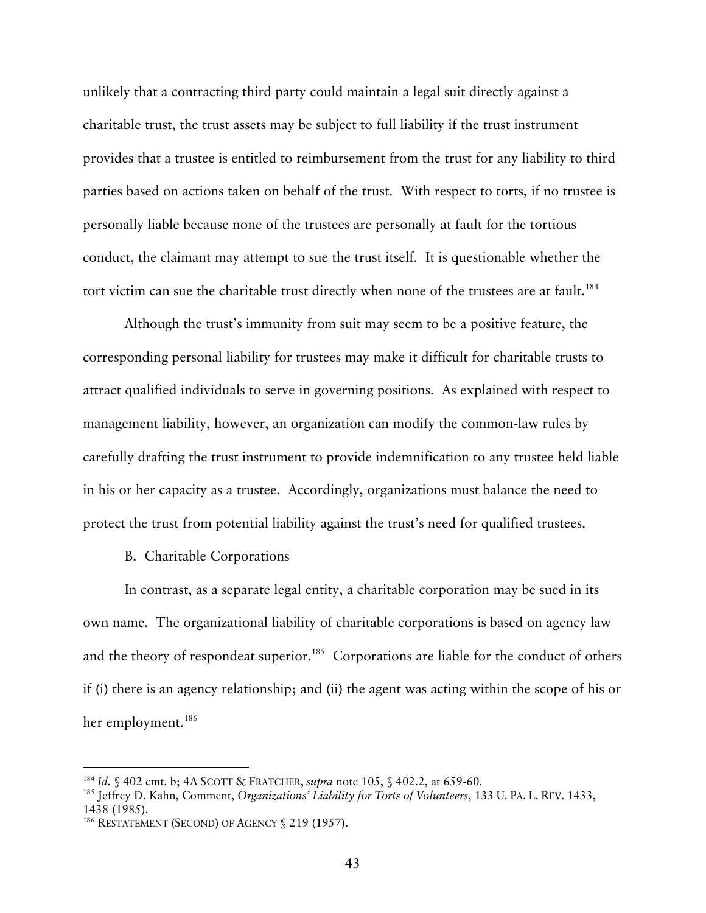unlikely that a contracting third party could maintain a legal suit directly against a charitable trust, the trust assets may be subject to full liability if the trust instrument provides that a trustee is entitled to reimbursement from the trust for any liability to third parties based on actions taken on behalf of the trust. With respect to torts, if no trustee is personally liable because none of the trustees are personally at fault for the tortious conduct, the claimant may attempt to sue the trust itself. It is questionable whether the tort victim can sue the charitable trust directly when none of the trustees are at fault.[184]

Although the trust's immunity from suit may seem to be a positive feature, the corresponding personal liability for trustees may make it difficult for charitable trusts to attract qualified individuals to serve in governing positions. As explained with respect to management liability, however, an organization can modify the common-law rules by carefully drafting the trust instrument to provide indemnification to any trustee held liable in his or her capacity as a trustee. Accordingly, organizations must balance the need to protect the trust from potential liability against the trust's need for qualified trustees.

B. Charitable Corporations

In contrast, as a separate legal entity, a charitable corporation may be sued in its own name. The organizational liability of charitable corporations is based on agency law and the theory of respondeat superior.[185] Corporations are liable for the conduct of others if (i) there is an agency relationship; and (ii) the agent was acting within the scope of his or her employment.[186]

---

[184] *Id.* § 402 cmt. b; 4A SCOTT & FRATCHER, *supra* note 105, § 402.2, at 659-60.

[185] Jeffrey D. Kahn, Comment, *Organizations' Liability for Torts of Volunteers*, 133 U. PA. L. REV. 1433, 1438 (1985).

[186] RESTATEMENT (SECOND) OF AGENCY § 219 (1957).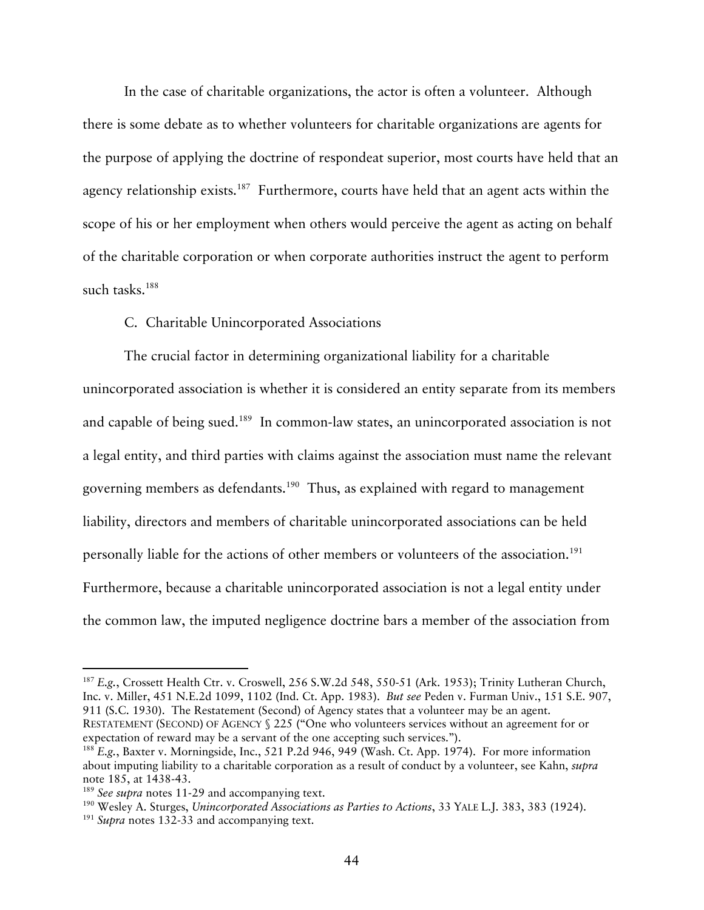In the case of charitable organizations, the actor is often a volunteer. Although there is some debate as to whether volunteers for charitable organizations are agents for the purpose of applying the doctrine of respondeat superior, most courts have held that an agency relationship exists.[187] Furthermore, courts have held that an agent acts within the scope of his or her employment when others would perceive the agent as acting on behalf of the charitable corporation or when corporate authorities instruct the agent to perform such tasks.[188]

C. Charitable Unincorporated Associations

The crucial factor in determining organizational liability for a charitable unincorporated association is whether it is considered an entity separate from its members and capable of being sued.[189] In common-law states, an unincorporated association is not a legal entity, and third parties with claims against the association must name the relevant governing members as defendants.[190] Thus, as explained with regard to management liability, directors and members of charitable unincorporated associations can be held personally liable for the actions of other members or volunteers of the association.[191] Furthermore, because a charitable unincorporated association is not a legal entity under the common law, the imputed negligence doctrine bars a member of the association from

---

[187] *E.g.*, Crossett Health Ctr. v. Croswell, 256 S.W.2d 548, 550-51 (Ark. 1953); Trinity Lutheran Church, Inc. v. Miller, 451 N.E.2d 1099, 1102 (Ind. Ct. App. 1983). *But see* Peden v. Furman Univ., 151 S.E. 907, 911 (S.C. 1930). The Restatement (Second) of Agency states that a volunteer may be an agent. RESTATEMENT (SECOND) OF AGENCY § 225 ("One who volunteers services without an agreement for or expectation of reward may be a servant of the one accepting such services.").

[188] *E.g.*, Baxter v. Morningside, Inc., 521 P.2d 946, 949 (Wash. Ct. App. 1974). For more information about imputing liability to a charitable corporation as a result of conduct by a volunteer, see Kahn, *supra* note 185, at 1438-43.

[189] *See supra* notes 11-29 and accompanying text.

[190] Wesley A. Sturges, *Unincorporated Associations as Parties to Actions*, 33 YALE L.J. 383, 383 (1924).

[191] *Supra* notes 132-33 and accompanying text.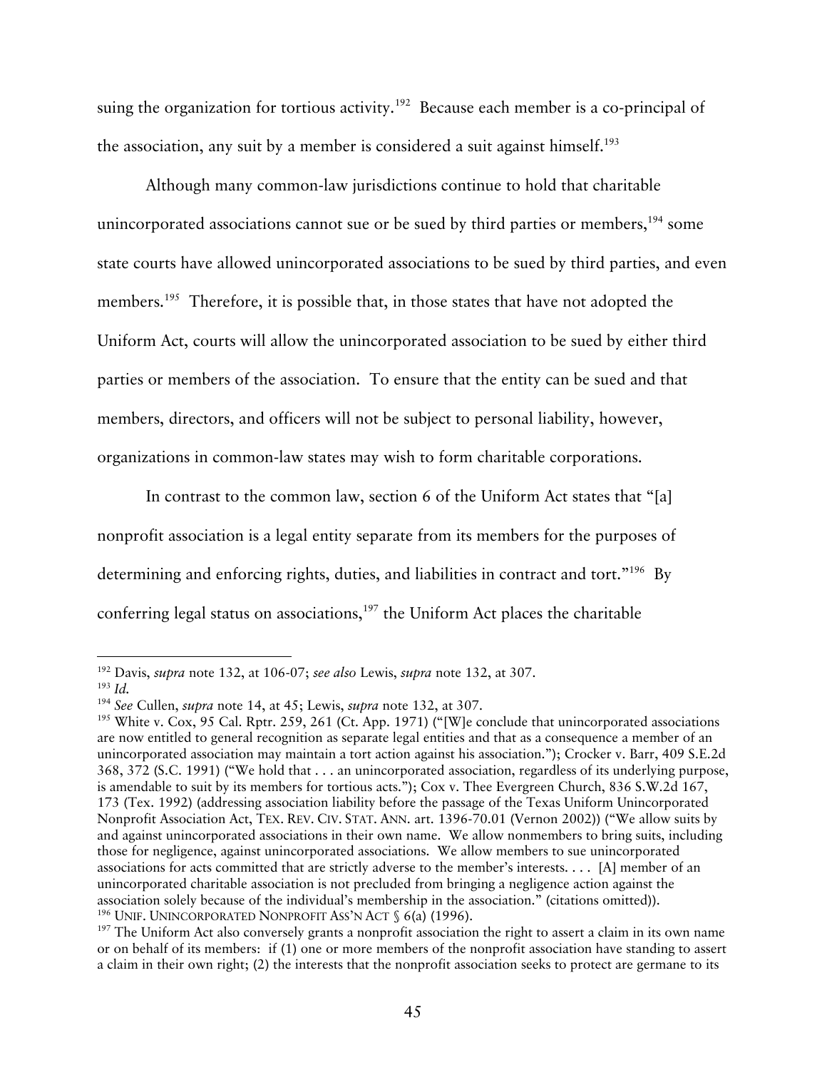suing the organization for tortious activity.[192] Because each member is a co-principal of the association, any suit by a member is considered a suit against himself.[193]

Although many common-law jurisdictions continue to hold that charitable unincorporated associations cannot sue or be sued by third parties or members,[194] some state courts have allowed unincorporated associations to be sued by third parties, and even members.[195] Therefore, it is possible that, in those states that have not adopted the Uniform Act, courts will allow the unincorporated association to be sued by either third parties or members of the association. To ensure that the entity can be sued and that members, directors, and officers will not be subject to personal liability, however, organizations in common-law states may wish to form charitable corporations.

In contrast to the common law, section 6 of the Uniform Act states that "[a] nonprofit association is a legal entity separate from its members for the purposes of determining and enforcing rights, duties, and liabilities in contract and tort."[196] By conferring legal status on associations,[197] the Uniform Act places the charitable

---

[192] Davis, *supra* note 132, at 106-07; *see also* Lewis, *supra* note 132, at 307.

[193] *Id.*

[194] *See* Cullen, *supra* note 14, at 45; Lewis, *supra* note 132, at 307.

[195] White v. Cox, 95 Cal. Rptr. 259, 261 (Ct. App. 1971) ("[W]e conclude that unincorporated associations are now entitled to general recognition as separate legal entities and that as a consequence a member of an unincorporated association may maintain a tort action against his association."); Crocker v. Barr, 409 S.E.2d 368, 372 (S.C. 1991) ("We hold that . . . an unincorporated association, regardless of its underlying purpose, is amendable to suit by its members for tortious acts."); Cox v. Thee Evergreen Church, 836 S.W.2d 167, 173 (Tex. 1992) (addressing association liability before the passage of the Texas Uniform Unincorporated Nonprofit Association Act, TEX. REV. CIV. STAT. ANN. art. 1396-70.01 (Vernon 2002)) ("We allow suits by and against unincorporated associations in their own name. We allow nonmembers to bring suits, including those for negligence, against unincorporated associations. We allow members to sue unincorporated associations for acts committed that are strictly adverse to the member's interests. . . . [A] member of an unincorporated charitable association is not precluded from bringing a negligence action against the association solely because of the individual's membership in the association." (citations omitted)).

[196] UNIF. UNINCORPORATED NONPROFIT ASS'N ACT § 6(a) (1996).

[197] The Uniform Act also conversely grants a nonprofit association the right to assert a claim in its own name or on behalf of its members: if (1) one or more members of the nonprofit association have standing to assert a claim in their own right; (2) the interests that the nonprofit association seeks to protect are germane to its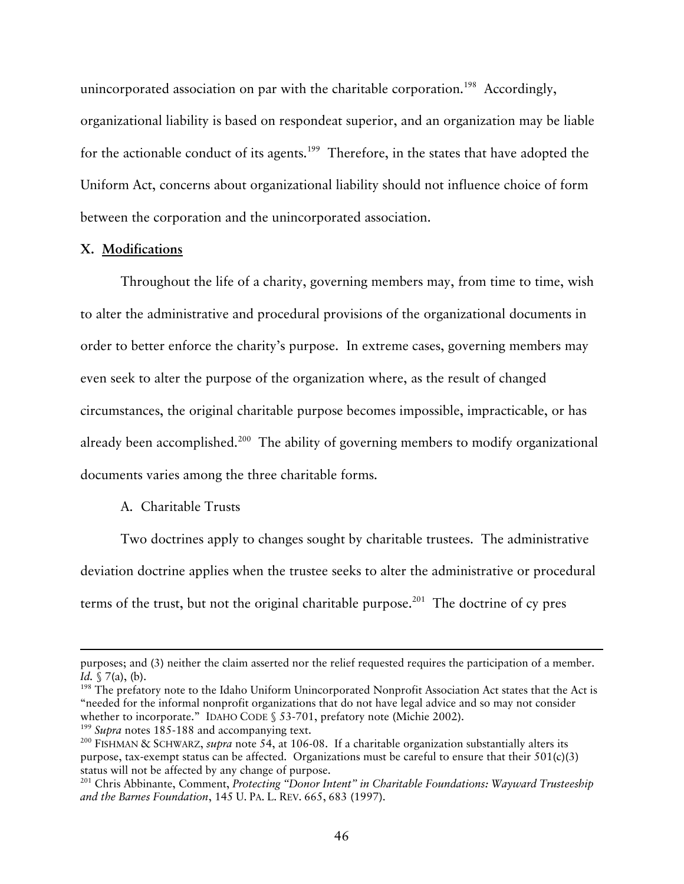unincorporated association on par with the charitable corporation.[198] Accordingly, organizational liability is based on respondeat superior, and an organization may be liable for the actionable conduct of its agents.[199] Therefore, in the states that have adopted the Uniform Act, concerns about organizational liability should not influence choice of form between the corporation and the unincorporated association.

## X. **Modifications**

Throughout the life of a charity, governing members may, from time to time, wish to alter the administrative and procedural provisions of the organizational documents in order to better enforce the charity's purpose. In extreme cases, governing members may even seek to alter the purpose of the organization where, as the result of changed circumstances, the original charitable purpose becomes impossible, impracticable, or has already been accomplished.[200] The ability of governing members to modify organizational documents varies among the three charitable forms.

### A. Charitable Trusts

Two doctrines apply to changes sought by charitable trustees. The administrative deviation doctrine applies when the trustee seeks to alter the administrative or procedural terms of the trust, but not the original charitable purpose.[201] The doctrine of cy pres

---

purposes; and (3) neither the claim asserted nor the relief requested requires the participation of a member. *Id.* § 7(a), (b).

[198] The prefatory note to the Idaho Uniform Unincorporated Nonprofit Association Act states that the Act is "needed for the informal nonprofit organizations that do not have legal advice and so may not consider whether to incorporate." IDAHO CODE § 53-701, prefatory note (Michie 2002).

[199] *Supra* notes 185-188 and accompanying text.

[200] FISHMAN & SCHWARZ, *supra* note 54, at 106-08. If a charitable organization substantially alters its purpose, tax-exempt status can be affected. Organizations must be careful to ensure that their 501(c)(3) status will not be affected by any change of purpose.

[201] Chris Abbinante, Comment, *Protecting "Donor Intent" in Charitable Foundations: Wayward Trusteeship and the Barnes Foundation*, 145 U. PA. L. REV. 665, 683 (1997).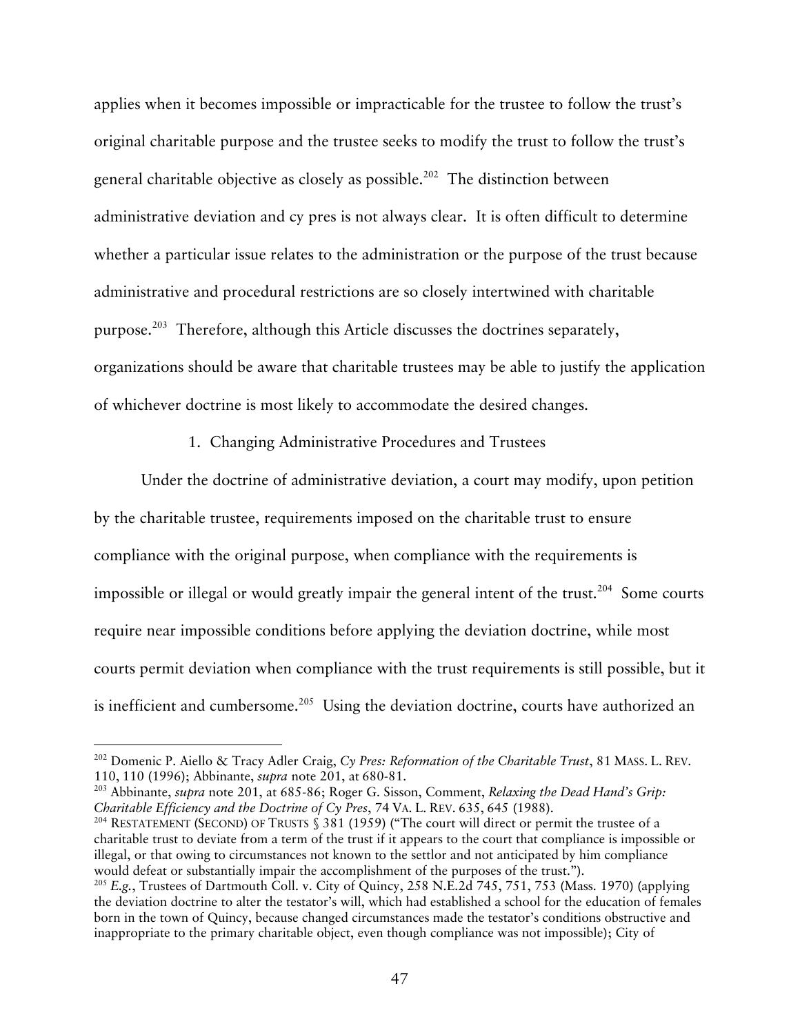applies when it becomes impossible or impracticable for the trustee to follow the trust's original charitable purpose and the trustee seeks to modify the trust to follow the trust's general charitable objective as closely as possible.[202] The distinction between administrative deviation and cy pres is not always clear. It is often difficult to determine whether a particular issue relates to the administration or the purpose of the trust because administrative and procedural restrictions are so closely intertwined with charitable purpose.[203] Therefore, although this Article discusses the doctrines separately, organizations should be aware that charitable trustees may be able to justify the application of whichever doctrine is most likely to accommodate the desired changes.

1. Changing Administrative Procedures and Trustees

Under the doctrine of administrative deviation, a court may modify, upon petition by the charitable trustee, requirements imposed on the charitable trust to ensure compliance with the original purpose, when compliance with the requirements is impossible or illegal or would greatly impair the general intent of the trust.[204] Some courts require near impossible conditions before applying the deviation doctrine, while most courts permit deviation when compliance with the trust requirements is still possible, but it is inefficient and cumbersome.[205] Using the deviation doctrine, courts have authorized an

---

[202] Domenic P. Aiello & Tracy Adler Craig, *Cy Pres: Reformation of the Charitable Trust*, 81 MASS. L. REV. 110, 110 (1996); Abbinante, *supra* note 201, at 680-81.

[203] Abbinante, *supra* note 201, at 685-86; Roger G. Sisson, Comment, *Relaxing the Dead Hand's Grip: Charitable Efficiency and the Doctrine of Cy Pres*, 74 VA. L. REV. 635, 645 (1988).

[204] RESTATEMENT (SECOND) OF TRUSTS § 381 (1959) ("The court will direct or permit the trustee of a charitable trust to deviate from a term of the trust if it appears to the court that compliance is impossible or illegal, or that owing to circumstances not known to the settlor and not anticipated by him compliance would defeat or substantially impair the accomplishment of the purposes of the trust.").

[205] *E.g.*, Trustees of Dartmouth Coll. v. City of Quincy, 258 N.E.2d 745, 751, 753 (Mass. 1970) (applying the deviation doctrine to alter the testator's will, which had established a school for the education of females born in the town of Quincy, because changed circumstances made the testator's conditions obstructive and inappropriate to the primary charitable object, even though compliance was not impossible); City of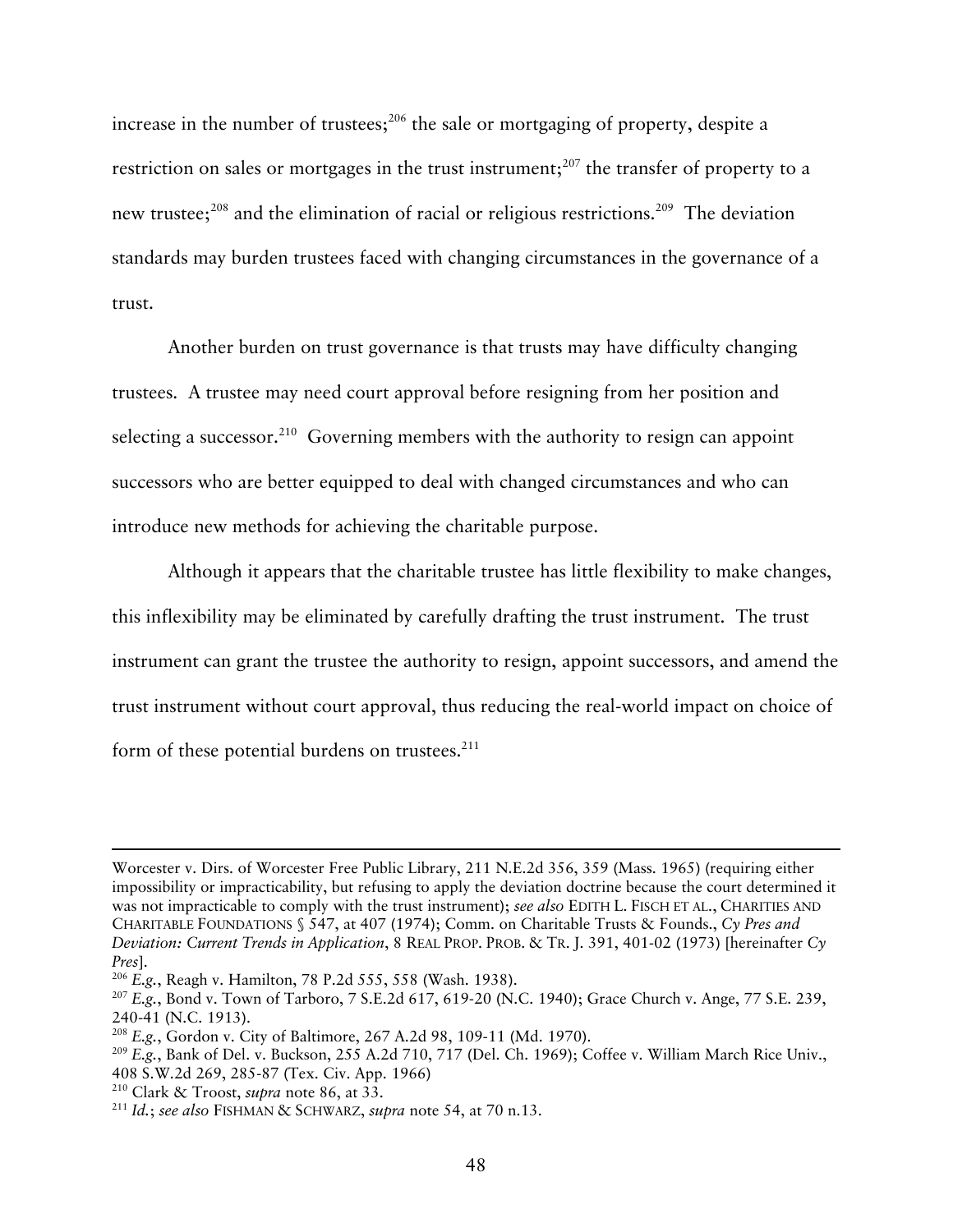increase in the number of trustees;[206] the sale or mortgaging of property, despite a restriction on sales or mortgages in the trust instrument;[207] the transfer of property to a new trustee;[208] and the elimination of racial or religious restrictions.[209] The deviation standards may burden trustees faced with changing circumstances in the governance of a trust.

Another burden on trust governance is that trusts may have difficulty changing trustees. A trustee may need court approval before resigning from her position and selecting a successor.[210] Governing members with the authority to resign can appoint successors who are better equipped to deal with changed circumstances and who can introduce new methods for achieving the charitable purpose.

Although it appears that the charitable trustee has little flexibility to make changes, this inflexibility may be eliminated by carefully drafting the trust instrument. The trust instrument can grant the trustee the authority to resign, appoint successors, and amend the trust instrument without court approval, thus reducing the real-world impact on choice of form of these potential burdens on trustees.[211]

---

Worcester v. Dirs. of Worcester Free Public Library, 211 N.E.2d 356, 359 (Mass. 1965) (requiring either impossibility or impracticability, but refusing to apply the deviation doctrine because the court determined it was not impracticable to comply with the trust instrument); *see also* EDITH L. FISCH ET AL., CHARITIES AND CHARITABLE FOUNDATIONS § 547, at 407 (1974); Comm. on Charitable Trusts & Founds., *Cy Pres and Deviation: Current Trends in Application*, 8 REAL PROP. PROB. & TR. J. 391, 401-02 (1973) [hereinafter *Cy Pres*].

[206] *E.g.*, Reagh v. Hamilton, 78 P.2d 555, 558 (Wash. 1938).

[207] *E.g.*, Bond v. Town of Tarboro, 7 S.E.2d 617, 619-20 (N.C. 1940); Grace Church v. Ange, 77 S.E. 239, 240-41 (N.C. 1913).

[208] *E.g.*, Gordon v. City of Baltimore, 267 A.2d 98, 109-11 (Md. 1970).

[209] *E.g.*, Bank of Del. v. Buckson, 255 A.2d 710, 717 (Del. Ch. 1969); Coffee v. William March Rice Univ., 408 S.W.2d 269, 285-87 (Tex. Civ. App. 1966)

[210] Clark & Troost, *supra* note 86, at 33.

[211] *Id.*; *see also* FISHMAN & SCHWARZ, *supra* note 54, at 70 n.13.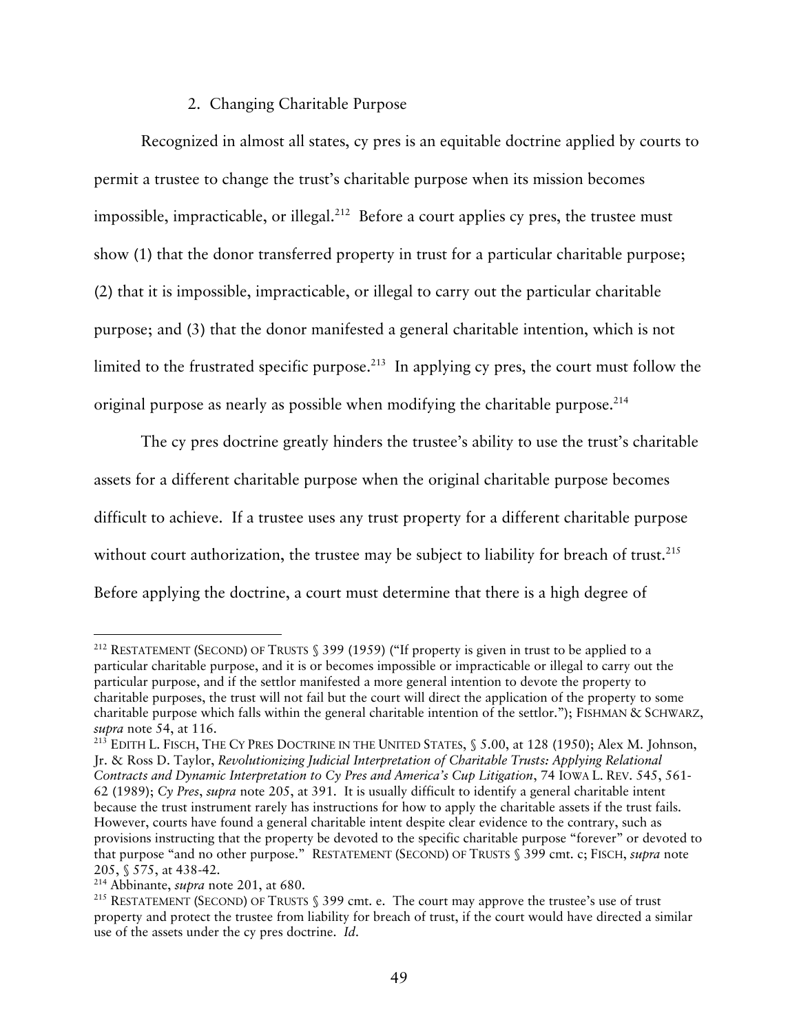### 2. Changing Charitable Purpose

Recognized in almost all states, cy pres is an equitable doctrine applied by courts to permit a trustee to change the trust's charitable purpose when its mission becomes impossible, impracticable, or illegal.[212] Before a court applies cy pres, the trustee must show (1) that the donor transferred property in trust for a particular charitable purpose; (2) that it is impossible, impracticable, or illegal to carry out the particular charitable purpose; and (3) that the donor manifested a general charitable intention, which is not limited to the frustrated specific purpose.[213] In applying cy pres, the court must follow the original purpose as nearly as possible when modifying the charitable purpose.[214]

The cy pres doctrine greatly hinders the trustee's ability to use the trust's charitable assets for a different charitable purpose when the original charitable purpose becomes difficult to achieve. If a trustee uses any trust property for a different charitable purpose without court authorization, the trustee may be subject to liability for breach of trust.[215] Before applying the doctrine, a court must determine that there is a high degree of

---

[212] RESTATEMENT (SECOND) OF TRUSTS § 399 (1959) ("If property is given in trust to be applied to a particular charitable purpose, and it is or becomes impossible or impracticable or illegal to carry out the particular purpose, and if the settlor manifested a more general intention to devote the property to charitable purposes, the trust will not fail but the court will direct the application of the property to some charitable purpose which falls within the general charitable intention of the settlor."); FISHMAN & SCHWARZ, *supra* note 54, at 116.

[213] EDITH L. FISCH, THE CY PRES DOCTRINE IN THE UNITED STATES, § 5.00, at 128 (1950); Alex M. Johnson, Jr. & Ross D. Taylor, *Revolutionizing Judicial Interpretation of Charitable Trusts: Applying Relational Contracts and Dynamic Interpretation to Cy Pres and America's Cup Litigation*, 74 IOWA L. REV. 545, 561-62 (1989); *Cy Pres*, *supra* note 205, at 391. It is usually difficult to identify a general charitable intent because the trust instrument rarely has instructions for how to apply the charitable assets if the trust fails. However, courts have found a general charitable intent despite clear evidence to the contrary, such as provisions instructing that the property be devoted to the specific charitable purpose "forever" or devoted to that purpose "and no other purpose." RESTATEMENT (SECOND) OF TRUSTS § 399 cmt. c; FISCH, *supra* note 205, § 575, at 438-42.

[214] Abbinante, *supra* note 201, at 680.

[215] RESTATEMENT (SECOND) OF TRUSTS § 399 cmt. e. The court may approve the trustee's use of trust property and protect the trustee from liability for breach of trust, if the court would have directed a similar use of the assets under the cy pres doctrine. *Id*.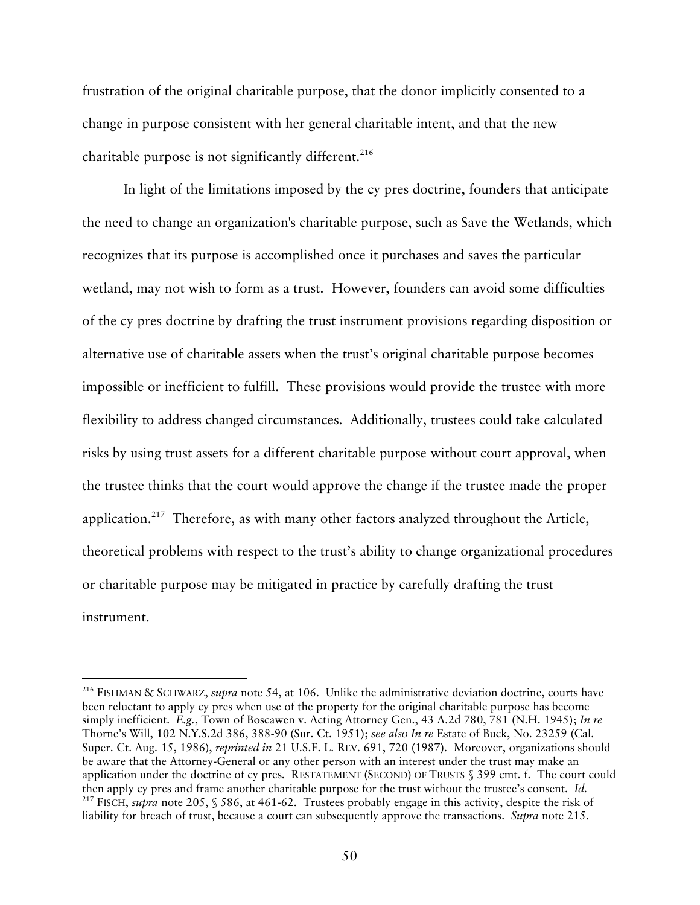frustration of the original charitable purpose, that the donor implicitly consented to a change in purpose consistent with her general charitable intent, and that the new charitable purpose is not significantly different.[216]

In light of the limitations imposed by the cy pres doctrine, founders that anticipate the need to change an organization's charitable purpose, such as Save the Wetlands, which recognizes that its purpose is accomplished once it purchases and saves the particular wetland, may not wish to form as a trust. However, founders can avoid some difficulties of the cy pres doctrine by drafting the trust instrument provisions regarding disposition or alternative use of charitable assets when the trust's original charitable purpose becomes impossible or inefficient to fulfill. These provisions would provide the trustee with more flexibility to address changed circumstances. Additionally, trustees could take calculated risks by using trust assets for a different charitable purpose without court approval, when the trustee thinks that the court would approve the change if the trustee made the proper application.[217] Therefore, as with many other factors analyzed throughout the Article, theoretical problems with respect to the trust's ability to change organizational procedures or charitable purpose may be mitigated in practice by carefully drafting the trust instrument.

---

[216] FISHMAN & SCHWARZ, *supra* note 54, at 106. Unlike the administrative deviation doctrine, courts have been reluctant to apply cy pres when use of the property for the original charitable purpose has become simply inefficient. *E.g.*, Town of Boscawen v. Acting Attorney Gen., 43 A.2d 780, 781 (N.H. 1945); *In re* Thorne's Will, 102 N.Y.S.2d 386, 388-90 (Sur. Ct. 1951); *see also In re* Estate of Buck, No. 23259 (Cal. Super. Ct. Aug. 15, 1986), *reprinted in* 21 U.S.F. L. REV. 691, 720 (1987). Moreover, organizations should be aware that the Attorney-General or any other person with an interest under the trust may make an application under the doctrine of cy pres. RESTATEMENT (SECOND) OF TRUSTS § 399 cmt. f. The court could then apply cy pres and frame another charitable purpose for the trust without the trustee's consent. *Id.*

[217] FISCH, *supra* note 205, § 586, at 461-62. Trustees probably engage in this activity, despite the risk of liability for breach of trust, because a court can subsequently approve the transactions. *Supra* note 215.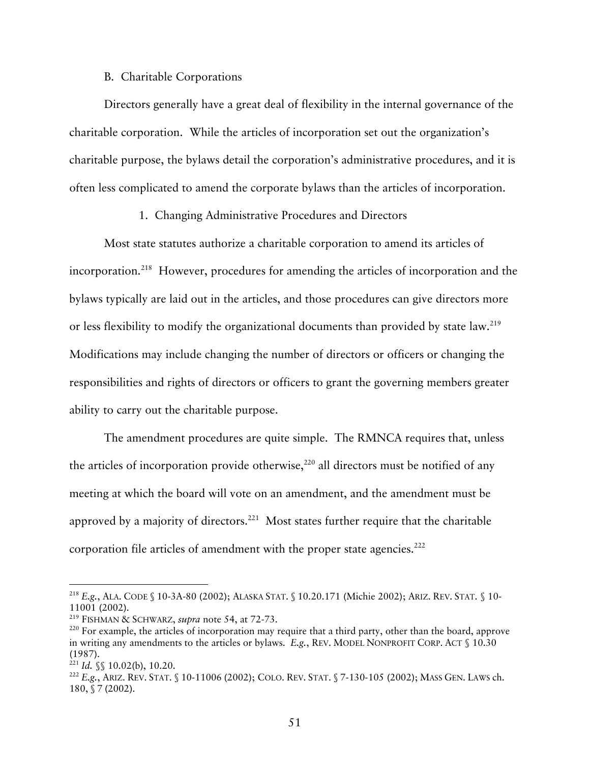### B. Charitable Corporations

Directors generally have a great deal of flexibility in the internal governance of the charitable corporation. While the articles of incorporation set out the organization's charitable purpose, the bylaws detail the corporation's administrative procedures, and it is often less complicated to amend the corporate bylaws than the articles of incorporation.

#### 1. Changing Administrative Procedures and Directors

Most state statutes authorize a charitable corporation to amend its articles of incorporation.[218] However, procedures for amending the articles of incorporation and the bylaws typically are laid out in the articles, and those procedures can give directors more or less flexibility to modify the organizational documents than provided by state law.[219] Modifications may include changing the number of directors or officers or changing the responsibilities and rights of directors or officers to grant the governing members greater ability to carry out the charitable purpose.

The amendment procedures are quite simple. The RMNCA requires that, unless the articles of incorporation provide otherwise,[220] all directors must be notified of any meeting at which the board will vote on an amendment, and the amendment must be approved by a majority of directors.[221] Most states further require that the charitable corporation file articles of amendment with the proper state agencies.[222]

---

[218] *E.g.*, ALA. CODE § 10-3A-80 (2002); ALASKA STAT. § 10.20.171 (Michie 2002); ARIZ. REV. STAT. § 10-11001 (2002).

[219] FISHMAN & SCHWARZ, *supra* note 54, at 72-73.

[220] For example, the articles of incorporation may require that a third party, other than the board, approve in writing any amendments to the articles or bylaws. *E.g.*, REV. MODEL NONPROFIT CORP. ACT § 10.30 (1987).

[221] *Id.* §§ 10.02(b), 10.20.

[222] *E.g.*, ARIZ. REV. STAT. § 10-11006 (2002); COLO. REV. STAT. § 7-130-105 (2002); MASS GEN. LAWS ch. 180, § 7 (2002).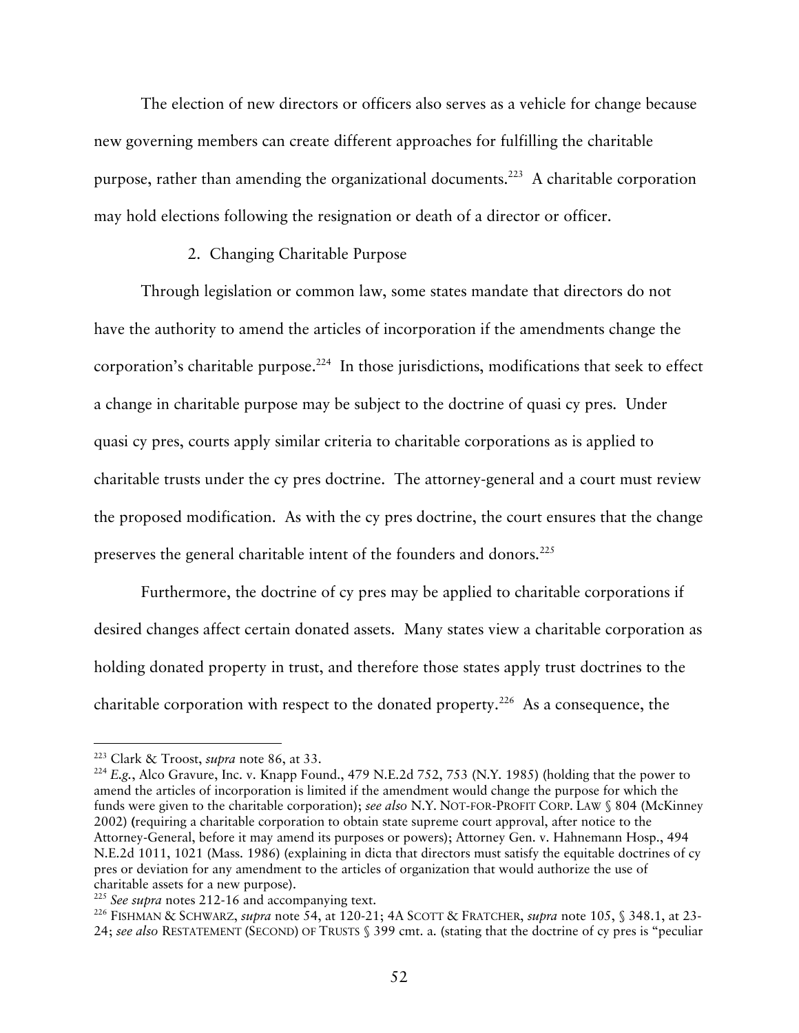The election of new directors or officers also serves as a vehicle for change because new governing members can create different approaches for fulfilling the charitable purpose, rather than amending the organizational documents.[223] A charitable corporation may hold elections following the resignation or death of a director or officer.

2. Changing Charitable Purpose

Through legislation or common law, some states mandate that directors do not have the authority to amend the articles of incorporation if the amendments change the corporation's charitable purpose.[224] In those jurisdictions, modifications that seek to effect a change in charitable purpose may be subject to the doctrine of quasi cy pres. Under quasi cy pres, courts apply similar criteria to charitable corporations as is applied to charitable trusts under the cy pres doctrine. The attorney-general and a court must review the proposed modification. As with the cy pres doctrine, the court ensures that the change preserves the general charitable intent of the founders and donors.[225]

Furthermore, the doctrine of cy pres may be applied to charitable corporations if desired changes affect certain donated assets. Many states view a charitable corporation as holding donated property in trust, and therefore those states apply trust doctrines to the charitable corporation with respect to the donated property.[226] As a consequence, the

---

[223] Clark & Troost, *supra* note 86, at 33.

[224] *E.g.*, Alco Gravure, Inc. v. Knapp Found., 479 N.E.2d 752, 753 (N.Y. 1985) (holding that the power to amend the articles of incorporation is limited if the amendment would change the purpose for which the funds were given to the charitable corporation); *see also* N.Y. NOT-FOR-PROFIT CORP. LAW § 804 (McKinney 2002) (requiring a charitable corporation to obtain state supreme court approval, after notice to the Attorney-General, before it may amend its purposes or powers); Attorney Gen. v. Hahnemann Hosp., 494 N.E.2d 1011, 1021 (Mass. 1986) (explaining in dicta that directors must satisfy the equitable doctrines of cy pres or deviation for any amendment to the articles of organization that would authorize the use of charitable assets for a new purpose).

[225] *See supra* notes 212-16 and accompanying text.

[226] FISHMAN & SCHWARZ, *supra* note 54, at 120-21; 4A SCOTT & FRATCHER, *supra* note 105, § 348.1, at 23-24; *see also* RESTATEMENT (SECOND) OF TRUSTS § 399 cmt. a. (stating that the doctrine of cy pres is "peculiar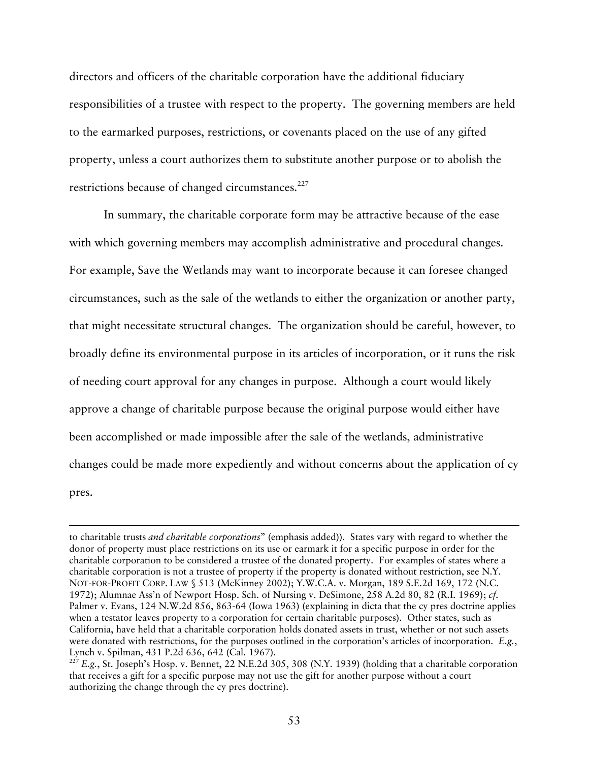directors and officers of the charitable corporation have the additional fiduciary responsibilities of a trustee with respect to the property. The governing members are held to the earmarked purposes, restrictions, or covenants placed on the use of any gifted property, unless a court authorizes them to substitute another purpose or to abolish the restrictions because of changed circumstances.[227]

In summary, the charitable corporate form may be attractive because of the ease with which governing members may accomplish administrative and procedural changes. For example, Save the Wetlands may want to incorporate because it can foresee changed circumstances, such as the sale of the wetlands to either the organization or another party, that might necessitate structural changes. The organization should be careful, however, to broadly define its environmental purpose in its articles of incorporation, or it runs the risk of needing court approval for any changes in purpose. Although a court would likely approve a change of charitable purpose because the original purpose would either have been accomplished or made impossible after the sale of the wetlands, administrative changes could be made more expediently and without concerns about the application of cy pres.

---

to charitable trusts *and charitable corporations*" (emphasis added)). States vary with regard to whether the donor of property must place restrictions on its use or earmark it for a specific purpose in order for the charitable corporation to be considered a trustee of the donated property. For examples of states where a charitable corporation is not a trustee of property if the property is donated without restriction, see N.Y. NOT-FOR-PROFIT CORP. LAW § 513 (McKinney 2002); Y.W.C.A. v. Morgan, 189 S.E.2d 169, 172 (N.C. 1972); Alumnae Ass'n of Newport Hosp. Sch. of Nursing v. DeSimone, 258 A.2d 80, 82 (R.I. 1969); *cf.* Palmer v. Evans, 124 N.W.2d 856, 863-64 (Iowa 1963) (explaining in dicta that the cy pres doctrine applies when a testator leaves property to a corporation for certain charitable purposes). Other states, such as California, have held that a charitable corporation holds donated assets in trust, whether or not such assets were donated with restrictions, for the purposes outlined in the corporation's articles of incorporation. *E.g.*, Lynch v. Spilman, 431 P.2d 636, 642 (Cal. 1967).

[227] *E.g.*, St. Joseph's Hosp. v. Bennet, 22 N.E.2d 305, 308 (N.Y. 1939) (holding that a charitable corporation that receives a gift for a specific purpose may not use the gift for another purpose without a court authorizing the change through the cy pres doctrine).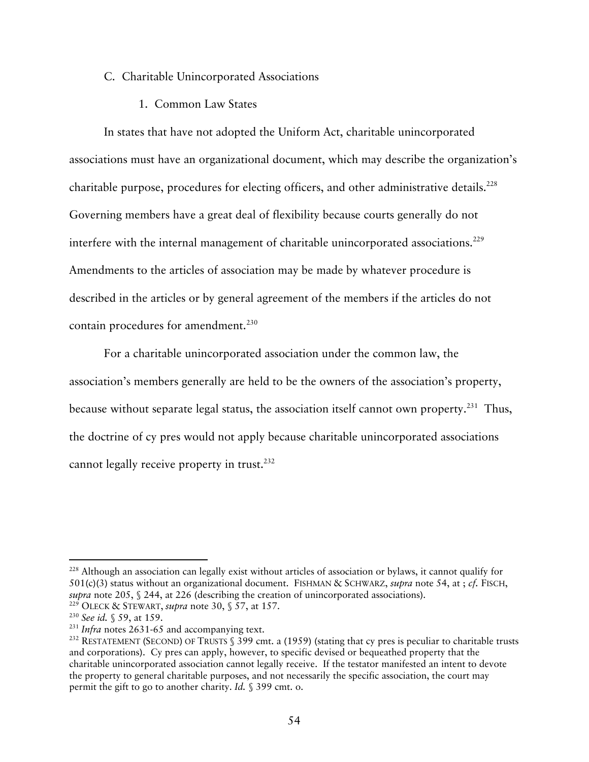### C. Charitable Unincorporated Associations

#### 1. Common Law States

In states that have not adopted the Uniform Act, charitable unincorporated associations must have an organizational document, which may describe the organization's charitable purpose, procedures for electing officers, and other administrative details.[228] Governing members have a great deal of flexibility because courts generally do not interfere with the internal management of charitable unincorporated associations.[229] Amendments to the articles of association may be made by whatever procedure is described in the articles or by general agreement of the members if the articles do not contain procedures for amendment.[230]

For a charitable unincorporated association under the common law, the association's members generally are held to be the owners of the association's property, because without separate legal status, the association itself cannot own property.[231] Thus, the doctrine of cy pres would not apply because charitable unincorporated associations cannot legally receive property in trust.[232]

---

[228] Although an association can legally exist without articles of association or bylaws, it cannot qualify for 501(c)(3) status without an organizational document. FISHMAN & SCHWARZ, *supra* note 54, at ; *cf.* FISCH, *supra* note 205, § 244, at 226 (describing the creation of unincorporated associations).

[229] OLECK & STEWART, *supra* note 30, § 57, at 157.

[230] *See id.* § 59, at 159.

[231] *Infra* notes 2631-65 and accompanying text.

[232] RESTATEMENT (SECOND) OF TRUSTS § 399 cmt. a (1959) (stating that cy pres is peculiar to charitable trusts and corporations). Cy pres can apply, however, to specific devised or bequeathed property that the charitable unincorporated association cannot legally receive. If the testator manifested an intent to devote the property to general charitable purposes, and not necessarily the specific association, the court may permit the gift to go to another charity. *Id.* § 399 cmt. o.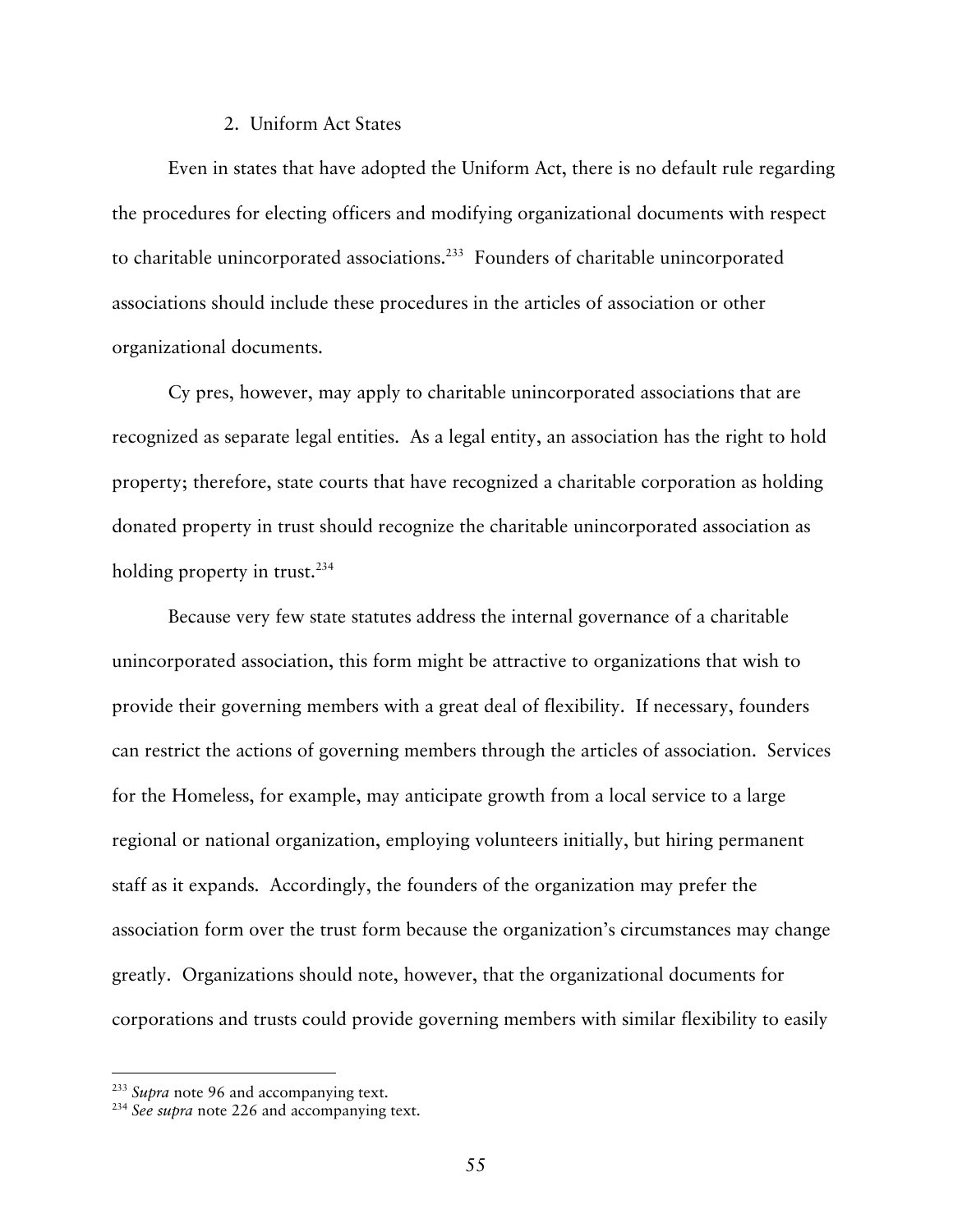### 2. Uniform Act States

Even in states that have adopted the Uniform Act, there is no default rule regarding the procedures for electing officers and modifying organizational documents with respect to charitable unincorporated associations.[233] Founders of charitable unincorporated associations should include these procedures in the articles of association or other organizational documents.

Cy pres, however, may apply to charitable unincorporated associations that are recognized as separate legal entities. As a legal entity, an association has the right to hold property; therefore, state courts that have recognized a charitable corporation as holding donated property in trust should recognize the charitable unincorporated association as holding property in trust.[234]

Because very few state statutes address the internal governance of a charitable unincorporated association, this form might be attractive to organizations that wish to provide their governing members with a great deal of flexibility. If necessary, founders can restrict the actions of governing members through the articles of association. Services for the Homeless, for example, may anticipate growth from a local service to a large regional or national organization, employing volunteers initially, but hiring permanent staff as it expands. Accordingly, the founders of the organization may prefer the association form over the trust form because the organization's circumstances may change greatly. Organizations should note, however, that the organizational documents for corporations and trusts could provide governing members with similar flexibility to easily

---

[233] *Supra* note 96 and accompanying text.

[234] *See supra* note 226 and accompanying text.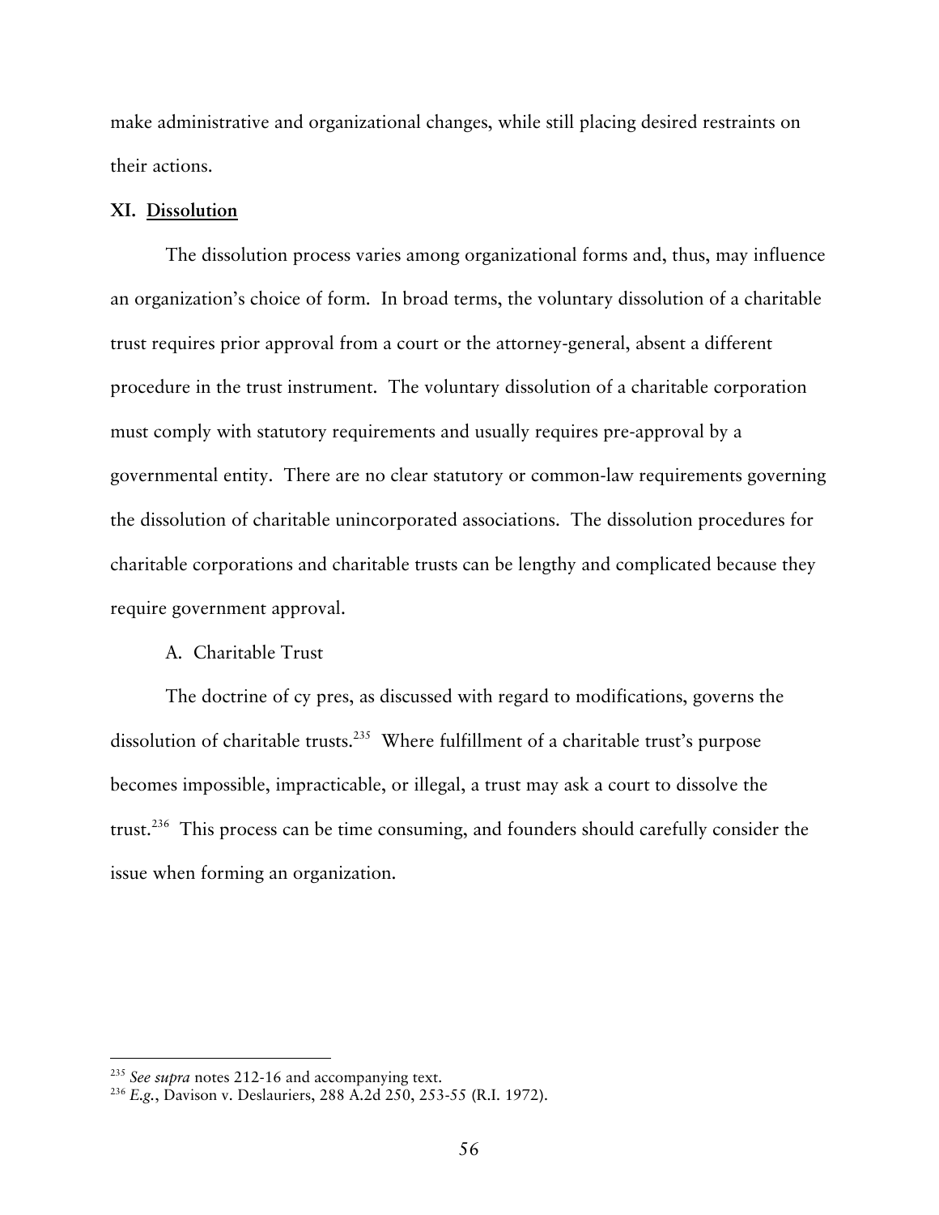make administrative and organizational changes, while still placing desired restraints on their actions.

## XI. Dissolution

The dissolution process varies among organizational forms and, thus, may influence an organization's choice of form. In broad terms, the voluntary dissolution of a charitable trust requires prior approval from a court or the attorney-general, absent a different procedure in the trust instrument. The voluntary dissolution of a charitable corporation must comply with statutory requirements and usually requires pre-approval by a governmental entity. There are no clear statutory or common-law requirements governing the dissolution of charitable unincorporated associations. The dissolution procedures for charitable corporations and charitable trusts can be lengthy and complicated because they require government approval.

### A. Charitable Trust

The doctrine of cy pres, as discussed with regard to modifications, governs the dissolution of charitable trusts.[235] Where fulfillment of a charitable trust's purpose becomes impossible, impracticable, or illegal, a trust may ask a court to dissolve the trust.[236] This process can be time consuming, and founders should carefully consider the issue when forming an organization.

---

[235] *See supra* notes 212-16 and accompanying text.

[236] *E.g.*, Davison v. Deslauriers, 288 A.2d 250, 253-55 (R.I. 1972).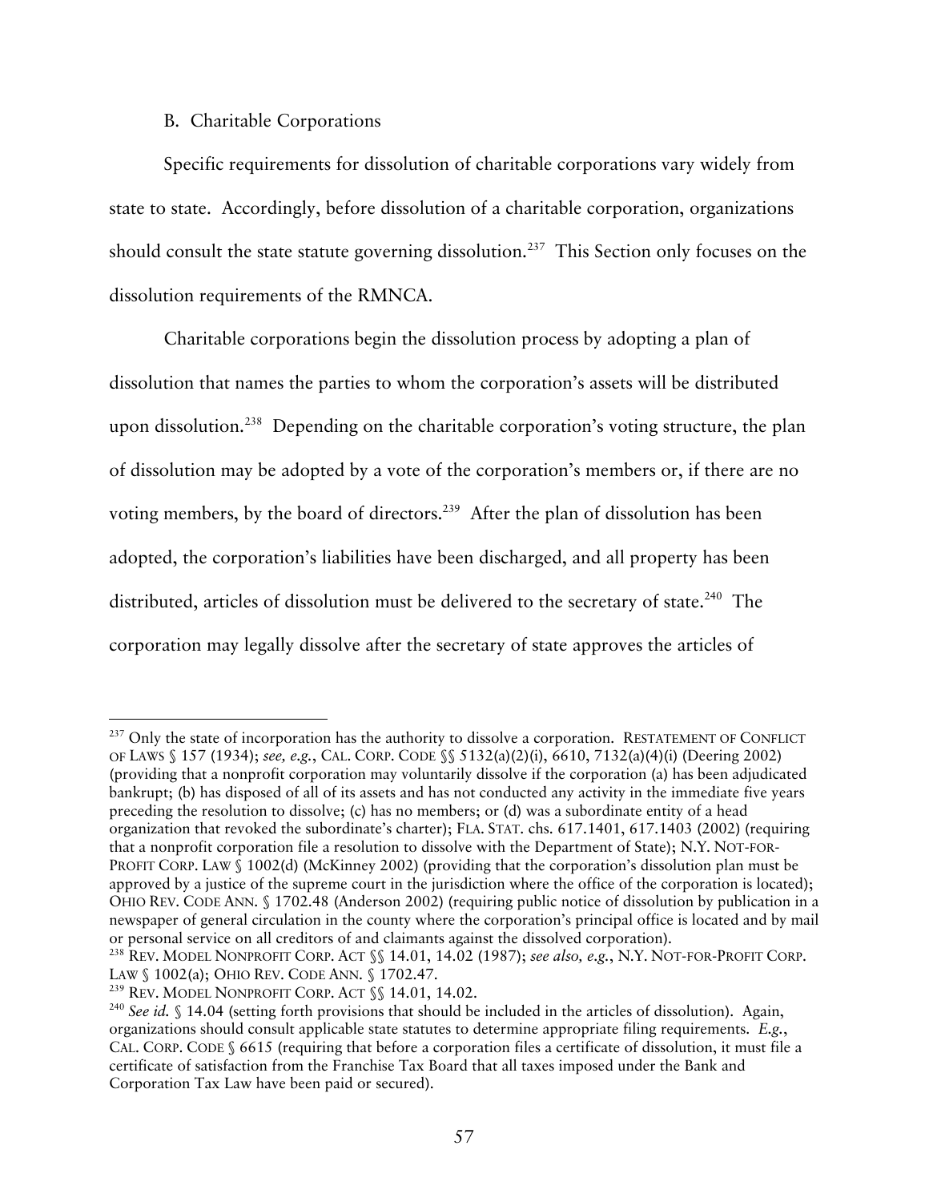### B. Charitable Corporations

Specific requirements for dissolution of charitable corporations vary widely from state to state. Accordingly, before dissolution of a charitable corporation, organizations should consult the state statute governing dissolution.[237] This Section only focuses on the dissolution requirements of the RMNCA.

Charitable corporations begin the dissolution process by adopting a plan of dissolution that names the parties to whom the corporation's assets will be distributed upon dissolution.[238] Depending on the charitable corporation's voting structure, the plan of dissolution may be adopted by a vote of the corporation's members or, if there are no voting members, by the board of directors.[239] After the plan of dissolution has been adopted, the corporation's liabilities have been discharged, and all property has been distributed, articles of dissolution must be delivered to the secretary of state.[240] The corporation may legally dissolve after the secretary of state approves the articles of

---

[237] Only the state of incorporation has the authority to dissolve a corporation. RESTATEMENT OF CONFLICT OF LAWS § 157 (1934); *see, e.g.*, CAL. CORP. CODE §§ 5132(a)(2)(i), 6610, 7132(a)(4)(i) (Deering 2002) (providing that a nonprofit corporation may voluntarily dissolve if the corporation (a) has been adjudicated bankrupt; (b) has disposed of all of its assets and has not conducted any activity in the immediate five years preceding the resolution to dissolve; (c) has no members; or (d) was a subordinate entity of a head organization that revoked the subordinate's charter); FLA. STAT. chs. 617.1401, 617.1403 (2002) (requiring that a nonprofit corporation file a resolution to dissolve with the Department of State); N.Y. NOT-FOR-PROFIT CORP. LAW § 1002(d) (McKinney 2002) (providing that the corporation's dissolution plan must be approved by a justice of the supreme court in the jurisdiction where the office of the corporation is located); OHIO REV. CODE ANN. § 1702.48 (Anderson 2002) (requiring public notice of dissolution by publication in a newspaper of general circulation in the county where the corporation's principal office is located and by mail or personal service on all creditors of and claimants against the dissolved corporation).

[238] REV. MODEL NONPROFIT CORP. ACT §§ 14.01, 14.02 (1987); *see also, e.g.*, N.Y. NOT-FOR-PROFIT CORP. LAW § 1002(a); OHIO REV. CODE ANN. § 1702.47.

[239] REV. MODEL NONPROFIT CORP. ACT §§ 14.01, 14.02.

[240] *See id.* § 14.04 (setting forth provisions that should be included in the articles of dissolution). Again, organizations should consult applicable state statutes to determine appropriate filing requirements. *E.g.*, CAL. CORP. CODE § 6615 (requiring that before a corporation files a certificate of dissolution, it must file a certificate of satisfaction from the Franchise Tax Board that all taxes imposed under the Bank and Corporation Tax Law have been paid or secured).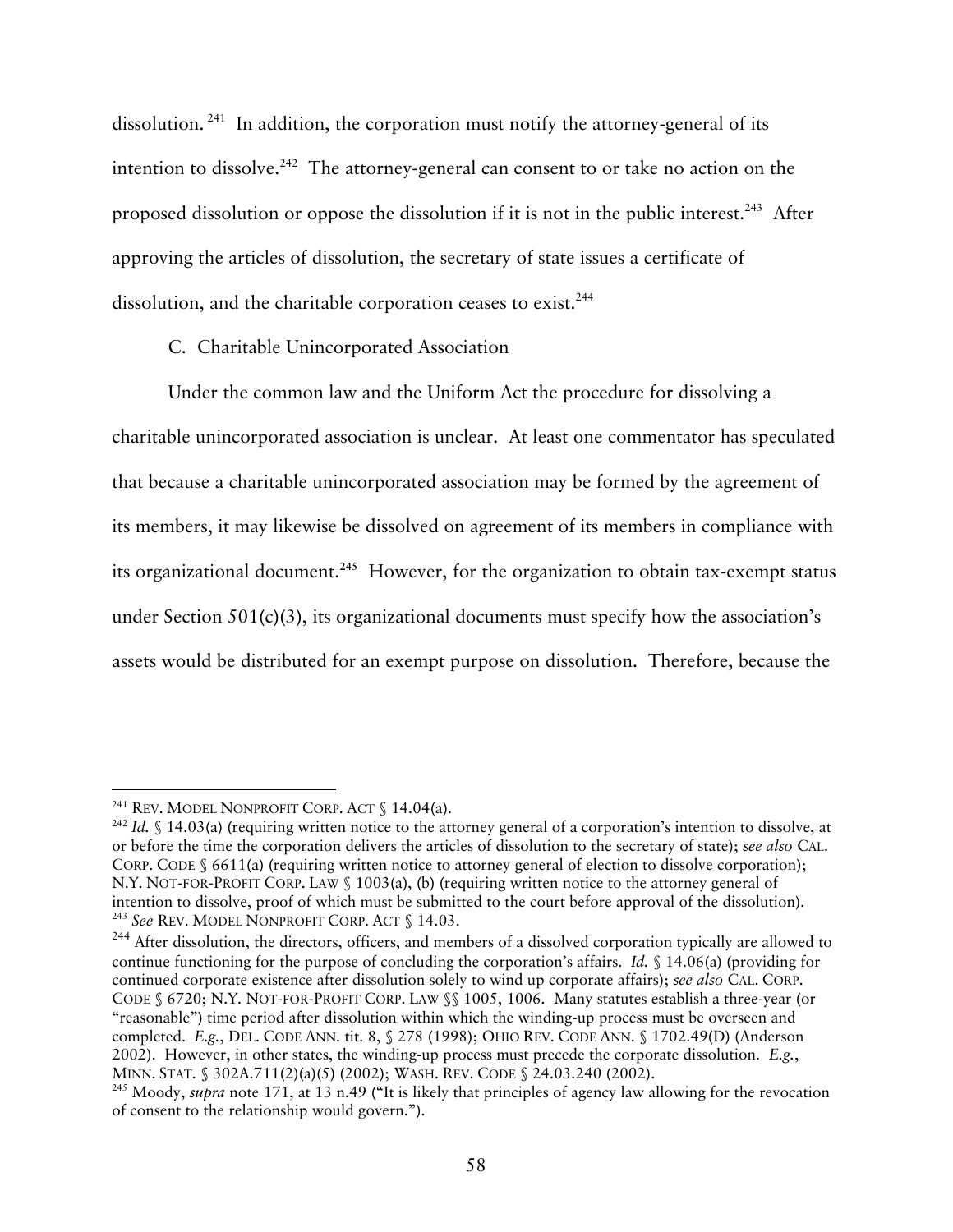dissolution.[241] In addition, the corporation must notify the attorney-general of its intention to dissolve.[242] The attorney-general can consent to or take no action on the proposed dissolution or oppose the dissolution if it is not in the public interest.[243] After approving the articles of dissolution, the secretary of state issues a certificate of dissolution, and the charitable corporation ceases to exist.[244]

### C. Charitable Unincorporated Association

Under the common law and the Uniform Act the procedure for dissolving a charitable unincorporated association is unclear. At least one commentator has speculated that because a charitable unincorporated association may be formed by the agreement of its members, it may likewise be dissolved on agreement of its members in compliance with its organizational document.[245] However, for the organization to obtain tax-exempt status under Section 501(c)(3), its organizational documents must specify how the association's assets would be distributed for an exempt purpose on dissolution. Therefore, because the

---

[241] REV. MODEL NONPROFIT CORP. ACT § 14.04(a).

[242] *Id.* § 14.03(a) (requiring written notice to the attorney general of a corporation's intention to dissolve, at or before the time the corporation delivers the articles of dissolution to the secretary of state); *see also* CAL. CORP. CODE § 6611(a) (requiring written notice to attorney general of election to dissolve corporation); N.Y. NOT-FOR-PROFIT CORP. LAW § 1003(a), (b) (requiring written notice to the attorney general of intention to dissolve, proof of which must be submitted to the court before approval of the dissolution).

[243] *See* REV. MODEL NONPROFIT CORP. ACT § 14.03.

[244] After dissolution, the directors, officers, and members of a dissolved corporation typically are allowed to continue functioning for the purpose of concluding the corporation's affairs. *Id.* § 14.06(a) (providing for continued corporate existence after dissolution solely to wind up corporate affairs); *see also* CAL. CORP. CODE § 6720; N.Y. NOT-FOR-PROFIT CORP. LAW §§ 1005, 1006. Many statutes establish a three-year (or "reasonable") time period after dissolution within which the winding-up process must be overseen and completed. *E.g.*, DEL. CODE ANN. tit. 8, § 278 (1998); OHIO REV. CODE ANN. § 1702.49(D) (Anderson 2002). However, in other states, the winding-up process must precede the corporate dissolution. *E.g.*, MINN. STAT. § 302A.711(2)(a)(5) (2002); WASH. REV. CODE § 24.03.240 (2002).

[245] Moody, *supra* note 171, at 13 n.49 ("It is likely that principles of agency law allowing for the revocation of consent to the relationship would govern.").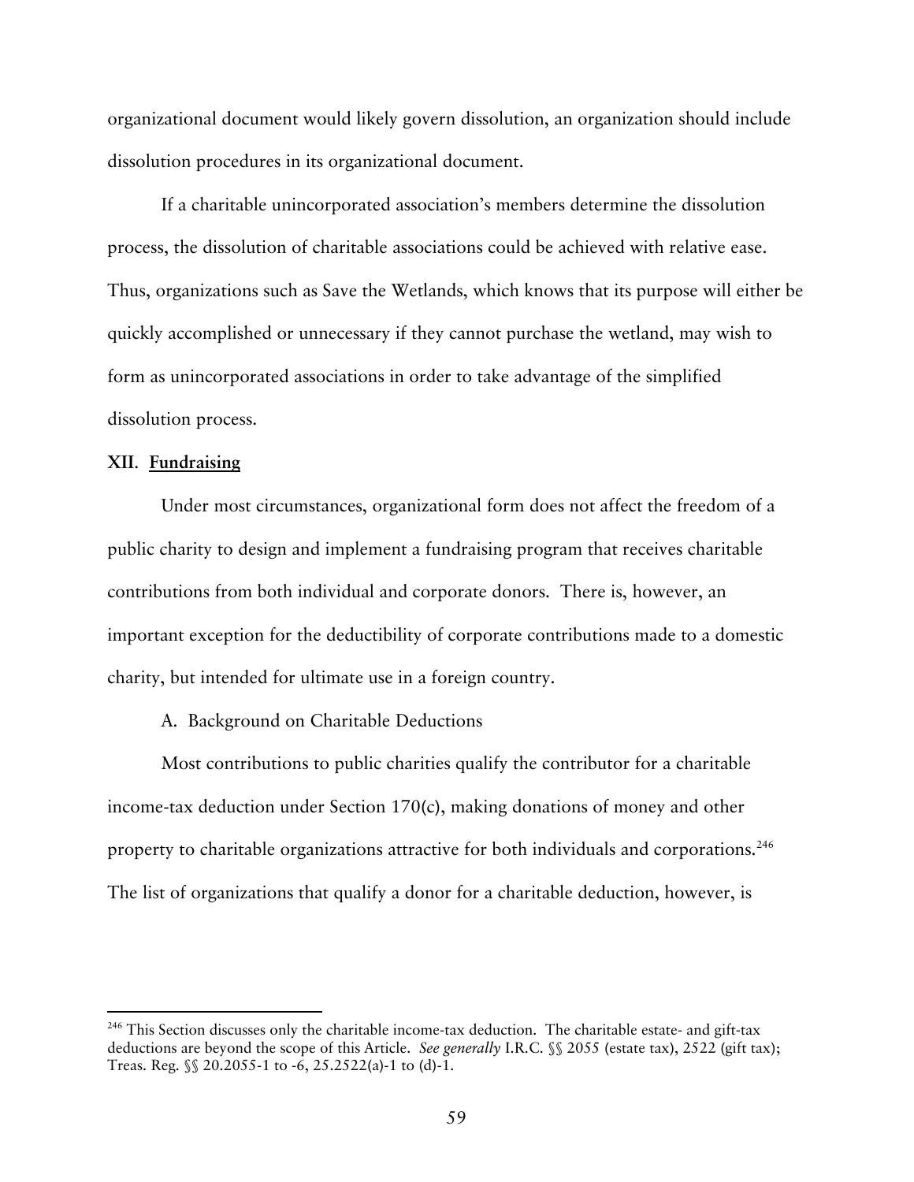organizational document would likely govern dissolution, an organization should include dissolution procedures in its organizational document.

If a charitable unincorporated association's members determine the dissolution process, the dissolution of charitable associations could be achieved with relative ease. Thus, organizations such as Save the Wetlands, which knows that its purpose will either be quickly accomplished or unnecessary if they cannot purchase the wetland, may wish to form as unincorporated associations in order to take advantage of the simplified dissolution process.

## XII. Fundraising

Under most circumstances, organizational form does not affect the freedom of a public charity to design and implement a fundraising program that receives charitable contributions from both individual and corporate donors. There is, however, an important exception for the deductibility of corporate contributions made to a domestic charity, but intended for ultimate use in a foreign country.

### A. Background on Charitable Deductions

Most contributions to public charities qualify the contributor for a charitable income-tax deduction under Section 170(c), making donations of money and other property to charitable organizations attractive for both individuals and corporations.[246] The list of organizations that qualify a donor for a charitable deduction, however, is

---

[246] This Section discusses only the charitable income-tax deduction. The charitable estate- and gift-tax deductions are beyond the scope of this Article. *See generally* I.R.C. §§ 2055 (estate tax), 2522 (gift tax); Treas. Reg. §§ 20.2055-1 to -6, 25.2522(a)-1 to (d)-1.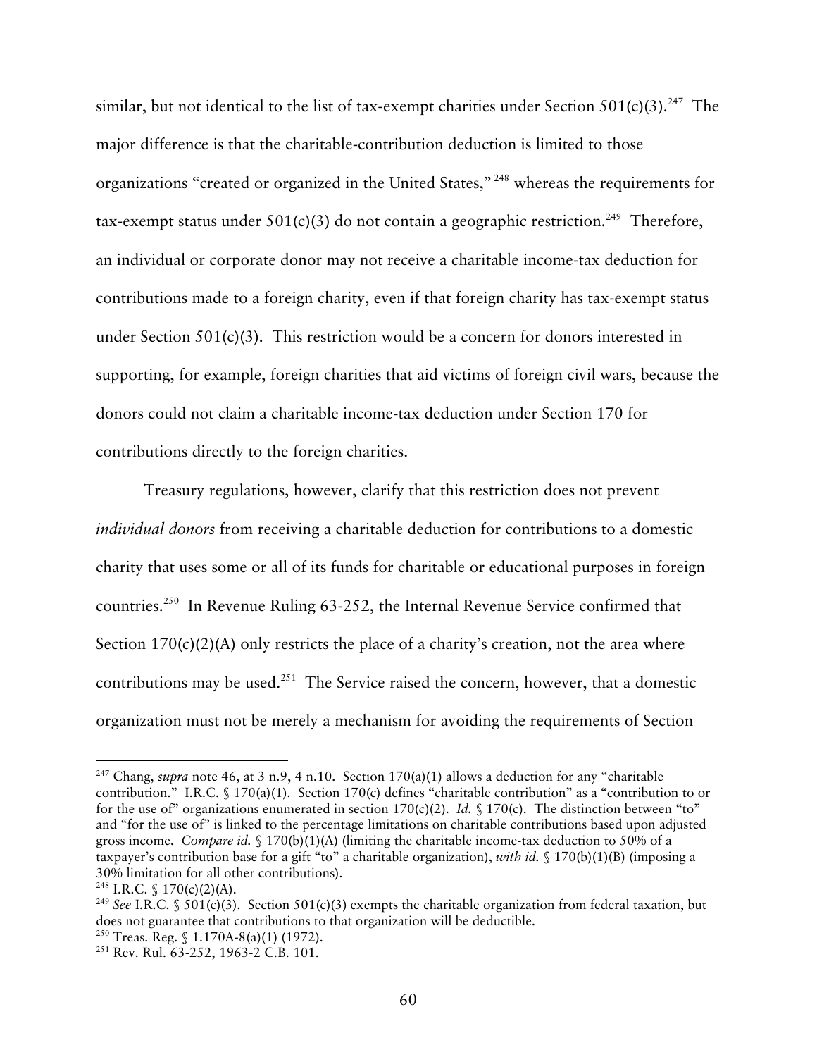similar, but not identical to the list of tax-exempt charities under Section 501(c)(3).[247] The major difference is that the charitable-contribution deduction is limited to those organizations "created or organized in the United States," [248] whereas the requirements for tax-exempt status under 501(c)(3) do not contain a geographic restriction.[249] Therefore, an individual or corporate donor may not receive a charitable income-tax deduction for contributions made to a foreign charity, even if that foreign charity has tax-exempt status under Section 501(c)(3). This restriction would be a concern for donors interested in supporting, for example, foreign charities that aid victims of foreign civil wars, because the donors could not claim a charitable income-tax deduction under Section 170 for contributions directly to the foreign charities.

Treasury regulations, however, clarify that this restriction does not prevent *individual donors* from receiving a charitable deduction for contributions to a domestic charity that uses some or all of its funds for charitable or educational purposes in foreign countries.[250] In Revenue Ruling 63-252, the Internal Revenue Service confirmed that Section 170(c)(2)(A) only restricts the place of a charity's creation, not the area where contributions may be used.[251] The Service raised the concern, however, that a domestic organization must not be merely a mechanism for avoiding the requirements of Section

---

[247] Chang, *supra* note 46, at 3 n.9, 4 n.10. Section 170(a)(1) allows a deduction for any "charitable contribution." I.R.C. § 170(a)(1). Section 170(c) defines "charitable contribution" as a "contribution to or for the use of" organizations enumerated in section 170(c)(2). *Id.* § 170(c). The distinction between "to" and "for the use of" is linked to the percentage limitations on charitable contributions based upon adjusted gross income. *Compare id.* § 170(b)(1)(A) (limiting the charitable income-tax deduction to 50% of a taxpayer's contribution base for a gift "to" a charitable organization), *with id.* § 170(b)(1)(B) (imposing a 30% limitation for all other contributions).

[248] I.R.C. § 170(c)(2)(A).

[249] *See* I.R.C. § 501(c)(3). Section 501(c)(3) exempts the charitable organization from federal taxation, but does not guarantee that contributions to that organization will be deductible.

[250] Treas. Reg. § 1.170A-8(a)(1) (1972).

[251] Rev. Rul. 63-252, 1963-2 C.B. 101.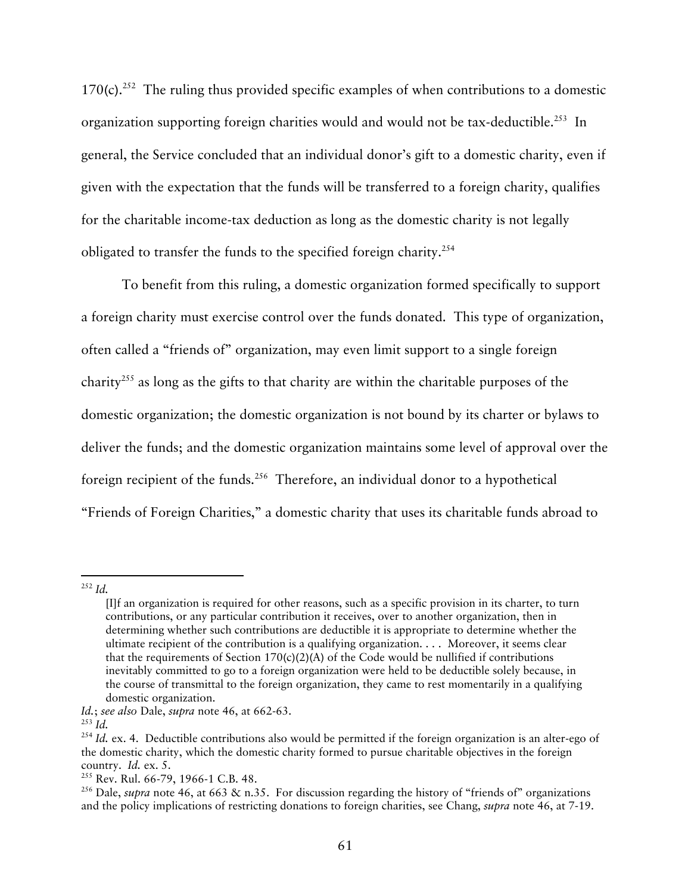170(c).[252] The ruling thus provided specific examples of when contributions to a domestic organization supporting foreign charities would and would not be tax-deductible.[253] In general, the Service concluded that an individual donor's gift to a domestic charity, even if given with the expectation that the funds will be transferred to a foreign charity, qualifies for the charitable income-tax deduction as long as the domestic charity is not legally obligated to transfer the funds to the specified foreign charity.[254]

To benefit from this ruling, a domestic organization formed specifically to support a foreign charity must exercise control over the funds donated. This type of organization, often called a "friends of" organization, may even limit support to a single foreign charity[255] as long as the gifts to that charity are within the charitable purposes of the domestic organization; the domestic organization is not bound by its charter or bylaws to deliver the funds; and the domestic organization maintains some level of approval over the foreign recipient of the funds.[256] Therefore, an individual donor to a hypothetical "Friends of Foreign Charities," a domestic charity that uses its charitable funds abroad to

---

[252] *Id.*

> [I]f an organization is required for other reasons, such as a specific provision in its charter, to turn contributions, or any particular contribution it receives, over to another organization, then in determining whether such contributions are deductible it is appropriate to determine whether the ultimate recipient of the contribution is a qualifying organization. . . . Moreover, it seems clear that the requirements of Section 170(c)(2)(A) of the Code would be nullified if contributions inevitably committed to go to a foreign organization were held to be deductible solely because, in the course of transmittal to the foreign organization, they came to rest momentarily in a qualifying domestic organization.

*Id.*; *see also* Dale, *supra* note 46, at 662-63.

[253] *Id.*

[254] *Id.* ex. 4. Deductible contributions also would be permitted if the foreign organization is an alter-ego of the domestic charity, which the domestic charity formed to pursue charitable objectives in the foreign country. *Id.* ex. 5.

[255] Rev. Rul. 66-79, 1966-1 C.B. 48.

[256] Dale, *supra* note 46, at 663 & n.35. For discussion regarding the history of "friends of" organizations and the policy implications of restricting donations to foreign charities, see Chang, *supra* note 46, at 7-19.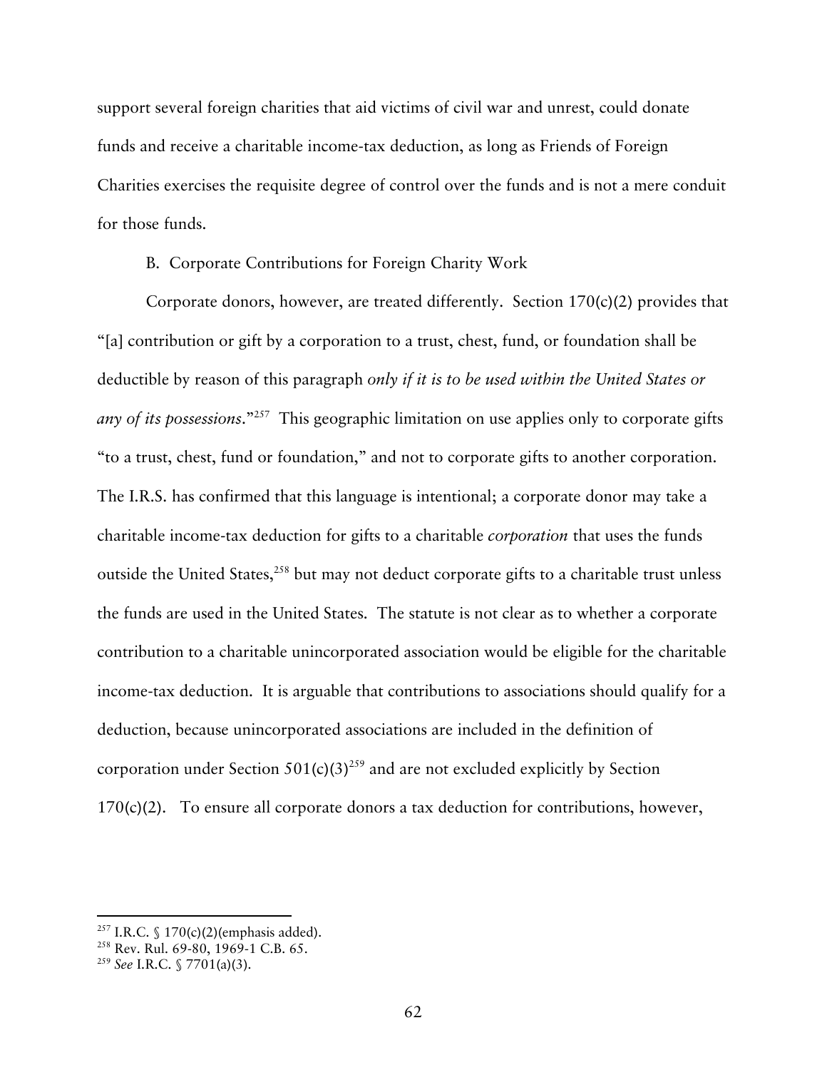support several foreign charities that aid victims of civil war and unrest, could donate funds and receive a charitable income-tax deduction, as long as Friends of Foreign Charities exercises the requisite degree of control over the funds and is not a mere conduit for those funds.

### B. Corporate Contributions for Foreign Charity Work

Corporate donors, however, are treated differently. Section 170(c)(2) provides that "[a] contribution or gift by a corporation to a trust, chest, fund, or foundation shall be deductible by reason of this paragraph *only if it is to be used within the United States or any of its possessions*."[257] This geographic limitation on use applies only to corporate gifts "to a trust, chest, fund or foundation," and not to corporate gifts to another corporation. The I.R.S. has confirmed that this language is intentional; a corporate donor may take a charitable income-tax deduction for gifts to a charitable *corporation* that uses the funds outside the United States,[258] but may not deduct corporate gifts to a charitable trust unless the funds are used in the United States. The statute is not clear as to whether a corporate contribution to a charitable unincorporated association would be eligible for the charitable income-tax deduction. It is arguable that contributions to associations should qualify for a deduction, because unincorporated associations are included in the definition of corporation under Section 501(c)(3)[259] and are not excluded explicitly by Section 170(c)(2). To ensure all corporate donors a tax deduction for contributions, however,

---

[257] I.R.C. § 170(c)(2)(emphasis added).

[258] Rev. Rul. 69-80, 1969-1 C.B. 65.

[259] *See* I.R.C. § 7701(a)(3).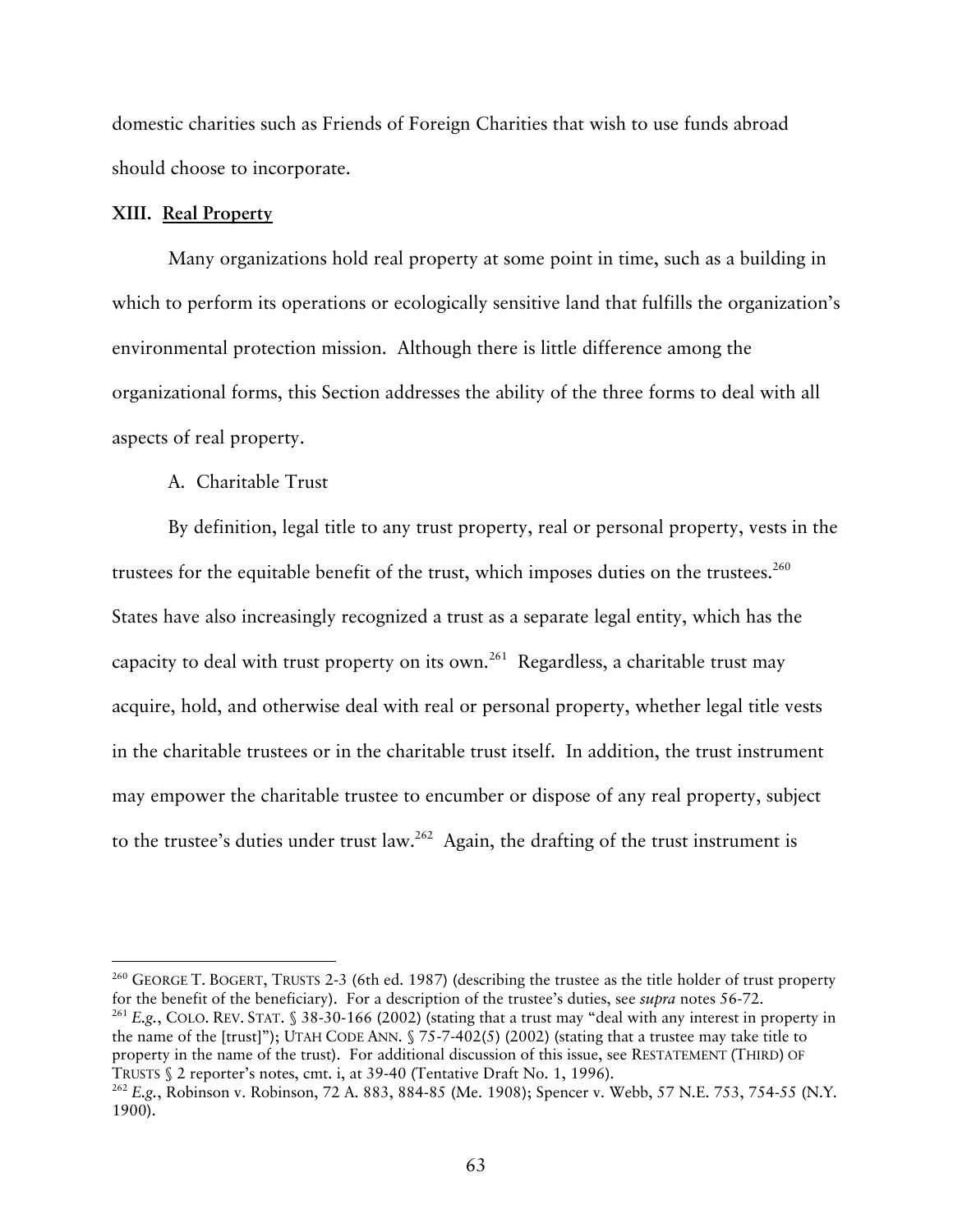domestic charities such as Friends of Foreign Charities that wish to use funds abroad should choose to incorporate.

## XIII. Real Property

Many organizations hold real property at some point in time, such as a building in which to perform its operations or ecologically sensitive land that fulfills the organization's environmental protection mission. Although there is little difference among the organizational forms, this Section addresses the ability of the three forms to deal with all aspects of real property.

### A. Charitable Trust

By definition, legal title to any trust property, real or personal property, vests in the trustees for the equitable benefit of the trust, which imposes duties on the trustees.[260] States have also increasingly recognized a trust as a separate legal entity, which has the capacity to deal with trust property on its own.[261] Regardless, a charitable trust may acquire, hold, and otherwise deal with real or personal property, whether legal title vests in the charitable trustees or in the charitable trust itself. In addition, the trust instrument may empower the charitable trustee to encumber or dispose of any real property, subject to the trustee's duties under trust law.[262] Again, the drafting of the trust instrument is

---

[260] GEORGE T. BOGERT, TRUSTS 2-3 (6th ed. 1987) (describing the trustee as the title holder of trust property for the benefit of the beneficiary). For a description of the trustee's duties, see *supra* notes 56-72.

[261] *E.g.*, COLO. REV. STAT. § 38-30-166 (2002) (stating that a trust may "deal with any interest in property in the name of the [trust]"); UTAH CODE ANN. § 75-7-402(5) (2002) (stating that a trustee may take title to property in the name of the trust). For additional discussion of this issue, see RESTATEMENT (THIRD) OF TRUSTS § 2 reporter's notes, cmt. i, at 39-40 (Tentative Draft No. 1, 1996).

[262] *E.g.*, Robinson v. Robinson, 72 A. 883, 884-85 (Me. 1908); Spencer v. Webb, 57 N.E. 753, 754-55 (N.Y. 1900).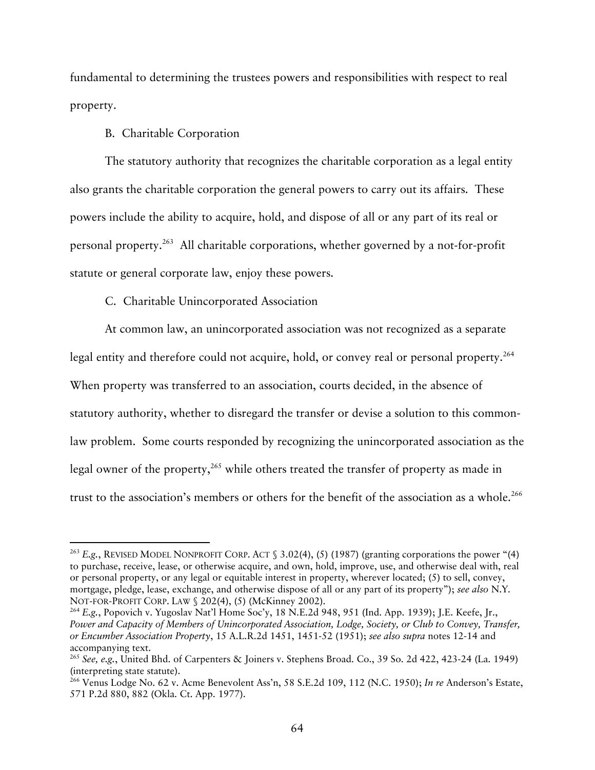fundamental to determining the trustees powers and responsibilities with respect to real property.

### B. Charitable Corporation

The statutory authority that recognizes the charitable corporation as a legal entity also grants the charitable corporation the general powers to carry out its affairs. These powers include the ability to acquire, hold, and dispose of all or any part of its real or personal property.[263] All charitable corporations, whether governed by a not-for-profit statute or general corporate law, enjoy these powers.

### C. Charitable Unincorporated Association

At common law, an unincorporated association was not recognized as a separate legal entity and therefore could not acquire, hold, or convey real or personal property.[264] When property was transferred to an association, courts decided, in the absence of statutory authority, whether to disregard the transfer or devise a solution to this common-law problem. Some courts responded by recognizing the unincorporated association as the legal owner of the property,[265] while others treated the transfer of property as made in trust to the association's members or others for the benefit of the association as a whole.[266]

---

[263] *E.g.*, REVISED MODEL NONPROFIT CORP. ACT § 3.02(4), (5) (1987) (granting corporations the power "(4) to purchase, receive, lease, or otherwise acquire, and own, hold, improve, use, and otherwise deal with, real or personal property, or any legal or equitable interest in property, wherever located; (5) to sell, convey, mortgage, pledge, lease, exchange, and otherwise dispose of all or any part of its property"); *see also* N.Y. NOT-FOR-PROFIT CORP. LAW § 202(4), (5) (McKinney 2002).

[264] *E.g.*, Popovich v. Yugoslav Nat'l Home Soc'y, 18 N.E.2d 948, 951 (Ind. App. 1939); J.E. Keefe, Jr., *Power and Capacity of Members of Unincorporated Association, Lodge, Society, or Club to Convey, Transfer, or Encumber Association Property*, 15 A.L.R.2d 1451, 1451-52 (1951); *see also supra* notes 12-14 and accompanying text.

[265] *See, e.g.*, United Bhd. of Carpenters & Joiners v. Stephens Broad. Co., 39 So. 2d 422, 423-24 (La. 1949) (interpreting state statute).

[266] Venus Lodge No. 62 v. Acme Benevolent Ass'n, 58 S.E.2d 109, 112 (N.C. 1950); *In re* Anderson's Estate, 571 P.2d 880, 882 (Okla. Ct. App. 1977).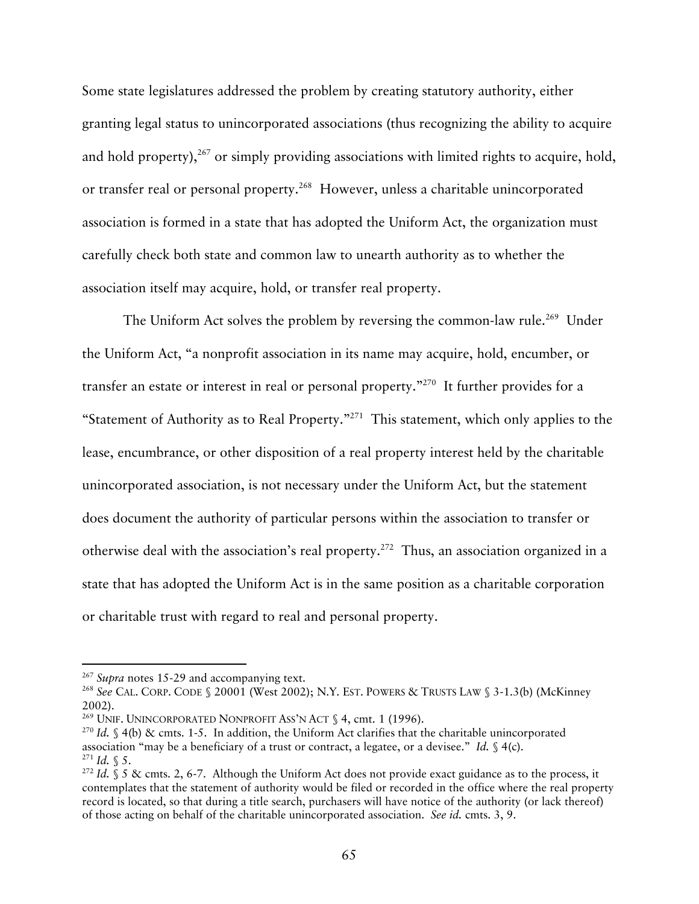Some state legislatures addressed the problem by creating statutory authority, either granting legal status to unincorporated associations (thus recognizing the ability to acquire and hold property),[267] or simply providing associations with limited rights to acquire, hold, or transfer real or personal property.[268] However, unless a charitable unincorporated association is formed in a state that has adopted the Uniform Act, the organization must carefully check both state and common law to unearth authority as to whether the association itself may acquire, hold, or transfer real property.

The Uniform Act solves the problem by reversing the common-law rule.[269] Under the Uniform Act, "a nonprofit association in its name may acquire, hold, encumber, or transfer an estate or interest in real or personal property."[270] It further provides for a "Statement of Authority as to Real Property."[271] This statement, which only applies to the lease, encumbrance, or other disposition of a real property interest held by the charitable unincorporated association, is not necessary under the Uniform Act, but the statement does document the authority of particular persons within the association to transfer or otherwise deal with the association's real property.[272] Thus, an association organized in a state that has adopted the Uniform Act is in the same position as a charitable corporation or charitable trust with regard to real and personal property.

---

[267] *Supra* notes 15-29 and accompanying text.

[268] *See* CAL. CORP. CODE § 20001 (West 2002); N.Y. EST. POWERS & TRUSTS LAW § 3-1.3(b) (McKinney 2002).

[269] UNIF. UNINCORPORATED NONPROFIT ASS'N ACT § 4, cmt. 1 (1996).

[270] *Id.* § 4(b) & cmts. 1-5. In addition, the Uniform Act clarifies that the charitable unincorporated association "may be a beneficiary of a trust or contract, a legatee, or a devisee." *Id.* § 4(c).

[271] *Id.* § 5.

[272] *Id.* § 5 & cmts. 2, 6-7. Although the Uniform Act does not provide exact guidance as to the process, it contemplates that the statement of authority would be filed or recorded in the office where the real property record is located, so that during a title search, purchasers will have notice of the authority (or lack thereof) of those acting on behalf of the charitable unincorporated association. *See id.* cmts. 3, 9.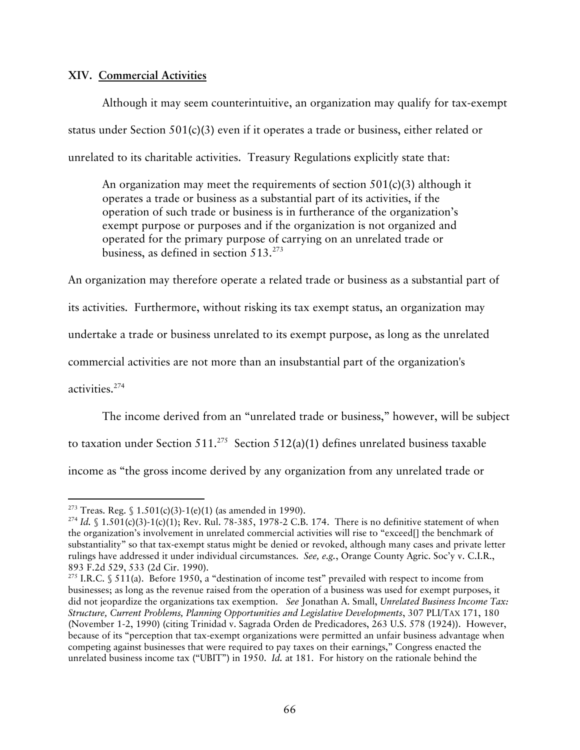## XIV. Commercial Activities

Although it may seem counterintuitive, an organization may qualify for tax-exempt status under Section 501(c)(3) even if it operates a trade or business, either related or unrelated to its charitable activities. Treasury Regulations explicitly state that:

> An organization may meet the requirements of section 501(c)(3) although it operates a trade or business as a substantial part of its activities, if the operation of such trade or business is in furtherance of the organization's exempt purpose or purposes and if the organization is not organized and operated for the primary purpose of carrying on an unrelated trade or business, as defined in section 513.[273]

An organization may therefore operate a related trade or business as a substantial part of its activities. Furthermore, without risking its tax exempt status, an organization may undertake a trade or business unrelated to its exempt purpose, as long as the unrelated commercial activities are not more than an insubstantial part of the organization's activities.[274]

The income derived from an "unrelated trade or business," however, will be subject to taxation under Section 511.[275] Section 512(a)(1) defines unrelated business taxable income as "the gross income derived by any organization from any unrelated trade or

---

[273] Treas. Reg. § 1.501(c)(3)-1(e)(1) (as amended in 1990).

[274] *Id.* § 1.501(c)(3)-1(c)(1); Rev. Rul. 78-385, 1978-2 C.B. 174. There is no definitive statement of when the organization's involvement in unrelated commercial activities will rise to "exceed[] the benchmark of substantiality" so that tax-exempt status might be denied or revoked, although many cases and private letter rulings have addressed it under individual circumstances. *See, e.g.*, Orange County Agric. Soc'y v. C.I.R., 893 F.2d 529, 533 (2d Cir. 1990).

[275] I.R.C. § 511(a). Before 1950, a "destination of income test" prevailed with respect to income from businesses; as long as the revenue raised from the operation of a business was used for exempt purposes, it did not jeopardize the organizations tax exemption. *See* Jonathan A. Small, *Unrelated Business Income Tax: Structure, Current Problems, Planning Opportunities and Legislative Developments*, 307 PLI/TAX 171, 180 (November 1-2, 1990) (citing Trinidad v. Sagrada Orden de Predicadores, 263 U.S. 578 (1924)). However, because of its "perception that tax-exempt organizations were permitted an unfair business advantage when competing against businesses that were required to pay taxes on their earnings," Congress enacted the unrelated business income tax ("UBIT") in 1950. *Id.* at 181. For history on the rationale behind the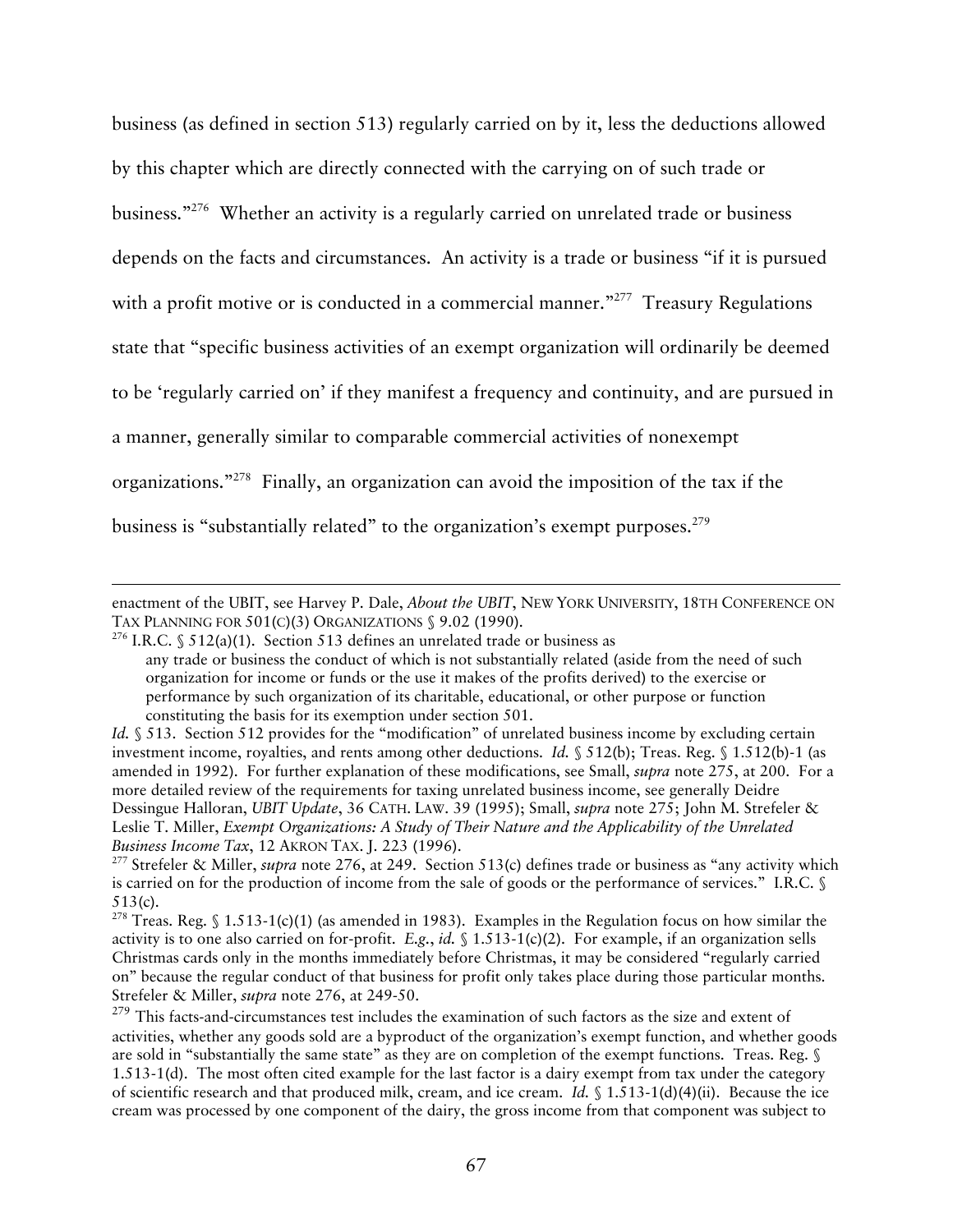business (as defined in section 513) regularly carried on by it, less the deductions allowed by this chapter which are directly connected with the carrying on of such trade or business."[276] Whether an activity is a regularly carried on unrelated trade or business depends on the facts and circumstances. An activity is a trade or business "if it is pursued with a profit motive or is conducted in a commercial manner."[277] Treasury Regulations state that "specific business activities of an exempt organization will ordinarily be deemed to be 'regularly carried on' if they manifest a frequency and continuity, and are pursued in a manner, generally similar to comparable commercial activities of nonexempt organizations."[278] Finally, an organization can avoid the imposition of the tax if the business is "substantially related" to the organization's exempt purposes.[279]

---

enactment of the UBIT, see Harvey P. Dale, *About the UBIT*, NEW YORK UNIVERSITY, 18TH CONFERENCE ON TAX PLANNING FOR 501(C)(3) ORGANIZATIONS § 9.02 (1990).

[276] I.R.C. § 512(a)(1). Section 513 defines an unrelated trade or business as

> any trade or business the conduct of which is not substantially related (aside from the need of such organization for income or funds or the use it makes of the profits derived) to the exercise or performance by such organization of its charitable, educational, or other purpose or function constituting the basis for its exemption under section 501.

*Id.* § 513. Section 512 provides for the "modification" of unrelated business income by excluding certain investment income, royalties, and rents among other deductions. *Id.* § 512(b); Treas. Reg. § 1.512(b)-1 (as amended in 1992). For further explanation of these modifications, see Small, *supra* note 275, at 200. For a more detailed review of the requirements for taxing unrelated business income, see generally Deidre Dessingue Halloran, *UBIT Update*, 36 CATH. LAW. 39 (1995); Small, *supra* note 275; John M. Strefeler & Leslie T. Miller, *Exempt Organizations: A Study of Their Nature and the Applicability of the Unrelated Business Income Tax*, 12 AKRON TAX. J. 223 (1996).

[277] Strefeler & Miller, *supra* note 276, at 249. Section 513(c) defines trade or business as "any activity which is carried on for the production of income from the sale of goods or the performance of services." I.R.C. § 513(c).

[278] Treas. Reg. § 1.513-1(c)(1) (as amended in 1983). Examples in the Regulation focus on how similar the activity is to one also carried on for-profit. *E.g.*, *id.* § 1.513-1(c)(2). For example, if an organization sells Christmas cards only in the months immediately before Christmas, it may be considered "regularly carried on" because the regular conduct of that business for profit only takes place during those particular months. Strefeler & Miller, *supra* note 276, at 249-50.

[279] This facts-and-circumstances test includes the examination of such factors as the size and extent of activities, whether any goods sold are a byproduct of the organization's exempt function, and whether goods are sold in "substantially the same state" as they are on completion of the exempt functions. Treas. Reg. § 1.513-1(d). The most often cited example for the last factor is a dairy exempt from tax under the category of scientific research and that produced milk, cream, and ice cream. *Id.* § 1.513-1(d)(4)(ii). Because the ice cream was processed by one component of the dairy, the gross income from that component was subject to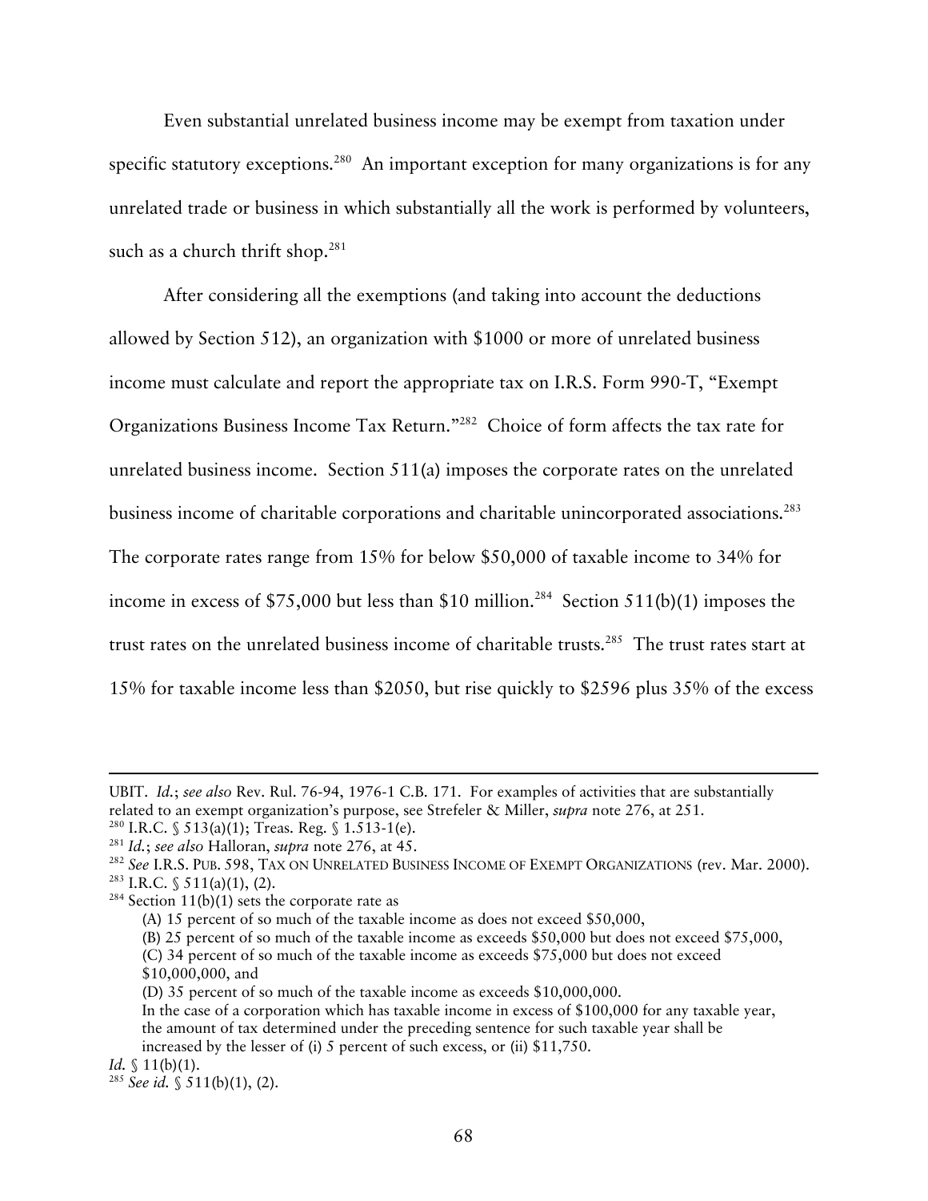Even substantial unrelated business income may be exempt from taxation under specific statutory exceptions.[280] An important exception for many organizations is for any unrelated trade or business in which substantially all the work is performed by volunteers, such as a church thrift shop.[281]

After considering all the exemptions (and taking into account the deductions allowed by Section 512), an organization with $1000 or more of unrelated business income must calculate and report the appropriate tax on I.R.S. Form 990-T, "Exempt Organizations Business Income Tax Return."[282] Choice of form affects the tax rate for unrelated business income. Section 511(a) imposes the corporate rates on the unrelated business income of charitable corporations and charitable unincorporated associations.[283] The corporate rates range from 15% for below $50,000 of taxable income to 34% for income in excess of $75,000 but less than $10 million.[284] Section 511(b)(1) imposes the trust rates on the unrelated business income of charitable trusts.[285] The trust rates start at 15% for taxable income less than $2050, but rise quickly to $2596 plus 35% of the excess

---

UBIT. *Id.*; *see also* Rev. Rul. 76-94, 1976-1 C.B. 171. For examples of activities that are substantially related to an exempt organization's purpose, see Strefeler & Miller, *supra* note 276, at 251.

[280] I.R.C. § 513(a)(1); Treas. Reg. § 1.513-1(e).

[281] *Id.*; *see also* Halloran, *supra* note 276, at 45.

[282] *See* I.R.S. PUB. 598, TAX ON UNRELATED BUSINESS INCOME OF EXEMPT ORGANIZATIONS (rev. Mar. 2000).

[283] I.R.C. § 511(a)(1), (2).

[284] Section 11(b)(1) sets the corporate rate as

> (A) 15 percent of so much of the taxable income as does not exceed $50,000,
> (B) 25 percent of so much of the taxable income as exceeds $50,000 but does not exceed $75,000,
> (C) 34 percent of so much of the taxable income as exceeds $75,000 but does not exceed $10,000,000, and
> (D) 35 percent of so much of the taxable income as exceeds $10,000,000.
> In the case of a corporation which has taxable income in excess of $100,000 for any taxable year, the amount of tax determined under the preceding sentence for such taxable year shall be increased by the lesser of (i) 5 percent of such excess, or (ii) $11,750.

*Id.* § 11(b)(1).

[285] *See id.* § 511(b)(1), (2).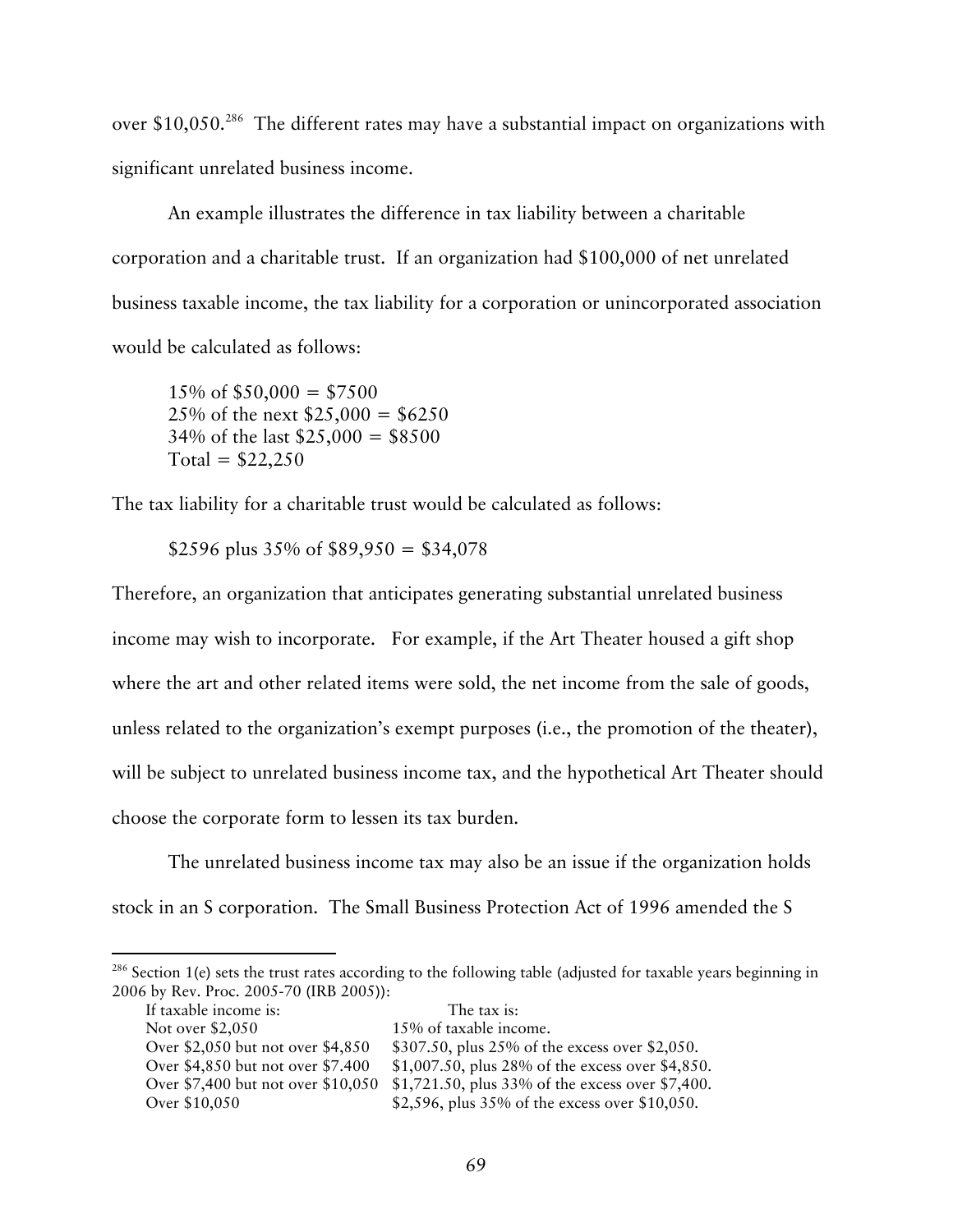over $10,050.[286] The different rates may have a substantial impact on organizations with significant unrelated business income.

An example illustrates the difference in tax liability between a charitable corporation and a charitable trust. If an organization had $100,000 of net unrelated business taxable income, the tax liability for a corporation or unincorporated association would be calculated as follows:

15% of $50,000 = $7500
25% of the next $25,000 = $6250
34% of the last $25,000 = $8500
Total = $22,250

The tax liability for a charitable trust would be calculated as follows:

$2596 plus 35% of $89,950 = $34,078

Therefore, an organization that anticipates generating substantial unrelated business income may wish to incorporate. For example, if the Art Theater housed a gift shop where the art and other related items were sold, the net income from the sale of goods, unless related to the organization's exempt purposes (i.e., the promotion of the theater), will be subject to unrelated business income tax, and the hypothetical Art Theater should choose the corporate form to lessen its tax burden.

The unrelated business income tax may also be an issue if the organization holds stock in an S corporation. The Small Business Protection Act of 1996 amended the S

---

[286] Section 1(e) sets the trust rates according to the following table (adjusted for taxable years beginning in 2006 by Rev. Proc. 2005-70 (IRB 2005)):

| If taxable income is: | The tax is: |
|---|---|
| Not over $2,050 | 15% of taxable income. |
| Over $2,050 but not over $4,850 | $307.50, plus 25% of the excess over $2,050. |
| Over $4,850 but not over $7.400 | $1,007.50, plus 28% of the excess over $4,850. |
| Over $7,400 but not over $10,050 | $1,721.50, plus 33% of the excess over $7,400. |
| Over $10,050 | $2,596, plus 35% of the excess over $10,050. |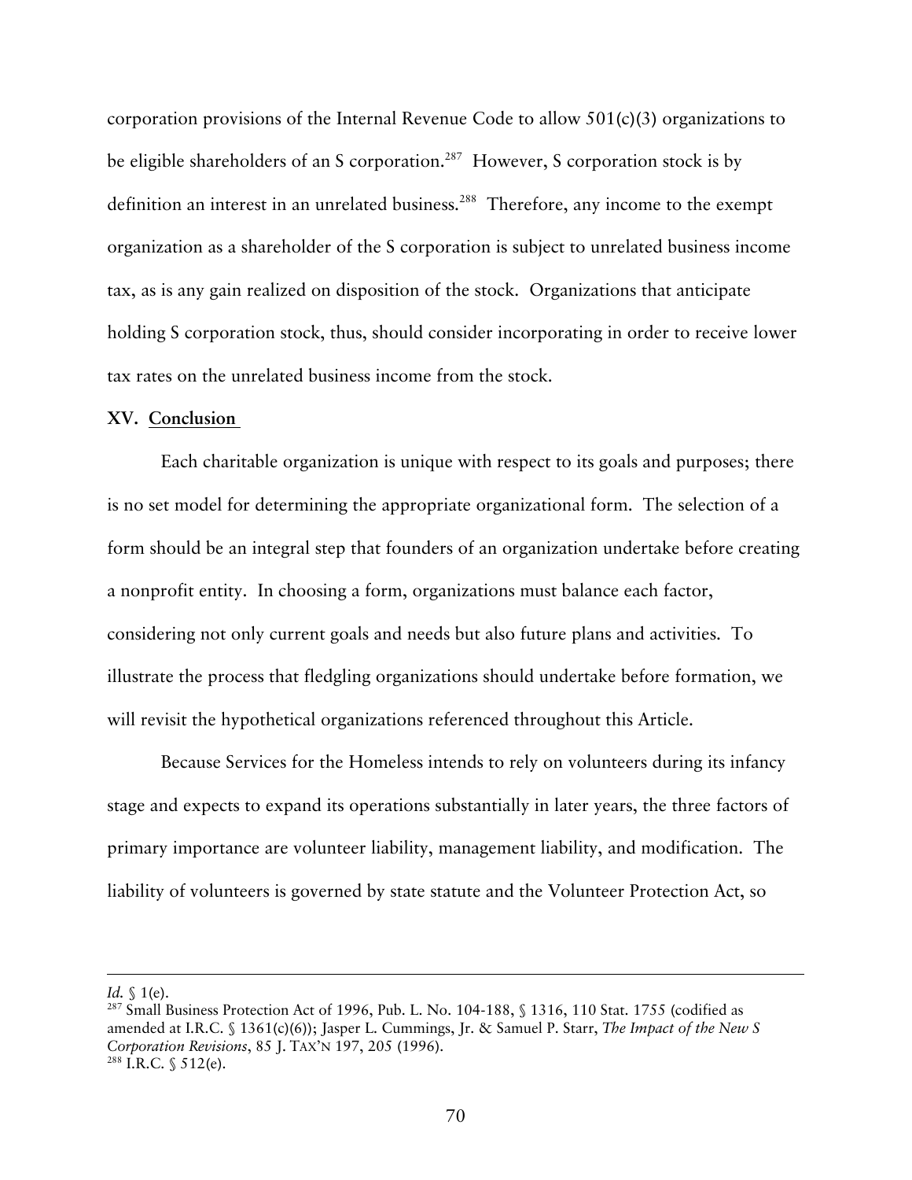corporation provisions of the Internal Revenue Code to allow 501(c)(3) organizations to be eligible shareholders of an S corporation.[287] However, S corporation stock is by definition an interest in an unrelated business.[288] Therefore, any income to the exempt organization as a shareholder of the S corporation is subject to unrelated business income tax, as is any gain realized on disposition of the stock. Organizations that anticipate holding S corporation stock, thus, should consider incorporating in order to receive lower tax rates on the unrelated business income from the stock.

## XV. Conclusion

Each charitable organization is unique with respect to its goals and purposes; there is no set model for determining the appropriate organizational form. The selection of a form should be an integral step that founders of an organization undertake before creating a nonprofit entity. In choosing a form, organizations must balance each factor, considering not only current goals and needs but also future plans and activities. To illustrate the process that fledgling organizations should undertake before formation, we will revisit the hypothetical organizations referenced throughout this Article.

Because Services for the Homeless intends to rely on volunteers during its infancy stage and expects to expand its operations substantially in later years, the three factors of primary importance are volunteer liability, management liability, and modification. The liability of volunteers is governed by state statute and the Volunteer Protection Act, so

---

*Id.* § 1(e).

[287] Small Business Protection Act of 1996, Pub. L. No. 104-188, § 1316, 110 Stat. 1755 (codified as amended at I.R.C. § 1361(c)(6)); Jasper L. Cummings, Jr. & Samuel P. Starr, *The Impact of the New S Corporation Revisions*, 85 J. TAX'N 197, 205 (1996).

[288] I.R.C. § 512(e).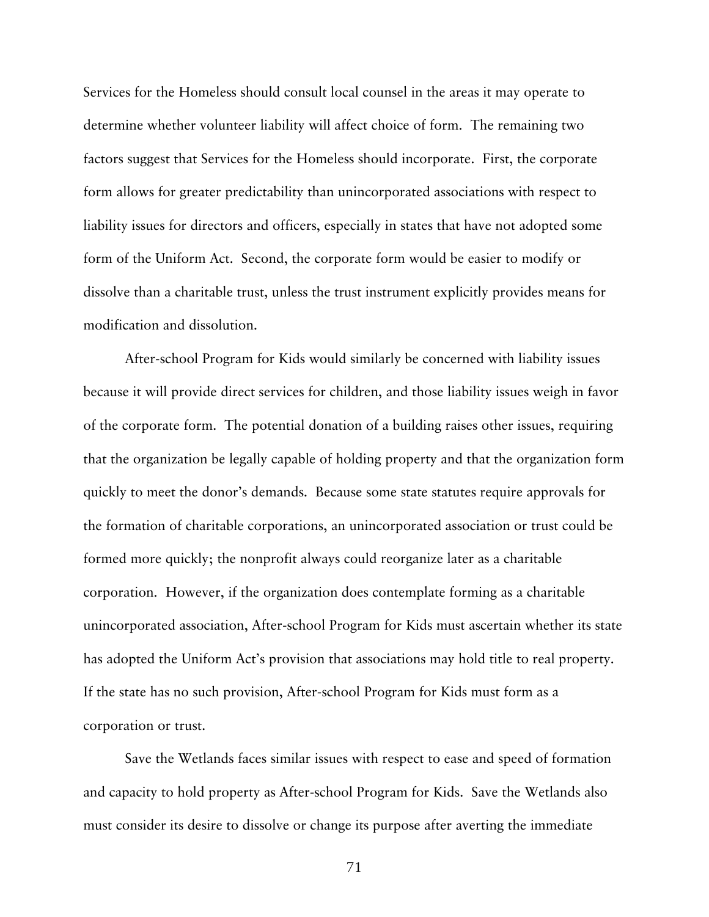Services for the Homeless should consult local counsel in the areas it may operate to determine whether volunteer liability will affect choice of form. The remaining two factors suggest that Services for the Homeless should incorporate. First, the corporate form allows for greater predictability than unincorporated associations with respect to liability issues for directors and officers, especially in states that have not adopted some form of the Uniform Act. Second, the corporate form would be easier to modify or dissolve than a charitable trust, unless the trust instrument explicitly provides means for modification and dissolution.

After-school Program for Kids would similarly be concerned with liability issues because it will provide direct services for children, and those liability issues weigh in favor of the corporate form. The potential donation of a building raises other issues, requiring that the organization be legally capable of holding property and that the organization form quickly to meet the donor's demands. Because some state statutes require approvals for the formation of charitable corporations, an unincorporated association or trust could be formed more quickly; the nonprofit always could reorganize later as a charitable corporation. However, if the organization does contemplate forming as a charitable unincorporated association, After-school Program for Kids must ascertain whether its state has adopted the Uniform Act's provision that associations may hold title to real property. If the state has no such provision, After-school Program for Kids must form as a corporation or trust.

Save the Wetlands faces similar issues with respect to ease and speed of formation and capacity to hold property as After-school Program for Kids. Save the Wetlands also must consider its desire to dissolve or change its purpose after averting the immediate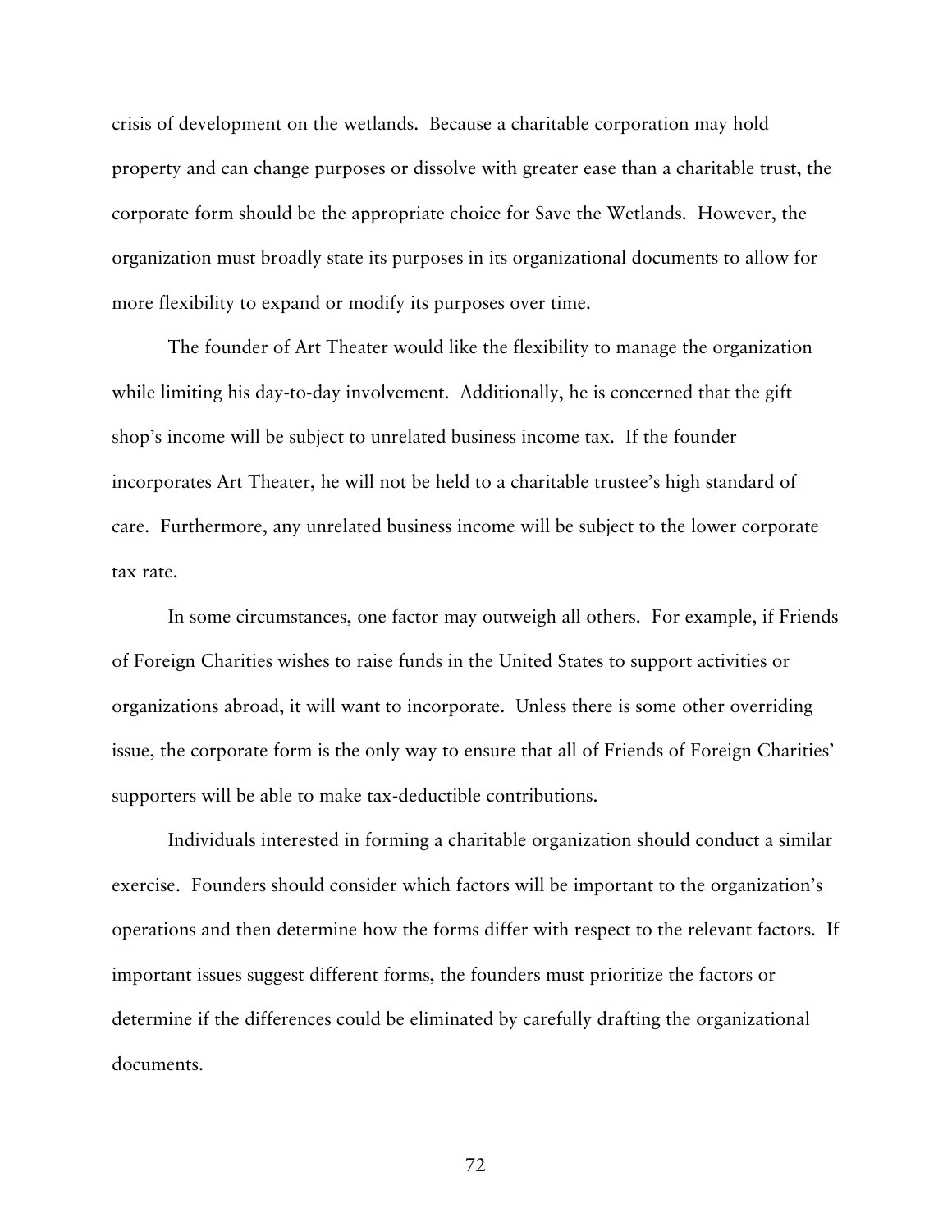crisis of development on the wetlands. Because a charitable corporation may hold property and can change purposes or dissolve with greater ease than a charitable trust, the corporate form should be the appropriate choice for Save the Wetlands. However, the organization must broadly state its purposes in its organizational documents to allow for more flexibility to expand or modify its purposes over time.

The founder of Art Theater would like the flexibility to manage the organization while limiting his day-to-day involvement. Additionally, he is concerned that the gift shop's income will be subject to unrelated business income tax. If the founder incorporates Art Theater, he will not be held to a charitable trustee's high standard of care. Furthermore, any unrelated business income will be subject to the lower corporate tax rate.

In some circumstances, one factor may outweigh all others. For example, if Friends of Foreign Charities wishes to raise funds in the United States to support activities or organizations abroad, it will want to incorporate. Unless there is some other overriding issue, the corporate form is the only way to ensure that all of Friends of Foreign Charities' supporters will be able to make tax-deductible contributions.

Individuals interested in forming a charitable organization should conduct a similar exercise. Founders should consider which factors will be important to the organization's operations and then determine how the forms differ with respect to the relevant factors. If important issues suggest different forms, the founders must prioritize the factors or determine if the differences could be eliminated by carefully drafting the organizational documents.